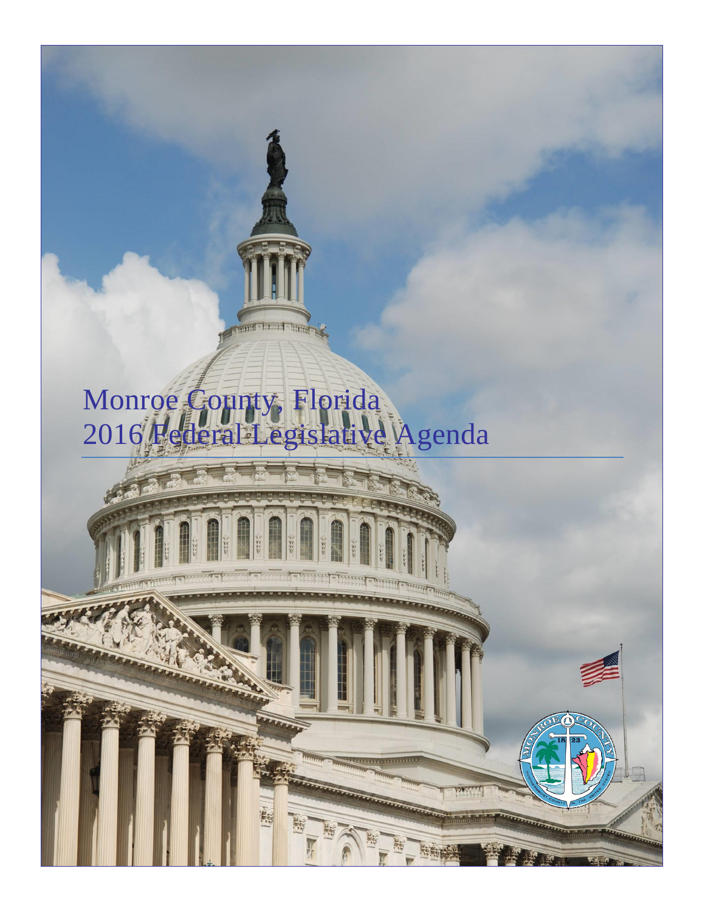# Monroe County, Florida
# 2016 Federal Legislative Agenda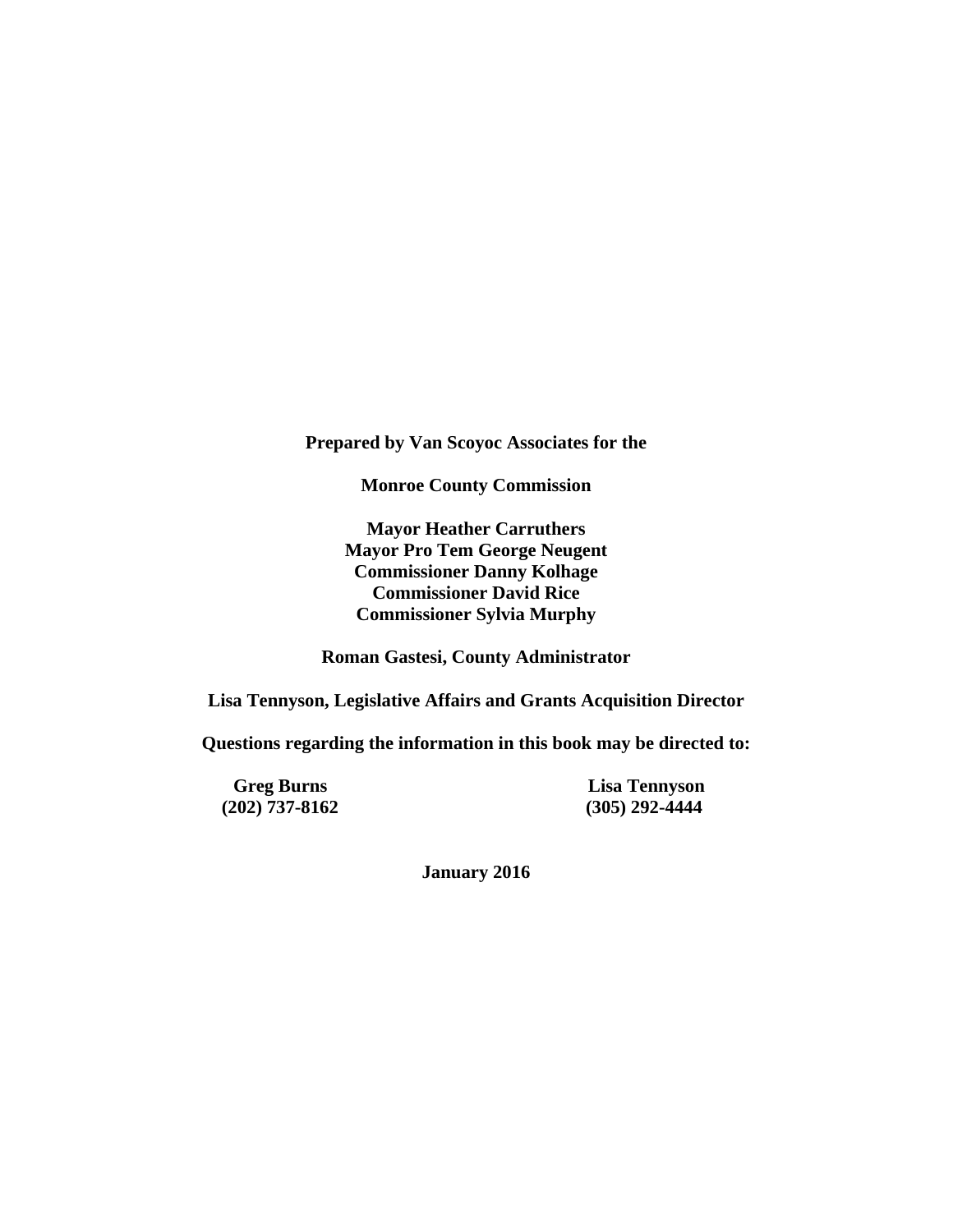**Prepared by Van Scoyoc Associates for the**

**Monroe County Commission**

**Mayor Heather Carruthers**
**Mayor Pro Tem George Neugent**
**Commissioner Danny Kolhage**
**Commissioner David Rice**
**Commissioner Sylvia Murphy**

**Roman Gastesi, County Administrator**

**Lisa Tennyson, Legislative Affairs and Grants Acquisition Director**

**Questions regarding the information in this book may be directed to:**

**Greg Burns**
**(202) 737-8162**

**Lisa Tennyson**
**(305) 292-4444**

**January 2016**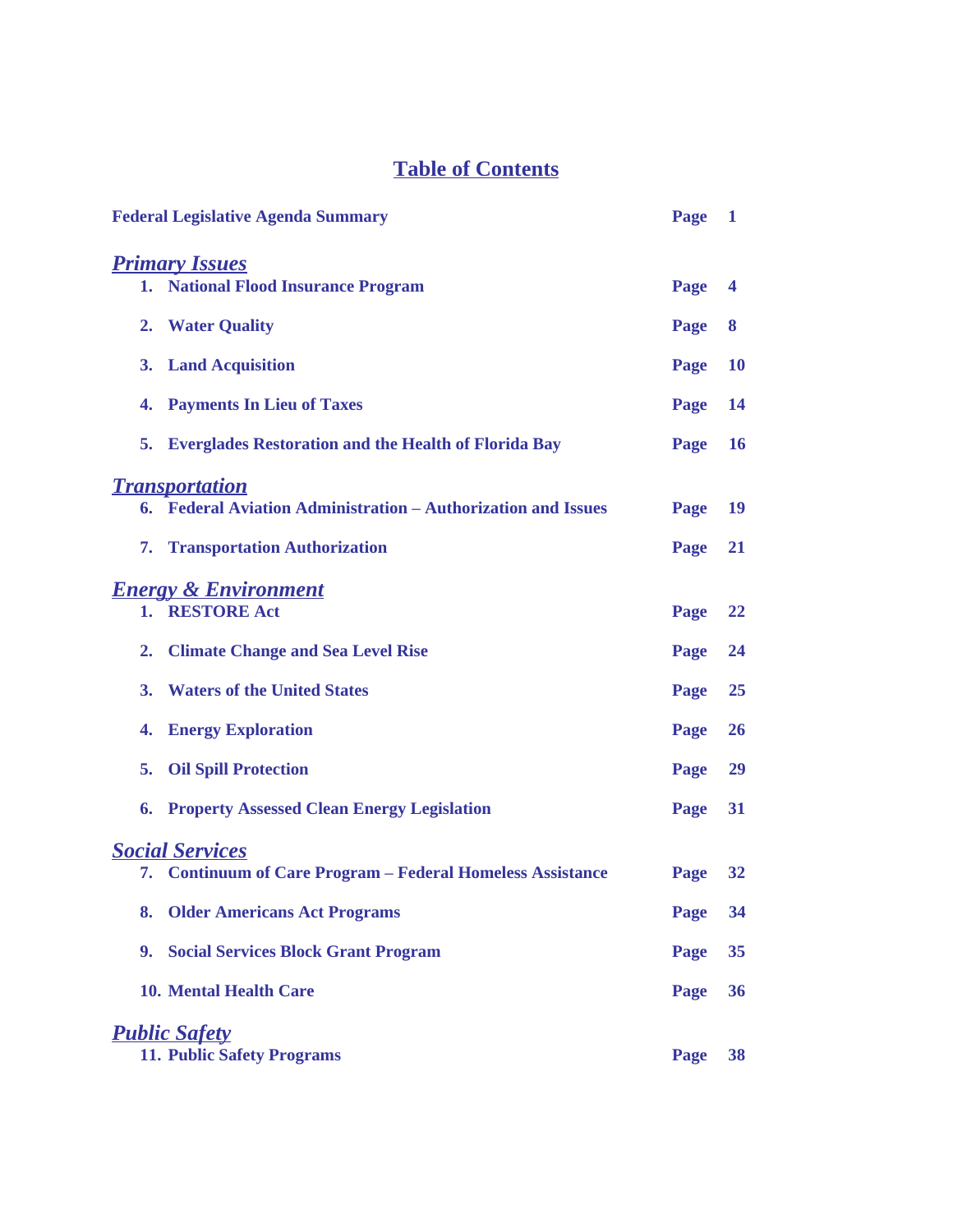# Table of Contents

| | |
|---|---|
| **Federal Legislative Agenda Summary** | **Page 1** |
| ***Primary Issues*** | |
| **1. National Flood Insurance Program** | **Page 4** |
| **2. Water Quality** | **Page 8** |
| **3. Land Acquisition** | **Page 10** |
| **4. Payments In Lieu of Taxes** | **Page 14** |
| **5. Everglades Restoration and the Health of Florida Bay** | **Page 16** |
| ***Transportation*** | |
| **6. Federal Aviation Administration – Authorization and Issues** | **Page 19** |
| **7. Transportation Authorization** | **Page 21** |
| ***Energy & Environment*** | |
| **1. RESTORE Act** | **Page 22** |
| **2. Climate Change and Sea Level Rise** | **Page 24** |
| **3. Waters of the United States** | **Page 25** |
| **4. Energy Exploration** | **Page 26** |
| **5. Oil Spill Protection** | **Page 29** |
| **6. Property Assessed Clean Energy Legislation** | **Page 31** |
| ***Social Services*** | |
| **7. Continuum of Care Program – Federal Homeless Assistance** | **Page 32** |
| **8. Older Americans Act Programs** | **Page 34** |
| **9. Social Services Block Grant Program** | **Page 35** |
| **10. Mental Health Care** | **Page 36** |
| ***Public Safety*** | |
| **11. Public Safety Programs** | **Page 38** |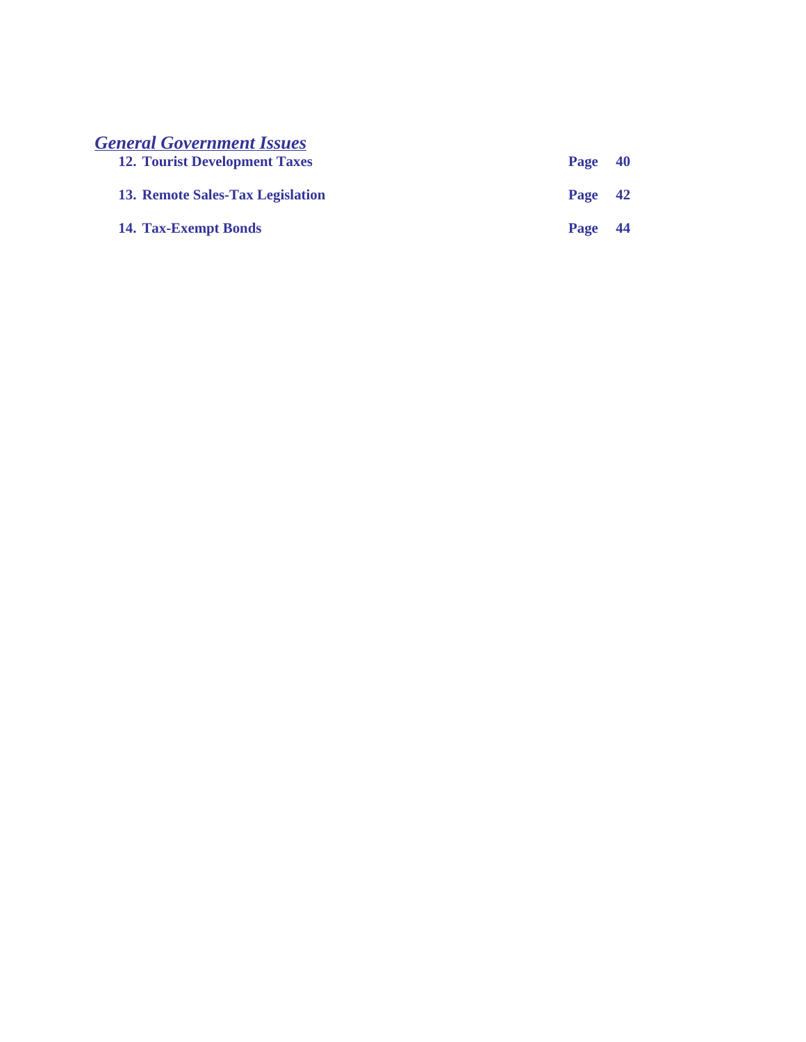## *General Government Issues*

**12. Tourist Development Taxes** **Page 40**

**13. Remote Sales-Tax Legislation** **Page 42**

**14. Tax-Exempt Bonds** **Page 44**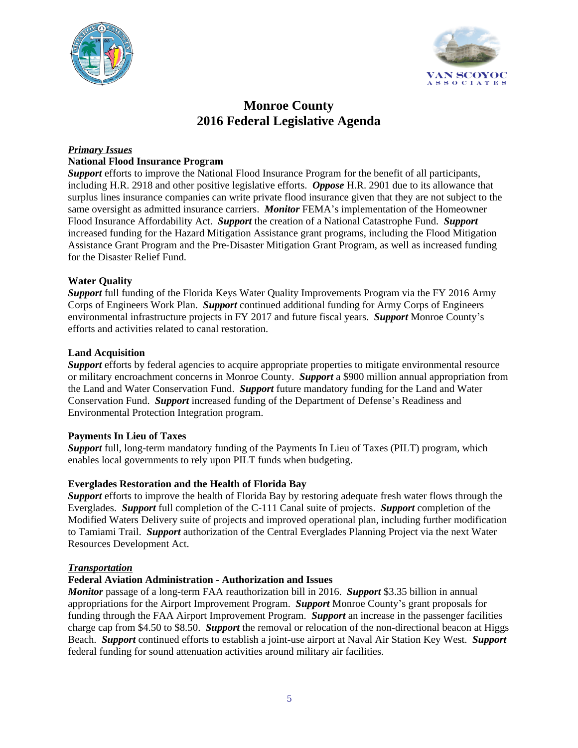# Monroe County
# 2016 Federal Legislative Agenda

***Primary Issues***

**National Flood Insurance Program**

***Support*** efforts to improve the National Flood Insurance Program for the benefit of all participants, including H.R. 2918 and other positive legislative efforts. ***Oppose*** H.R. 2901 due to its allowance that surplus lines insurance companies can write private flood insurance given that they are not subject to the same oversight as admitted insurance carriers. ***Monitor*** FEMA's implementation of the Homeowner Flood Insurance Affordability Act. ***Support*** the creation of a National Catastrophe Fund. ***Support*** increased funding for the Hazard Mitigation Assistance grant programs, including the Flood Mitigation Assistance Grant Program and the Pre-Disaster Mitigation Grant Program, as well as increased funding for the Disaster Relief Fund.

**Water Quality**

***Support*** full funding of the Florida Keys Water Quality Improvements Program via the FY 2016 Army Corps of Engineers Work Plan. ***Support*** continued additional funding for Army Corps of Engineers environmental infrastructure projects in FY 2017 and future fiscal years. ***Support*** Monroe County's efforts and activities related to canal restoration.

**Land Acquisition**

***Support*** efforts by federal agencies to acquire appropriate properties to mitigate environmental resource or military encroachment concerns in Monroe County. ***Support*** a $900 million annual appropriation from the Land and Water Conservation Fund. ***Support*** future mandatory funding for the Land and Water Conservation Fund. ***Support*** increased funding of the Department of Defense's Readiness and Environmental Protection Integration program.

**Payments In Lieu of Taxes**

***Support*** full, long-term mandatory funding of the Payments In Lieu of Taxes (PILT) program, which enables local governments to rely upon PILT funds when budgeting.

**Everglades Restoration and the Health of Florida Bay**

***Support*** efforts to improve the health of Florida Bay by restoring adequate fresh water flows through the Everglades. ***Support*** full completion of the C-111 Canal suite of projects. ***Support*** completion of the Modified Waters Delivery suite of projects and improved operational plan, including further modification to Tamiami Trail. ***Support*** authorization of the Central Everglades Planning Project via the next Water Resources Development Act.

***Transportation***

**Federal Aviation Administration - Authorization and Issues**

***Monitor*** passage of a long-term FAA reauthorization bill in 2016. ***Support*** $3.35 billion in annual appropriations for the Airport Improvement Program. ***Support*** Monroe County's grant proposals for funding through the FAA Airport Improvement Program. ***Support*** an increase in the passenger facilities charge cap from $4.50 to $8.50. ***Support*** the removal or relocation of the non-directional beacon at Higgs Beach. ***Support*** continued efforts to establish a joint-use airport at Naval Air Station Key West. ***Support*** federal funding for sound attenuation activities around military air facilities.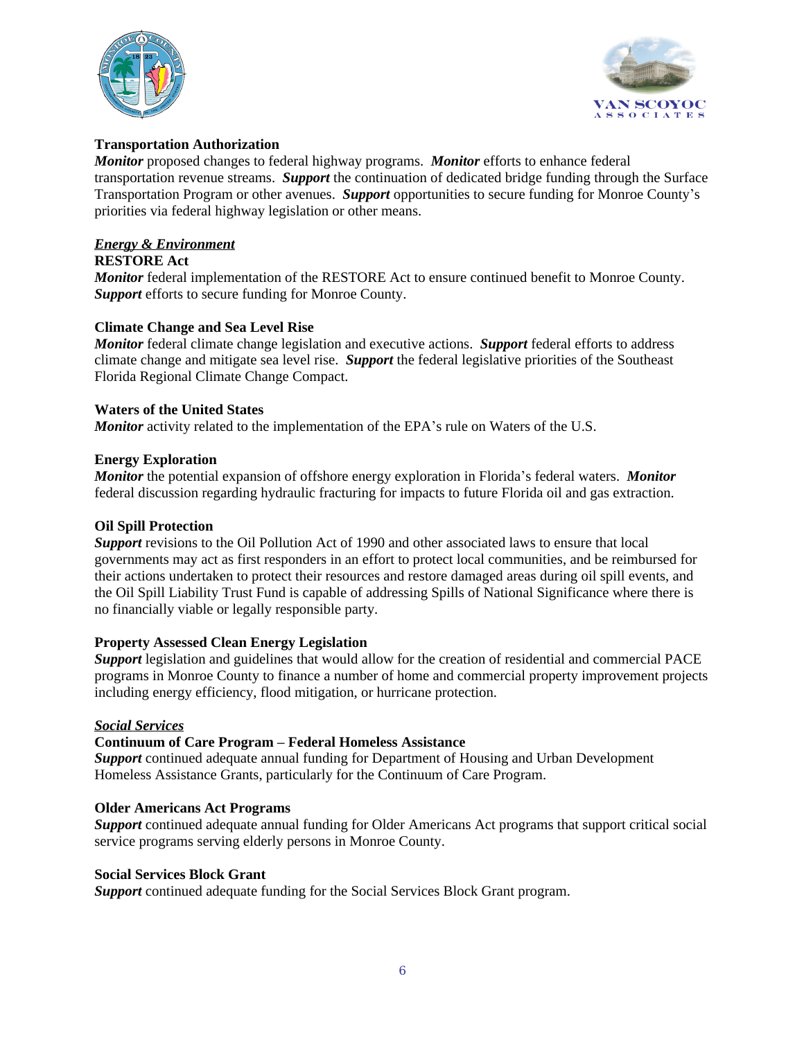**Transportation Authorization**
***Monitor*** proposed changes to federal highway programs. ***Monitor*** efforts to enhance federal transportation revenue streams. ***Support*** the continuation of dedicated bridge funding through the Surface Transportation Program or other avenues. ***Support*** opportunities to secure funding for Monroe County's priorities via federal highway legislation or other means.

***<u>Energy & Environment</u>***

**RESTORE Act**
***Monitor*** federal implementation of the RESTORE Act to ensure continued benefit to Monroe County. ***Support*** efforts to secure funding for Monroe County.

**Climate Change and Sea Level Rise**
***Monitor*** federal climate change legislation and executive actions. ***Support*** federal efforts to address climate change and mitigate sea level rise. ***Support*** the federal legislative priorities of the Southeast Florida Regional Climate Change Compact.

**Waters of the United States**
***Monitor*** activity related to the implementation of the EPA's rule on Waters of the U.S.

**Energy Exploration**
***Monitor*** the potential expansion of offshore energy exploration in Florida's federal waters. ***Monitor*** federal discussion regarding hydraulic fracturing for impacts to future Florida oil and gas extraction.

**Oil Spill Protection**
***Support*** revisions to the Oil Pollution Act of 1990 and other associated laws to ensure that local governments may act as first responders in an effort to protect local communities, and be reimbursed for their actions undertaken to protect their resources and restore damaged areas during oil spill events, and the Oil Spill Liability Trust Fund is capable of addressing Spills of National Significance where there is no financially viable or legally responsible party.

**Property Assessed Clean Energy Legislation**
***Support*** legislation and guidelines that would allow for the creation of residential and commercial PACE programs in Monroe County to finance a number of home and commercial property improvement projects including energy efficiency, flood mitigation, or hurricane protection.

***<u>Social Services</u>***

**Continuum of Care Program – Federal Homeless Assistance**
***Support*** continued adequate annual funding for Department of Housing and Urban Development Homeless Assistance Grants, particularly for the Continuum of Care Program.

**Older Americans Act Programs**
***Support*** continued adequate annual funding for Older Americans Act programs that support critical social service programs serving elderly persons in Monroe County.

**Social Services Block Grant**
***Support*** continued adequate funding for the Social Services Block Grant program.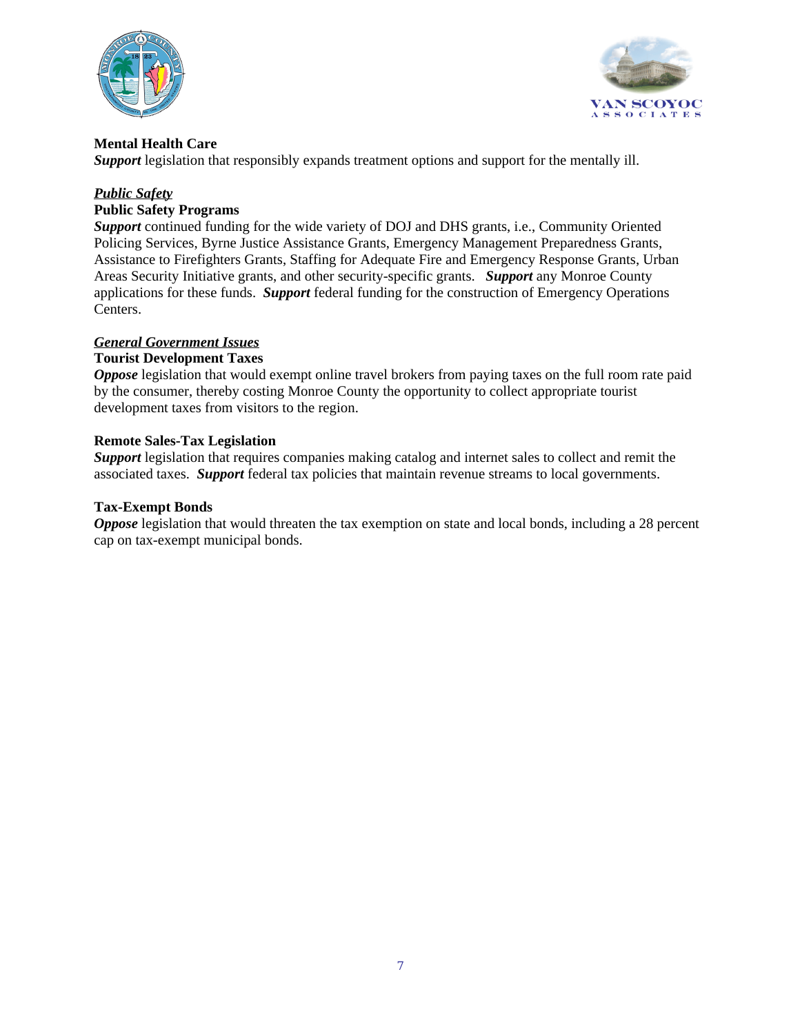**Mental Health Care**
***Support*** legislation that responsibly expands treatment options and support for the mentally ill.

***Public Safety***

**Public Safety Programs**
***Support*** continued funding for the wide variety of DOJ and DHS grants, i.e., Community Oriented Policing Services, Byrne Justice Assistance Grants, Emergency Management Preparedness Grants, Assistance to Firefighters Grants, Staffing for Adequate Fire and Emergency Response Grants, Urban Areas Security Initiative grants, and other security-specific grants. ***Support*** any Monroe County applications for these funds. ***Support*** federal funding for the construction of Emergency Operations Centers.

***General Government Issues***

**Tourist Development Taxes**
***Oppose*** legislation that would exempt online travel brokers from paying taxes on the full room rate paid by the consumer, thereby costing Monroe County the opportunity to collect appropriate tourist development taxes from visitors to the region.

**Remote Sales-Tax Legislation**
***Support*** legislation that requires companies making catalog and internet sales to collect and remit the associated taxes. ***Support*** federal tax policies that maintain revenue streams to local governments.

**Tax-Exempt Bonds**
***Oppose*** legislation that would threaten the tax exemption on state and local bonds, including a 28 percent cap on tax-exempt municipal bonds.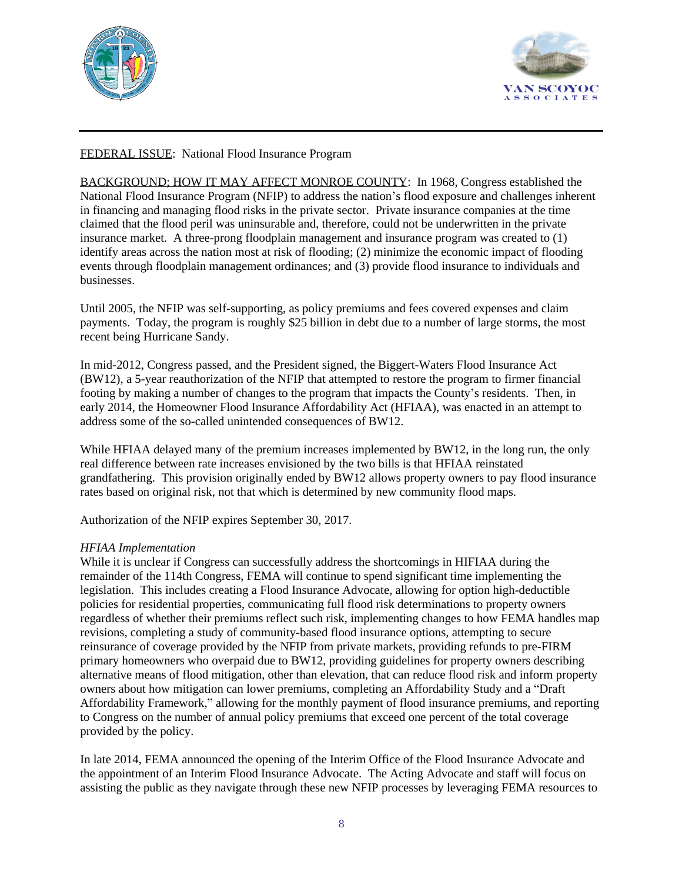FEDERAL ISSUE: National Flood Insurance Program

BACKGROUND; HOW IT MAY AFFECT MONROE COUNTY: In 1968, Congress established the National Flood Insurance Program (NFIP) to address the nation's flood exposure and challenges inherent in financing and managing flood risks in the private sector. Private insurance companies at the time claimed that the flood peril was uninsurable and, therefore, could not be underwritten in the private insurance market. A three-prong floodplain management and insurance program was created to (1) identify areas across the nation most at risk of flooding; (2) minimize the economic impact of flooding events through floodplain management ordinances; and (3) provide flood insurance to individuals and businesses.

Until 2005, the NFIP was self-supporting, as policy premiums and fees covered expenses and claim payments. Today, the program is roughly $25 billion in debt due to a number of large storms, the most recent being Hurricane Sandy.

In mid-2012, Congress passed, and the President signed, the Biggert-Waters Flood Insurance Act (BW12), a 5-year reauthorization of the NFIP that attempted to restore the program to firmer financial footing by making a number of changes to the program that impacts the County's residents. Then, in early 2014, the Homeowner Flood Insurance Affordability Act (HFIAA), was enacted in an attempt to address some of the so-called unintended consequences of BW12.

While HFIAA delayed many of the premium increases implemented by BW12, in the long run, the only real difference between rate increases envisioned by the two bills is that HFIAA reinstated grandfathering. This provision originally ended by BW12 allows property owners to pay flood insurance rates based on original risk, not that which is determined by new community flood maps.

Authorization of the NFIP expires September 30, 2017.

*HFIAA Implementation*
While it is unclear if Congress can successfully address the shortcomings in HIFIAA during the remainder of the 114th Congress, FEMA will continue to spend significant time implementing the legislation. This includes creating a Flood Insurance Advocate, allowing for option high-deductible policies for residential properties, communicating full flood risk determinations to property owners regardless of whether their premiums reflect such risk, implementing changes to how FEMA handles map revisions, completing a study of community-based flood insurance options, attempting to secure reinsurance of coverage provided by the NFIP from private markets, providing refunds to pre-FIRM primary homeowners who overpaid due to BW12, providing guidelines for property owners describing alternative means of flood mitigation, other than elevation, that can reduce flood risk and inform property owners about how mitigation can lower premiums, completing an Affordability Study and a "Draft Affordability Framework," allowing for the monthly payment of flood insurance premiums, and reporting to Congress on the number of annual policy premiums that exceed one percent of the total coverage provided by the policy.

In late 2014, FEMA announced the opening of the Interim Office of the Flood Insurance Advocate and the appointment of an Interim Flood Insurance Advocate. The Acting Advocate and staff will focus on assisting the public as they navigate through these new NFIP processes by leveraging FEMA resources to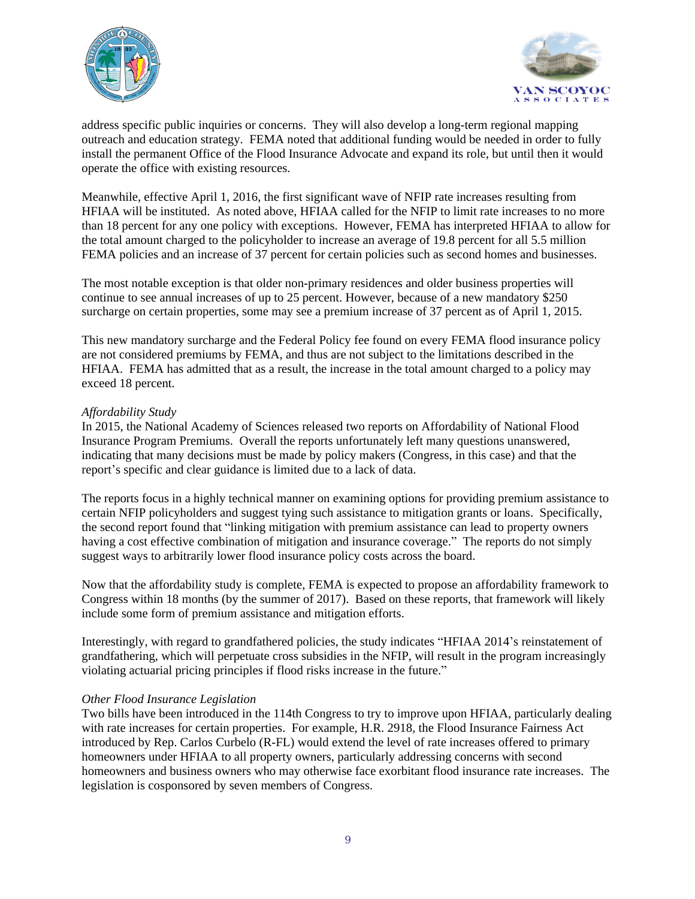address specific public inquiries or concerns. They will also develop a long-term regional mapping outreach and education strategy. FEMA noted that additional funding would be needed in order to fully install the permanent Office of the Flood Insurance Advocate and expand its role, but until then it would operate the office with existing resources.

Meanwhile, effective April 1, 2016, the first significant wave of NFIP rate increases resulting from HFIAA will be instituted. As noted above, HFIAA called for the NFIP to limit rate increases to no more than 18 percent for any one policy with exceptions. However, FEMA has interpreted HFIAA to allow for the total amount charged to the policyholder to increase an average of 19.8 percent for all 5.5 million FEMA policies and an increase of 37 percent for certain policies such as second homes and businesses.

The most notable exception is that older non-primary residences and older business properties will continue to see annual increases of up to 25 percent. However, because of a new mandatory $250 surcharge on certain properties, some may see a premium increase of 37 percent as of April 1, 2015.

This new mandatory surcharge and the Federal Policy fee found on every FEMA flood insurance policy are not considered premiums by FEMA, and thus are not subject to the limitations described in the HFIAA. FEMA has admitted that as a result, the increase in the total amount charged to a policy may exceed 18 percent.

*Affordability Study*

In 2015, the National Academy of Sciences released two reports on Affordability of National Flood Insurance Program Premiums. Overall the reports unfortunately left many questions unanswered, indicating that many decisions must be made by policy makers (Congress, in this case) and that the report's specific and clear guidance is limited due to a lack of data.

The reports focus in a highly technical manner on examining options for providing premium assistance to certain NFIP policyholders and suggest tying such assistance to mitigation grants or loans. Specifically, the second report found that "linking mitigation with premium assistance can lead to property owners having a cost effective combination of mitigation and insurance coverage." The reports do not simply suggest ways to arbitrarily lower flood insurance policy costs across the board.

Now that the affordability study is complete, FEMA is expected to propose an affordability framework to Congress within 18 months (by the summer of 2017). Based on these reports, that framework will likely include some form of premium assistance and mitigation efforts.

Interestingly, with regard to grandfathered policies, the study indicates "HFIAA 2014's reinstatement of grandfathering, which will perpetuate cross subsidies in the NFIP, will result in the program increasingly violating actuarial pricing principles if flood risks increase in the future."

*Other Flood Insurance Legislation*

Two bills have been introduced in the 114th Congress to try to improve upon HFIAA, particularly dealing with rate increases for certain properties. For example, H.R. 2918, the Flood Insurance Fairness Act introduced by Rep. Carlos Curbelo (R-FL) would extend the level of rate increases offered to primary homeowners under HFIAA to all property owners, particularly addressing concerns with second homeowners and business owners who may otherwise face exorbitant flood insurance rate increases. The legislation is cosponsored by seven members of Congress.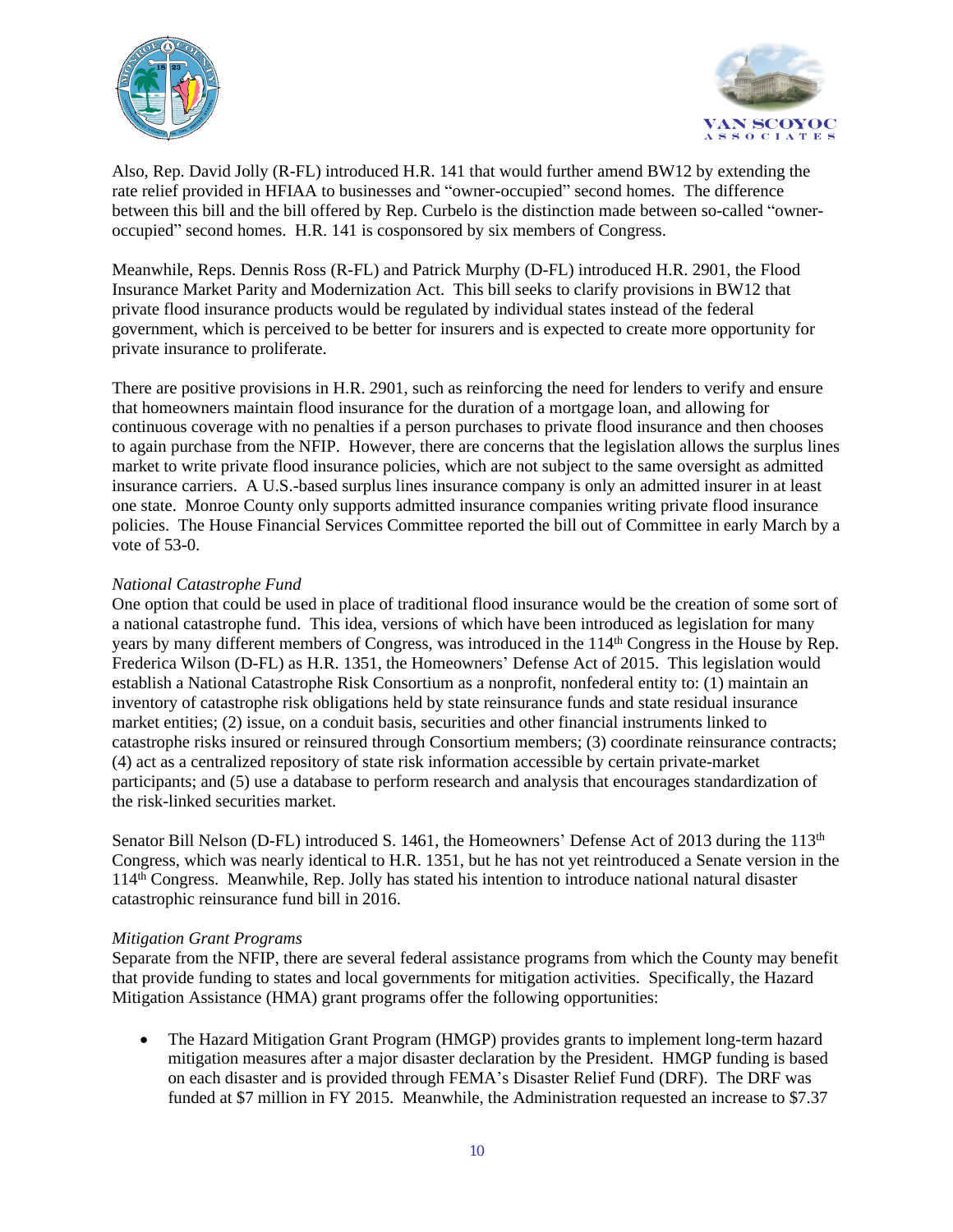Also, Rep. David Jolly (R-FL) introduced H.R. 141 that would further amend BW12 by extending the rate relief provided in HFIAA to businesses and "owner-occupied" second homes. The difference between this bill and the bill offered by Rep. Curbelo is the distinction made between so-called "owner-occupied" second homes. H.R. 141 is cosponsored by six members of Congress.

Meanwhile, Reps. Dennis Ross (R-FL) and Patrick Murphy (D-FL) introduced H.R. 2901, the Flood Insurance Market Parity and Modernization Act. This bill seeks to clarify provisions in BW12 that private flood insurance products would be regulated by individual states instead of the federal government, which is perceived to be better for insurers and is expected to create more opportunity for private insurance to proliferate.

There are positive provisions in H.R. 2901, such as reinforcing the need for lenders to verify and ensure that homeowners maintain flood insurance for the duration of a mortgage loan, and allowing for continuous coverage with no penalties if a person purchases to private flood insurance and then chooses to again purchase from the NFIP. However, there are concerns that the legislation allows the surplus lines market to write private flood insurance policies, which are not subject to the same oversight as admitted insurance carriers. A U.S.-based surplus lines insurance company is only an admitted insurer in at least one state. Monroe County only supports admitted insurance companies writing private flood insurance policies. The House Financial Services Committee reported the bill out of Committee in early March by a vote of 53-0.

*National Catastrophe Fund*

One option that could be used in place of traditional flood insurance would be the creation of some sort of a national catastrophe fund. This idea, versions of which have been introduced as legislation for many years by many different members of Congress, was introduced in the 114th Congress in the House by Rep. Frederica Wilson (D-FL) as H.R. 1351, the Homeowners' Defense Act of 2015. This legislation would establish a National Catastrophe Risk Consortium as a nonprofit, nonfederal entity to: (1) maintain an inventory of catastrophe risk obligations held by state reinsurance funds and state residual insurance market entities; (2) issue, on a conduit basis, securities and other financial instruments linked to catastrophe risks insured or reinsured through Consortium members; (3) coordinate reinsurance contracts; (4) act as a centralized repository of state risk information accessible by certain private-market participants; and (5) use a database to perform research and analysis that encourages standardization of the risk-linked securities market.

Senator Bill Nelson (D-FL) introduced S. 1461, the Homeowners' Defense Act of 2013 during the 113th Congress, which was nearly identical to H.R. 1351, but he has not yet reintroduced a Senate version in the 114th Congress. Meanwhile, Rep. Jolly has stated his intention to introduce national natural disaster catastrophic reinsurance fund bill in 2016.

*Mitigation Grant Programs*

Separate from the NFIP, there are several federal assistance programs from which the County may benefit that provide funding to states and local governments for mitigation activities. Specifically, the Hazard Mitigation Assistance (HMA) grant programs offer the following opportunities:

- The Hazard Mitigation Grant Program (HMGP) provides grants to implement long-term hazard mitigation measures after a major disaster declaration by the President. HMGP funding is based on each disaster and is provided through FEMA's Disaster Relief Fund (DRF). The DRF was funded at $7 million in FY 2015. Meanwhile, the Administration requested an increase to $7.37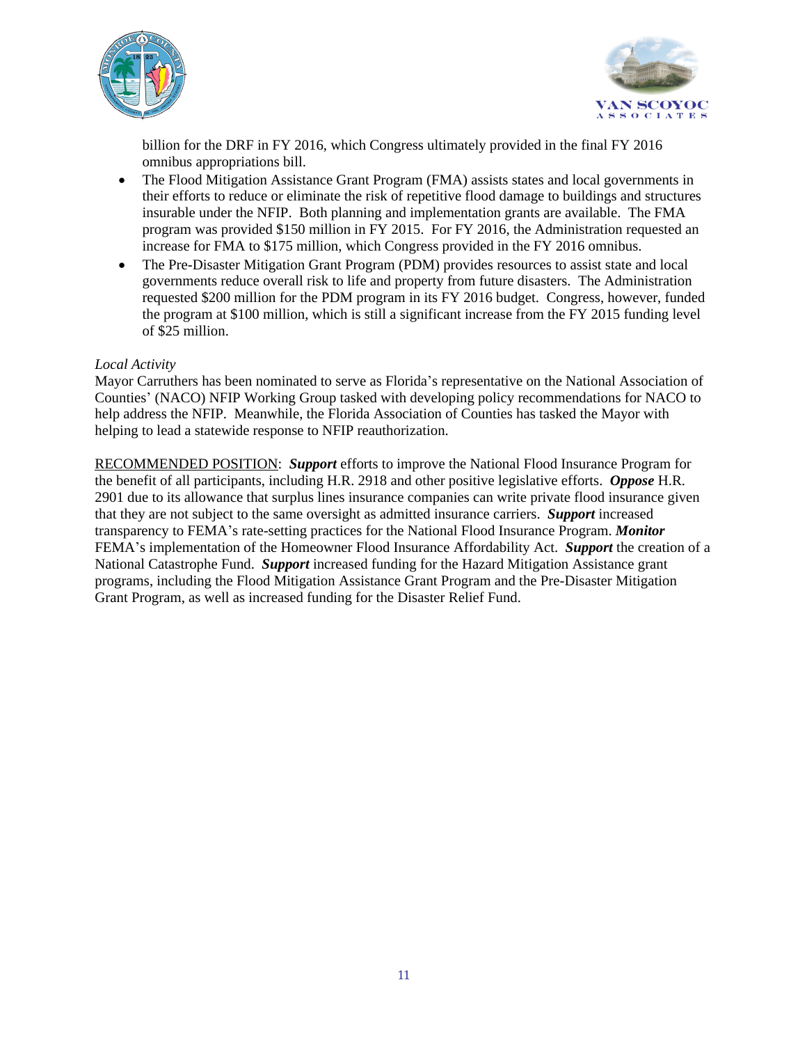billion for the DRF in FY 2016, which Congress ultimately provided in the final FY 2016 omnibus appropriations bill.

- The Flood Mitigation Assistance Grant Program (FMA) assists states and local governments in their efforts to reduce or eliminate the risk of repetitive flood damage to buildings and structures insurable under the NFIP. Both planning and implementation grants are available. The FMA program was provided $150 million in FY 2015. For FY 2016, the Administration requested an increase for FMA to $175 million, which Congress provided in the FY 2016 omnibus.
- The Pre-Disaster Mitigation Grant Program (PDM) provides resources to assist state and local governments reduce overall risk to life and property from future disasters. The Administration requested $200 million for the PDM program in its FY 2016 budget. Congress, however, funded the program at $100 million, which is still a significant increase from the FY 2015 funding level of $25 million.

*Local Activity*

Mayor Carruthers has been nominated to serve as Florida's representative on the National Association of Counties' (NACO) NFIP Working Group tasked with developing policy recommendations for NACO to help address the NFIP. Meanwhile, the Florida Association of Counties has tasked the Mayor with helping to lead a statewide response to NFIP reauthorization.

<u>RECOMMENDED POSITION</u>: ***Support*** efforts to improve the National Flood Insurance Program for the benefit of all participants, including H.R. 2918 and other positive legislative efforts. ***Oppose*** H.R. 2901 due to its allowance that surplus lines insurance companies can write private flood insurance given that they are not subject to the same oversight as admitted insurance carriers. ***Support*** increased transparency to FEMA's rate-setting practices for the National Flood Insurance Program. ***Monitor*** FEMA's implementation of the Homeowner Flood Insurance Affordability Act. ***Support*** the creation of a National Catastrophe Fund. ***Support*** increased funding for the Hazard Mitigation Assistance grant programs, including the Flood Mitigation Assistance Grant Program and the Pre-Disaster Mitigation Grant Program, as well as increased funding for the Disaster Relief Fund.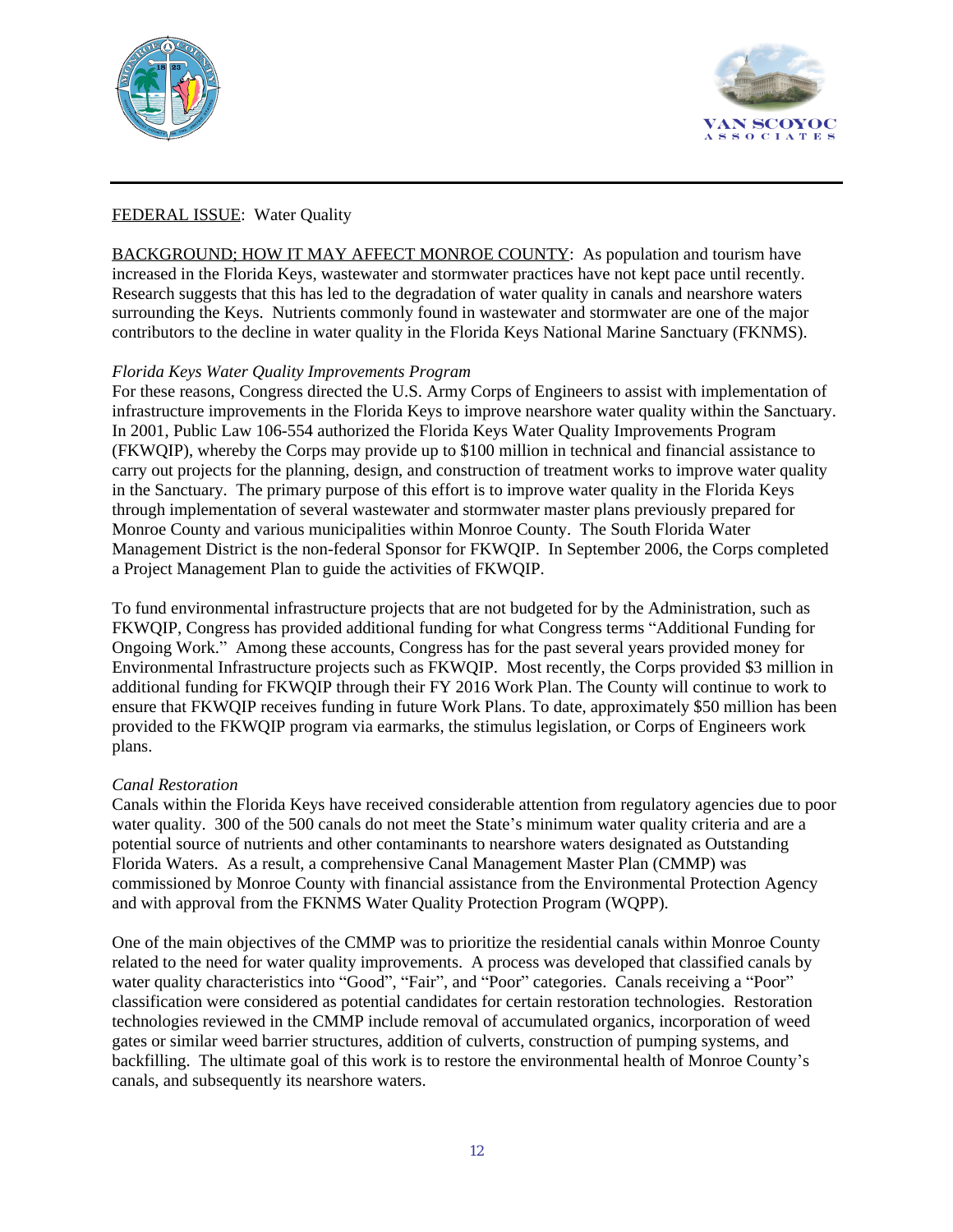FEDERAL ISSUE: Water Quality

BACKGROUND; HOW IT MAY AFFECT MONROE COUNTY: As population and tourism have increased in the Florida Keys, wastewater and stormwater practices have not kept pace until recently. Research suggests that this has led to the degradation of water quality in canals and nearshore waters surrounding the Keys. Nutrients commonly found in wastewater and stormwater are one of the major contributors to the decline in water quality in the Florida Keys National Marine Sanctuary (FKNMS).

*Florida Keys Water Quality Improvements Program*

For these reasons, Congress directed the U.S. Army Corps of Engineers to assist with implementation of infrastructure improvements in the Florida Keys to improve nearshore water quality within the Sanctuary. In 2001, Public Law 106-554 authorized the Florida Keys Water Quality Improvements Program (FKWQIP), whereby the Corps may provide up to $100 million in technical and financial assistance to carry out projects for the planning, design, and construction of treatment works to improve water quality in the Sanctuary. The primary purpose of this effort is to improve water quality in the Florida Keys through implementation of several wastewater and stormwater master plans previously prepared for Monroe County and various municipalities within Monroe County. The South Florida Water Management District is the non-federal Sponsor for FKWQIP. In September 2006, the Corps completed a Project Management Plan to guide the activities of FKWQIP.

To fund environmental infrastructure projects that are not budgeted for by the Administration, such as FKWQIP, Congress has provided additional funding for what Congress terms "Additional Funding for Ongoing Work." Among these accounts, Congress has for the past several years provided money for Environmental Infrastructure projects such as FKWQIP. Most recently, the Corps provided $3 million in additional funding for FKWQIP through their FY 2016 Work Plan. The County will continue to work to ensure that FKWQIP receives funding in future Work Plans. To date, approximately $50 million has been provided to the FKWQIP program via earmarks, the stimulus legislation, or Corps of Engineers work plans.

*Canal Restoration*

Canals within the Florida Keys have received considerable attention from regulatory agencies due to poor water quality. 300 of the 500 canals do not meet the State's minimum water quality criteria and are a potential source of nutrients and other contaminants to nearshore waters designated as Outstanding Florida Waters. As a result, a comprehensive Canal Management Master Plan (CMMP) was commissioned by Monroe County with financial assistance from the Environmental Protection Agency and with approval from the FKNMS Water Quality Protection Program (WQPP).

One of the main objectives of the CMMP was to prioritize the residential canals within Monroe County related to the need for water quality improvements. A process was developed that classified canals by water quality characteristics into "Good", "Fair", and "Poor" categories. Canals receiving a "Poor" classification were considered as potential candidates for certain restoration technologies. Restoration technologies reviewed in the CMMP include removal of accumulated organics, incorporation of weed gates or similar weed barrier structures, addition of culverts, construction of pumping systems, and backfilling. The ultimate goal of this work is to restore the environmental health of Monroe County's canals, and subsequently its nearshore waters.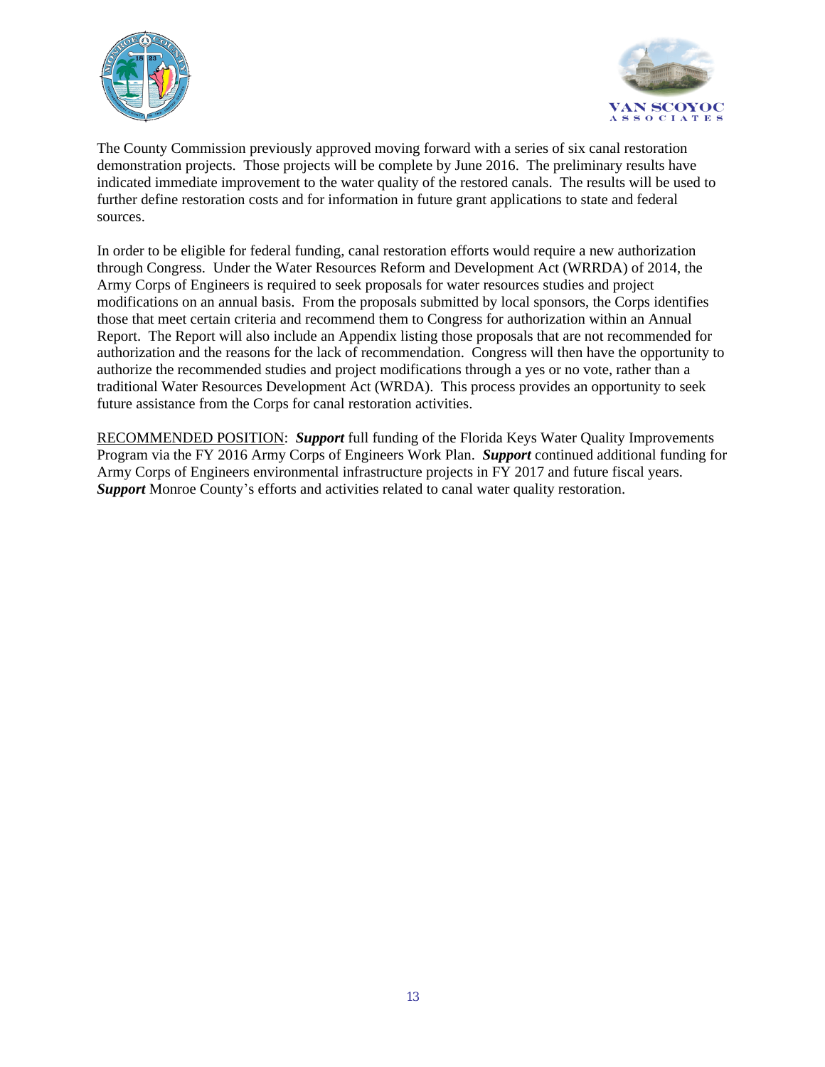The County Commission previously approved moving forward with a series of six canal restoration demonstration projects. Those projects will be complete by June 2016. The preliminary results have indicated immediate improvement to the water quality of the restored canals. The results will be used to further define restoration costs and for information in future grant applications to state and federal sources.

In order to be eligible for federal funding, canal restoration efforts would require a new authorization through Congress. Under the Water Resources Reform and Development Act (WRRDA) of 2014, the Army Corps of Engineers is required to seek proposals for water resources studies and project modifications on an annual basis. From the proposals submitted by local sponsors, the Corps identifies those that meet certain criteria and recommend them to Congress for authorization within an Annual Report. The Report will also include an Appendix listing those proposals that are not recommended for authorization and the reasons for the lack of recommendation. Congress will then have the opportunity to authorize the recommended studies and project modifications through a yes or no vote, rather than a traditional Water Resources Development Act (WRDA). This process provides an opportunity to seek future assistance from the Corps for canal restoration activities.

<u>RECOMMENDED POSITION</u>: ***Support*** full funding of the Florida Keys Water Quality Improvements Program via the FY 2016 Army Corps of Engineers Work Plan. ***Support*** continued additional funding for Army Corps of Engineers environmental infrastructure projects in FY 2017 and future fiscal years. ***Support*** Monroe County's efforts and activities related to canal water quality restoration.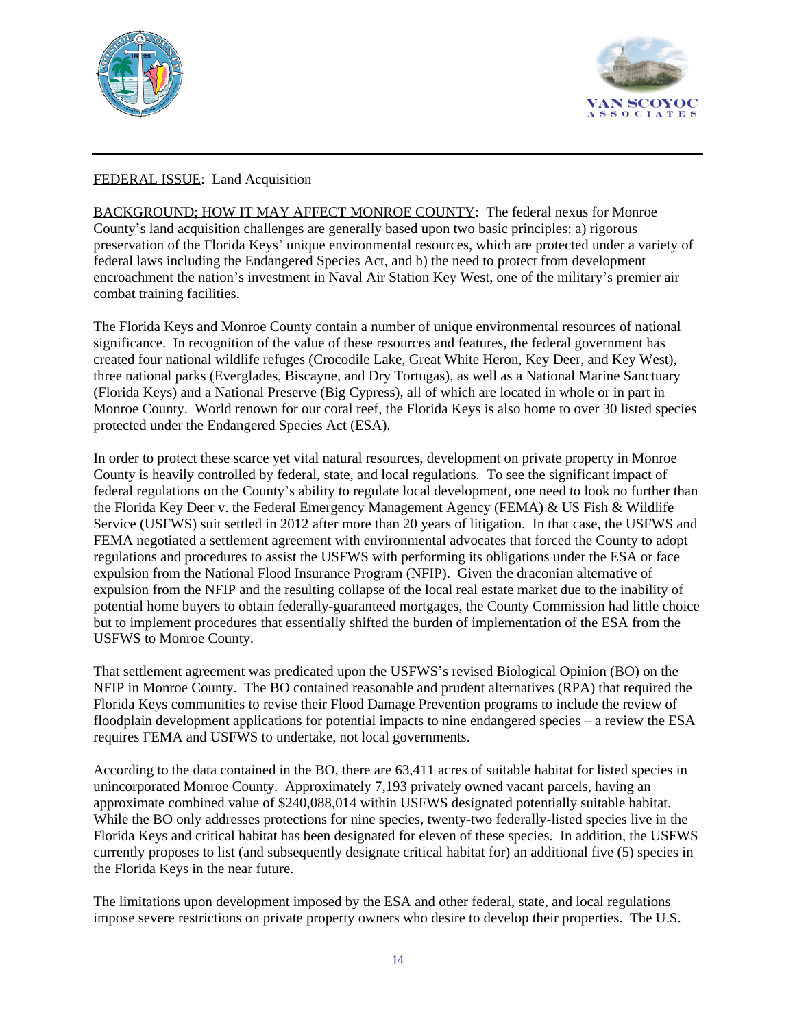FEDERAL ISSUE: Land Acquisition

BACKGROUND; HOW IT MAY AFFECT MONROE COUNTY: The federal nexus for Monroe County's land acquisition challenges are generally based upon two basic principles: a) rigorous preservation of the Florida Keys' unique environmental resources, which are protected under a variety of federal laws including the Endangered Species Act, and b) the need to protect from development encroachment the nation's investment in Naval Air Station Key West, one of the military's premier air combat training facilities.

The Florida Keys and Monroe County contain a number of unique environmental resources of national significance. In recognition of the value of these resources and features, the federal government has created four national wildlife refuges (Crocodile Lake, Great White Heron, Key Deer, and Key West), three national parks (Everglades, Biscayne, and Dry Tortugas), as well as a National Marine Sanctuary (Florida Keys) and a National Preserve (Big Cypress), all of which are located in whole or in part in Monroe County. World renown for our coral reef, the Florida Keys is also home to over 30 listed species protected under the Endangered Species Act (ESA).

In order to protect these scarce yet vital natural resources, development on private property in Monroe County is heavily controlled by federal, state, and local regulations. To see the significant impact of federal regulations on the County's ability to regulate local development, one need to look no further than the Florida Key Deer v. the Federal Emergency Management Agency (FEMA) & US Fish & Wildlife Service (USFWS) suit settled in 2012 after more than 20 years of litigation. In that case, the USFWS and FEMA negotiated a settlement agreement with environmental advocates that forced the County to adopt regulations and procedures to assist the USFWS with performing its obligations under the ESA or face expulsion from the National Flood Insurance Program (NFIP). Given the draconian alternative of expulsion from the NFIP and the resulting collapse of the local real estate market due to the inability of potential home buyers to obtain federally-guaranteed mortgages, the County Commission had little choice but to implement procedures that essentially shifted the burden of implementation of the ESA from the USFWS to Monroe County.

That settlement agreement was predicated upon the USFWS's revised Biological Opinion (BO) on the NFIP in Monroe County. The BO contained reasonable and prudent alternatives (RPA) that required the Florida Keys communities to revise their Flood Damage Prevention programs to include the review of floodplain development applications for potential impacts to nine endangered species – a review the ESA requires FEMA and USFWS to undertake, not local governments.

According to the data contained in the BO, there are 63,411 acres of suitable habitat for listed species in unincorporated Monroe County. Approximately 7,193 privately owned vacant parcels, having an approximate combined value of $240,088,014 within USFWS designated potentially suitable habitat. While the BO only addresses protections for nine species, twenty-two federally-listed species live in the Florida Keys and critical habitat has been designated for eleven of these species. In addition, the USFWS currently proposes to list (and subsequently designate critical habitat for) an additional five (5) species in the Florida Keys in the near future.

The limitations upon development imposed by the ESA and other federal, state, and local regulations impose severe restrictions on private property owners who desire to develop their properties. The U.S.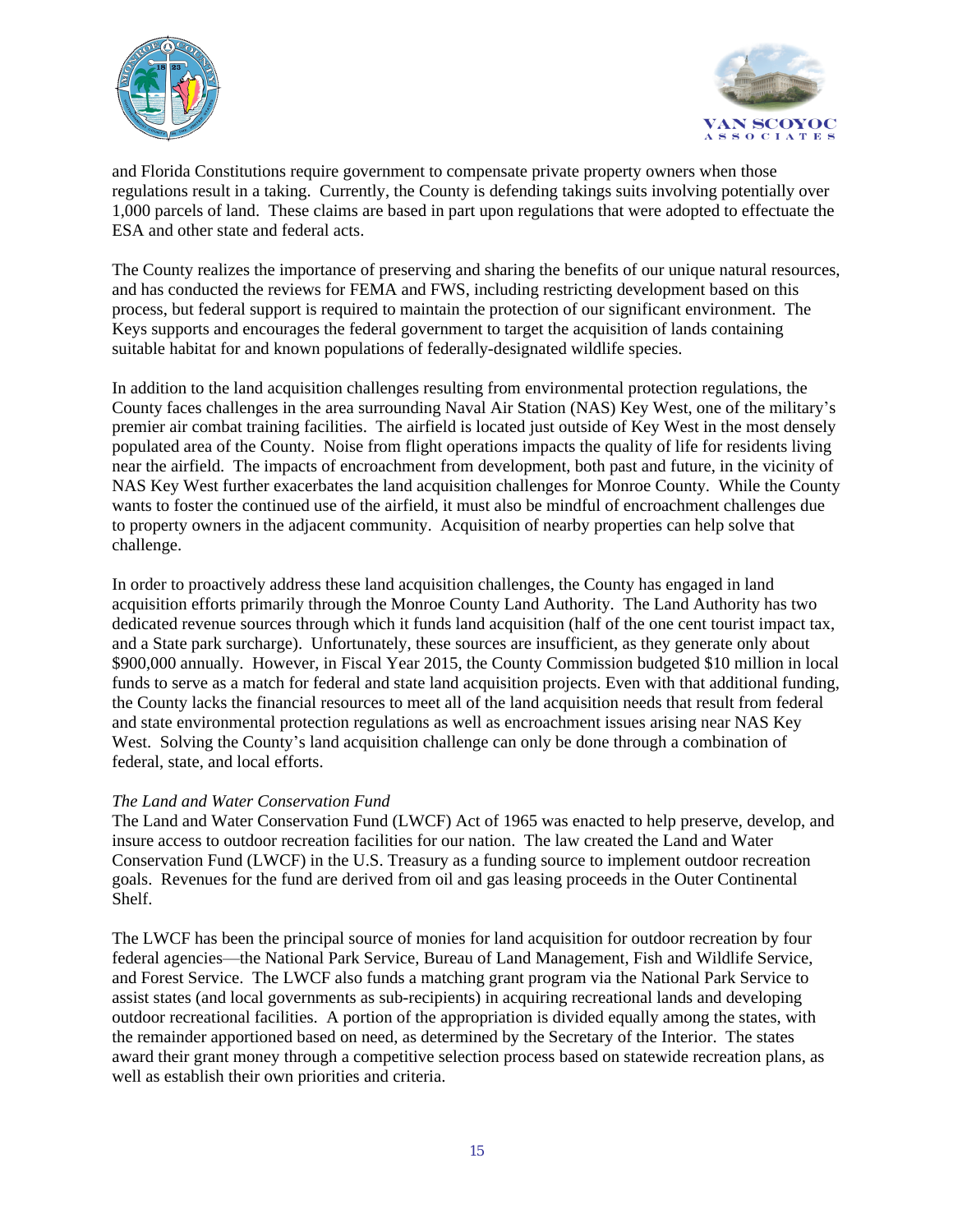and Florida Constitutions require government to compensate private property owners when those regulations result in a taking. Currently, the County is defending takings suits involving potentially over 1,000 parcels of land. These claims are based in part upon regulations that were adopted to effectuate the ESA and other state and federal acts.

The County realizes the importance of preserving and sharing the benefits of our unique natural resources, and has conducted the reviews for FEMA and FWS, including restricting development based on this process, but federal support is required to maintain the protection of our significant environment. The Keys supports and encourages the federal government to target the acquisition of lands containing suitable habitat for and known populations of federally-designated wildlife species.

In addition to the land acquisition challenges resulting from environmental protection regulations, the County faces challenges in the area surrounding Naval Air Station (NAS) Key West, one of the military's premier air combat training facilities. The airfield is located just outside of Key West in the most densely populated area of the County. Noise from flight operations impacts the quality of life for residents living near the airfield. The impacts of encroachment from development, both past and future, in the vicinity of NAS Key West further exacerbates the land acquisition challenges for Monroe County. While the County wants to foster the continued use of the airfield, it must also be mindful of encroachment challenges due to property owners in the adjacent community. Acquisition of nearby properties can help solve that challenge.

In order to proactively address these land acquisition challenges, the County has engaged in land acquisition efforts primarily through the Monroe County Land Authority. The Land Authority has two dedicated revenue sources through which it funds land acquisition (half of the one cent tourist impact tax, and a State park surcharge). Unfortunately, these sources are insufficient, as they generate only about $900,000 annually. However, in Fiscal Year 2015, the County Commission budgeted $10 million in local funds to serve as a match for federal and state land acquisition projects. Even with that additional funding, the County lacks the financial resources to meet all of the land acquisition needs that result from federal and state environmental protection regulations as well as encroachment issues arising near NAS Key West. Solving the County's land acquisition challenge can only be done through a combination of federal, state, and local efforts.

*The Land and Water Conservation Fund*

The Land and Water Conservation Fund (LWCF) Act of 1965 was enacted to help preserve, develop, and insure access to outdoor recreation facilities for our nation. The law created the Land and Water Conservation Fund (LWCF) in the U.S. Treasury as a funding source to implement outdoor recreation goals. Revenues for the fund are derived from oil and gas leasing proceeds in the Outer Continental Shelf.

The LWCF has been the principal source of monies for land acquisition for outdoor recreation by four federal agencies—the National Park Service, Bureau of Land Management, Fish and Wildlife Service, and Forest Service. The LWCF also funds a matching grant program via the National Park Service to assist states (and local governments as sub-recipients) in acquiring recreational lands and developing outdoor recreational facilities. A portion of the appropriation is divided equally among the states, with the remainder apportioned based on need, as determined by the Secretary of the Interior. The states award their grant money through a competitive selection process based on statewide recreation plans, as well as establish their own priorities and criteria.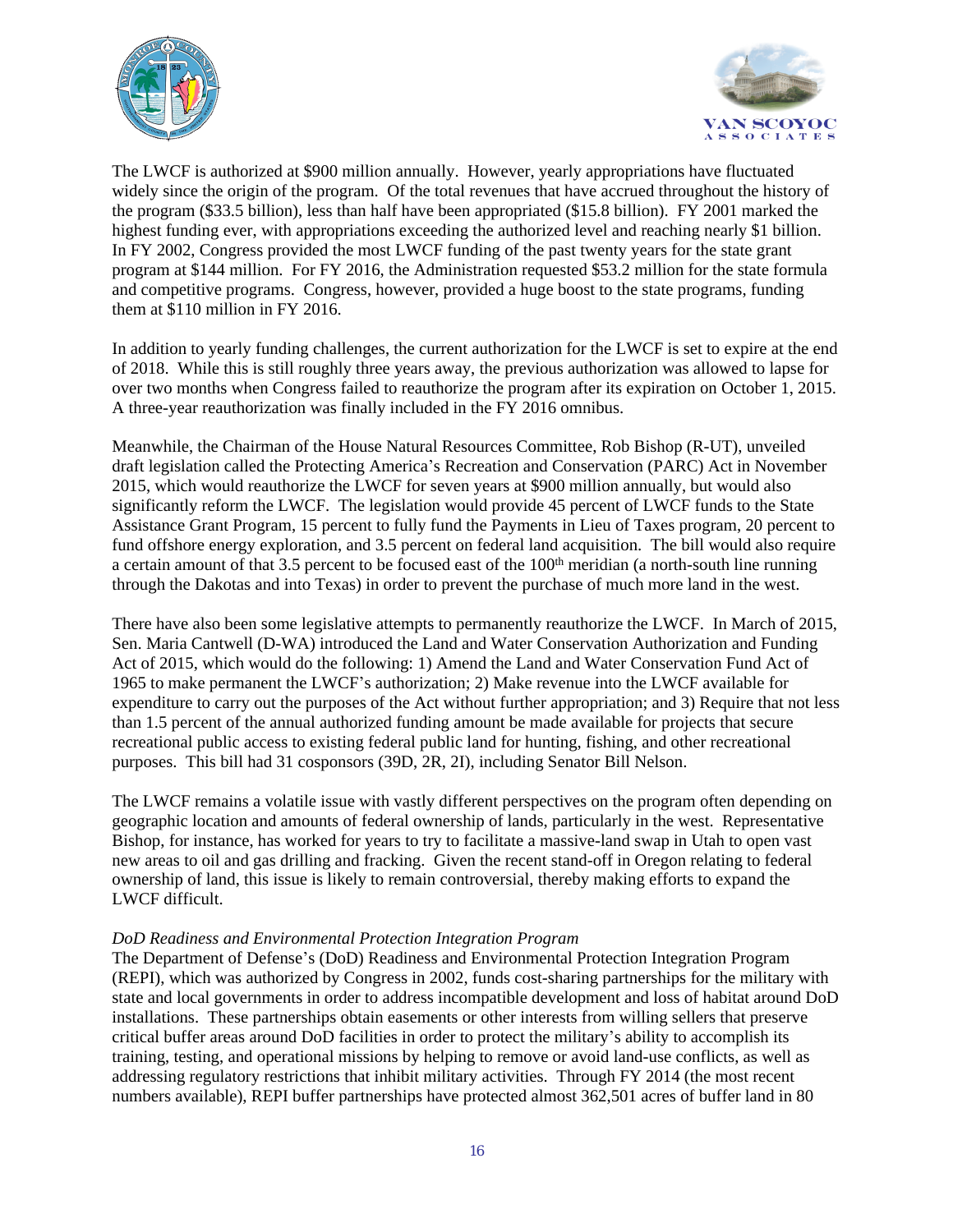The LWCF is authorized at $900 million annually. However, yearly appropriations have fluctuated widely since the origin of the program. Of the total revenues that have accrued throughout the history of the program ($33.5 billion), less than half have been appropriated ($15.8 billion). FY 2001 marked the highest funding ever, with appropriations exceeding the authorized level and reaching nearly $1 billion. In FY 2002, Congress provided the most LWCF funding of the past twenty years for the state grant program at $144 million. For FY 2016, the Administration requested $53.2 million for the state formula and competitive programs. Congress, however, provided a huge boost to the state programs, funding them at $110 million in FY 2016.

In addition to yearly funding challenges, the current authorization for the LWCF is set to expire at the end of 2018. While this is still roughly three years away, the previous authorization was allowed to lapse for over two months when Congress failed to reauthorize the program after its expiration on October 1, 2015. A three-year reauthorization was finally included in the FY 2016 omnibus.

Meanwhile, the Chairman of the House Natural Resources Committee, Rob Bishop (R-UT), unveiled draft legislation called the Protecting America's Recreation and Conservation (PARC) Act in November 2015, which would reauthorize the LWCF for seven years at $900 million annually, but would also significantly reform the LWCF. The legislation would provide 45 percent of LWCF funds to the State Assistance Grant Program, 15 percent to fully fund the Payments in Lieu of Taxes program, 20 percent to fund offshore energy exploration, and 3.5 percent on federal land acquisition. The bill would also require a certain amount of that 3.5 percent to be focused east of the 100th meridian (a north-south line running through the Dakotas and into Texas) in order to prevent the purchase of much more land in the west.

There have also been some legislative attempts to permanently reauthorize the LWCF. In March of 2015, Sen. Maria Cantwell (D-WA) introduced the Land and Water Conservation Authorization and Funding Act of 2015, which would do the following: 1) Amend the Land and Water Conservation Fund Act of 1965 to make permanent the LWCF's authorization; 2) Make revenue into the LWCF available for expenditure to carry out the purposes of the Act without further appropriation; and 3) Require that not less than 1.5 percent of the annual authorized funding amount be made available for projects that secure recreational public access to existing federal public land for hunting, fishing, and other recreational purposes. This bill had 31 cosponsors (39D, 2R, 2I), including Senator Bill Nelson.

The LWCF remains a volatile issue with vastly different perspectives on the program often depending on geographic location and amounts of federal ownership of lands, particularly in the west. Representative Bishop, for instance, has worked for years to try to facilitate a massive-land swap in Utah to open vast new areas to oil and gas drilling and fracking. Given the recent stand-off in Oregon relating to federal ownership of land, this issue is likely to remain controversial, thereby making efforts to expand the LWCF difficult.

*DoD Readiness and Environmental Protection Integration Program*

The Department of Defense's (DoD) Readiness and Environmental Protection Integration Program (REPI), which was authorized by Congress in 2002, funds cost-sharing partnerships for the military with state and local governments in order to address incompatible development and loss of habitat around DoD installations. These partnerships obtain easements or other interests from willing sellers that preserve critical buffer areas around DoD facilities in order to protect the military's ability to accomplish its training, testing, and operational missions by helping to remove or avoid land-use conflicts, as well as addressing regulatory restrictions that inhibit military activities. Through FY 2014 (the most recent numbers available), REPI buffer partnerships have protected almost 362,501 acres of buffer land in 80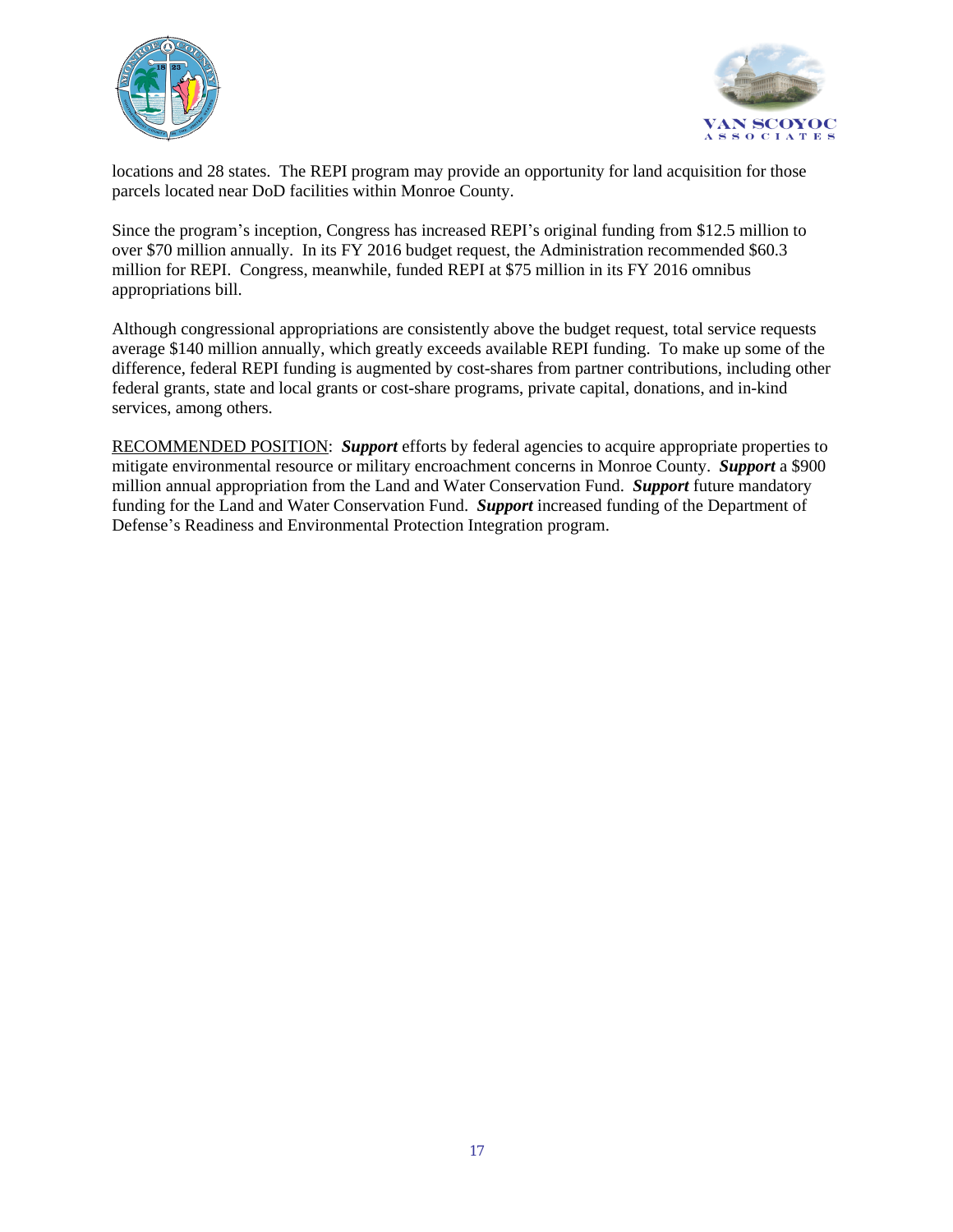locations and 28 states. The REPI program may provide an opportunity for land acquisition for those parcels located near DoD facilities within Monroe County.

Since the program's inception, Congress has increased REPI's original funding from $12.5 million to over $70 million annually. In its FY 2016 budget request, the Administration recommended $60.3 million for REPI. Congress, meanwhile, funded REPI at $75 million in its FY 2016 omnibus appropriations bill.

Although congressional appropriations are consistently above the budget request, total service requests average $140 million annually, which greatly exceeds available REPI funding. To make up some of the difference, federal REPI funding is augmented by cost-shares from partner contributions, including other federal grants, state and local grants or cost-share programs, private capital, donations, and in-kind services, among others.

<u>RECOMMENDED POSITION</u>: ***Support*** efforts by federal agencies to acquire appropriate properties to mitigate environmental resource or military encroachment concerns in Monroe County. ***Support*** a $900 million annual appropriation from the Land and Water Conservation Fund. ***Support*** future mandatory funding for the Land and Water Conservation Fund. ***Support*** increased funding of the Department of Defense's Readiness and Environmental Protection Integration program.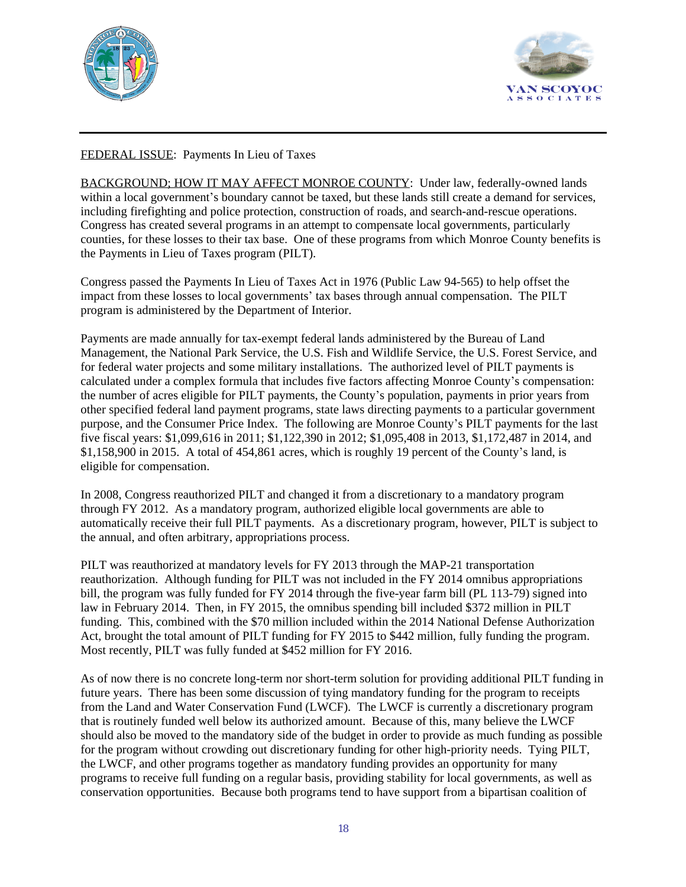FEDERAL ISSUE: Payments In Lieu of Taxes

BACKGROUND; HOW IT MAY AFFECT MONROE COUNTY: Under law, federally-owned lands within a local government's boundary cannot be taxed, but these lands still create a demand for services, including firefighting and police protection, construction of roads, and search-and-rescue operations. Congress has created several programs in an attempt to compensate local governments, particularly counties, for these losses to their tax base. One of these programs from which Monroe County benefits is the Payments in Lieu of Taxes program (PILT).

Congress passed the Payments In Lieu of Taxes Act in 1976 (Public Law 94-565) to help offset the impact from these losses to local governments' tax bases through annual compensation. The PILT program is administered by the Department of Interior.

Payments are made annually for tax-exempt federal lands administered by the Bureau of Land Management, the National Park Service, the U.S. Fish and Wildlife Service, the U.S. Forest Service, and for federal water projects and some military installations. The authorized level of PILT payments is calculated under a complex formula that includes five factors affecting Monroe County's compensation: the number of acres eligible for PILT payments, the County's population, payments in prior years from other specified federal land payment programs, state laws directing payments to a particular government purpose, and the Consumer Price Index. The following are Monroe County's PILT payments for the last five fiscal years: $1,099,616 in 2011; $1,122,390 in 2012; $1,095,408 in 2013, $1,172,487 in 2014, and $1,158,900 in 2015. A total of 454,861 acres, which is roughly 19 percent of the County's land, is eligible for compensation.

In 2008, Congress reauthorized PILT and changed it from a discretionary to a mandatory program through FY 2012. As a mandatory program, authorized eligible local governments are able to automatically receive their full PILT payments. As a discretionary program, however, PILT is subject to the annual, and often arbitrary, appropriations process.

PILT was reauthorized at mandatory levels for FY 2013 through the MAP-21 transportation reauthorization. Although funding for PILT was not included in the FY 2014 omnibus appropriations bill, the program was fully funded for FY 2014 through the five-year farm bill (PL 113-79) signed into law in February 2014. Then, in FY 2015, the omnibus spending bill included $372 million in PILT funding. This, combined with the $70 million included within the 2014 National Defense Authorization Act, brought the total amount of PILT funding for FY 2015 to $442 million, fully funding the program. Most recently, PILT was fully funded at $452 million for FY 2016.

As of now there is no concrete long-term nor short-term solution for providing additional PILT funding in future years. There has been some discussion of tying mandatory funding for the program to receipts from the Land and Water Conservation Fund (LWCF). The LWCF is currently a discretionary program that is routinely funded well below its authorized amount. Because of this, many believe the LWCF should also be moved to the mandatory side of the budget in order to provide as much funding as possible for the program without crowding out discretionary funding for other high-priority needs. Tying PILT, the LWCF, and other programs together as mandatory funding provides an opportunity for many programs to receive full funding on a regular basis, providing stability for local governments, as well as conservation opportunities. Because both programs tend to have support from a bipartisan coalition of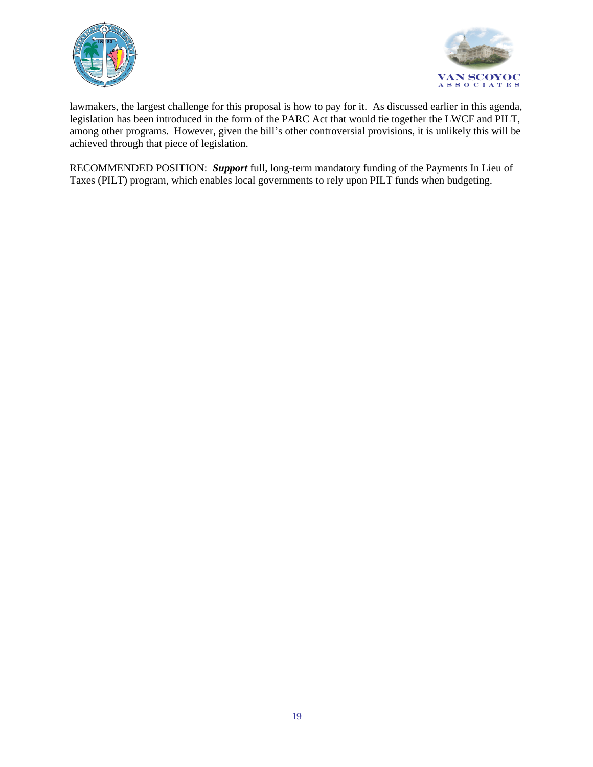lawmakers, the largest challenge for this proposal is how to pay for it. As discussed earlier in this agenda, legislation has been introduced in the form of the PARC Act that would tie together the LWCF and PILT, among other programs. However, given the bill's other controversial provisions, it is unlikely this will be achieved through that piece of legislation.

<u>RECOMMENDED POSITION</u>: ***Support*** full, long-term mandatory funding of the Payments In Lieu of Taxes (PILT) program, which enables local governments to rely upon PILT funds when budgeting.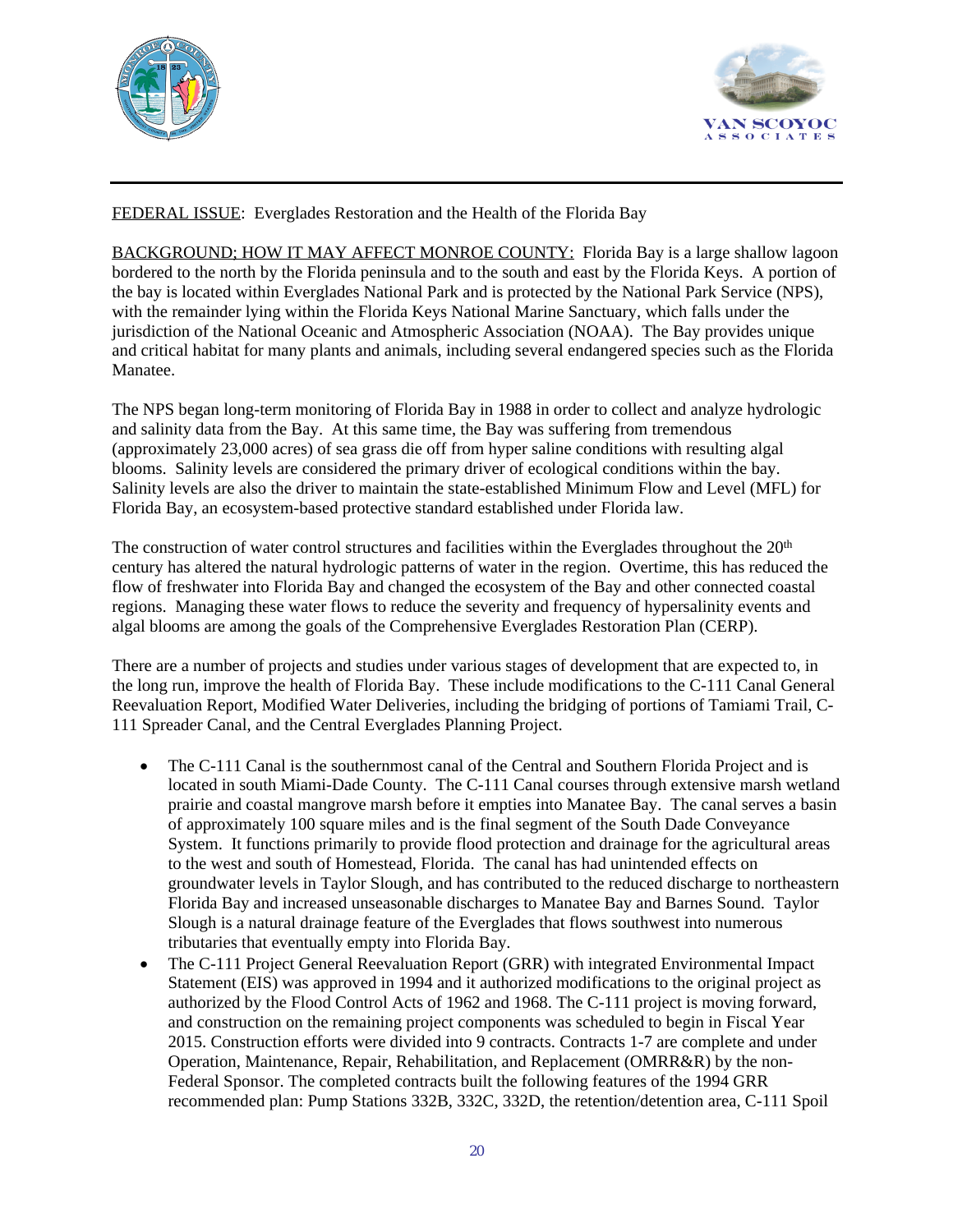<u>FEDERAL ISSUE</u>: Everglades Restoration and the Health of the Florida Bay

<u>BACKGROUND; HOW IT MAY AFFECT MONROE COUNTY:</u> Florida Bay is a large shallow lagoon bordered to the north by the Florida peninsula and to the south and east by the Florida Keys. A portion of the bay is located within Everglades National Park and is protected by the National Park Service (NPS), with the remainder lying within the Florida Keys National Marine Sanctuary, which falls under the jurisdiction of the National Oceanic and Atmospheric Association (NOAA). The Bay provides unique and critical habitat for many plants and animals, including several endangered species such as the Florida Manatee.

The NPS began long-term monitoring of Florida Bay in 1988 in order to collect and analyze hydrologic and salinity data from the Bay. At this same time, the Bay was suffering from tremendous (approximately 23,000 acres) of sea grass die off from hyper saline conditions with resulting algal blooms. Salinity levels are considered the primary driver of ecological conditions within the bay. Salinity levels are also the driver to maintain the state-established Minimum Flow and Level (MFL) for Florida Bay, an ecosystem-based protective standard established under Florida law.

The construction of water control structures and facilities within the Everglades throughout the 20th century has altered the natural hydrologic patterns of water in the region. Overtime, this has reduced the flow of freshwater into Florida Bay and changed the ecosystem of the Bay and other connected coastal regions. Managing these water flows to reduce the severity and frequency of hypersalinity events and algal blooms are among the goals of the Comprehensive Everglades Restoration Plan (CERP).

There are a number of projects and studies under various stages of development that are expected to, in the long run, improve the health of Florida Bay. These include modifications to the C-111 Canal General Reevaluation Report, Modified Water Deliveries, including the bridging of portions of Tamiami Trail, C-111 Spreader Canal, and the Central Everglades Planning Project.

- The C-111 Canal is the southernmost canal of the Central and Southern Florida Project and is located in south Miami-Dade County. The C-111 Canal courses through extensive marsh wetland prairie and coastal mangrove marsh before it empties into Manatee Bay. The canal serves a basin of approximately 100 square miles and is the final segment of the South Dade Conveyance System. It functions primarily to provide flood protection and drainage for the agricultural areas to the west and south of Homestead, Florida. The canal has had unintended effects on groundwater levels in Taylor Slough, and has contributed to the reduced discharge to northeastern Florida Bay and increased unseasonable discharges to Manatee Bay and Barnes Sound. Taylor Slough is a natural drainage feature of the Everglades that flows southwest into numerous tributaries that eventually empty into Florida Bay.
- The C-111 Project General Reevaluation Report (GRR) with integrated Environmental Impact Statement (EIS) was approved in 1994 and it authorized modifications to the original project as authorized by the Flood Control Acts of 1962 and 1968. The C-111 project is moving forward, and construction on the remaining project components was scheduled to begin in Fiscal Year 2015. Construction efforts were divided into 9 contracts. Contracts 1-7 are complete and under Operation, Maintenance, Repair, Rehabilitation, and Replacement (OMRR&R) by the non-Federal Sponsor. The completed contracts built the following features of the 1994 GRR recommended plan: Pump Stations 332B, 332C, 332D, the retention/detention area, C-111 Spoil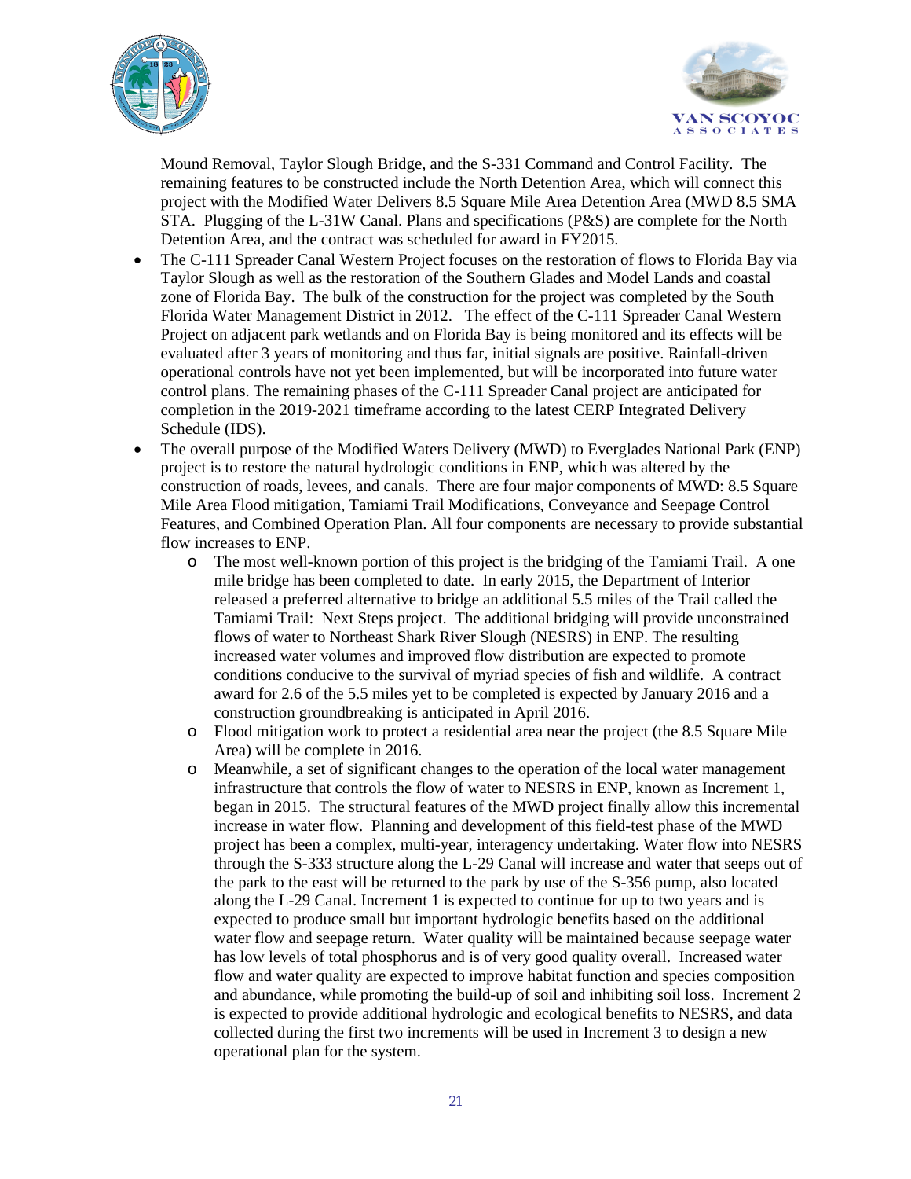Mound Removal, Taylor Slough Bridge, and the S-331 Command and Control Facility. The remaining features to be constructed include the North Detention Area, which will connect this project with the Modified Water Delivers 8.5 Square Mile Area Detention Area (MWD 8.5 SMA STA. Plugging of the L-31W Canal. Plans and specifications (P&S) are complete for the North Detention Area, and the contract was scheduled for award in FY2015.

- The C-111 Spreader Canal Western Project focuses on the restoration of flows to Florida Bay via Taylor Slough as well as the restoration of the Southern Glades and Model Lands and coastal zone of Florida Bay. The bulk of the construction for the project was completed by the South Florida Water Management District in 2012. The effect of the C-111 Spreader Canal Western Project on adjacent park wetlands and on Florida Bay is being monitored and its effects will be evaluated after 3 years of monitoring and thus far, initial signals are positive. Rainfall-driven operational controls have not yet been implemented, but will be incorporated into future water control plans. The remaining phases of the C-111 Spreader Canal project are anticipated for completion in the 2019-2021 timeframe according to the latest CERP Integrated Delivery Schedule (IDS).
- The overall purpose of the Modified Waters Delivery (MWD) to Everglades National Park (ENP) project is to restore the natural hydrologic conditions in ENP, which was altered by the construction of roads, levees, and canals. There are four major components of MWD: 8.5 Square Mile Area Flood mitigation, Tamiami Trail Modifications, Conveyance and Seepage Control Features, and Combined Operation Plan. All four components are necessary to provide substantial flow increases to ENP.
  - The most well-known portion of this project is the bridging of the Tamiami Trail. A one mile bridge has been completed to date. In early 2015, the Department of Interior released a preferred alternative to bridge an additional 5.5 miles of the Trail called the Tamiami Trail: Next Steps project. The additional bridging will provide unconstrained flows of water to Northeast Shark River Slough (NESRS) in ENP. The resulting increased water volumes and improved flow distribution are expected to promote conditions conducive to the survival of myriad species of fish and wildlife. A contract award for 2.6 of the 5.5 miles yet to be completed is expected by January 2016 and a construction groundbreaking is anticipated in April 2016.
  - Flood mitigation work to protect a residential area near the project (the 8.5 Square Mile Area) will be complete in 2016.
  - Meanwhile, a set of significant changes to the operation of the local water management infrastructure that controls the flow of water to NESRS in ENP, known as Increment 1, began in 2015. The structural features of the MWD project finally allow this incremental increase in water flow. Planning and development of this field-test phase of the MWD project has been a complex, multi-year, interagency undertaking. Water flow into NESRS through the S-333 structure along the L-29 Canal will increase and water that seeps out of the park to the east will be returned to the park by use of the S-356 pump, also located along the L-29 Canal. Increment 1 is expected to continue for up to two years and is expected to produce small but important hydrologic benefits based on the additional water flow and seepage return. Water quality will be maintained because seepage water has low levels of total phosphorus and is of very good quality overall. Increased water flow and water quality are expected to improve habitat function and species composition and abundance, while promoting the build-up of soil and inhibiting soil loss. Increment 2 is expected to provide additional hydrologic and ecological benefits to NESRS, and data collected during the first two increments will be used in Increment 3 to design a new operational plan for the system.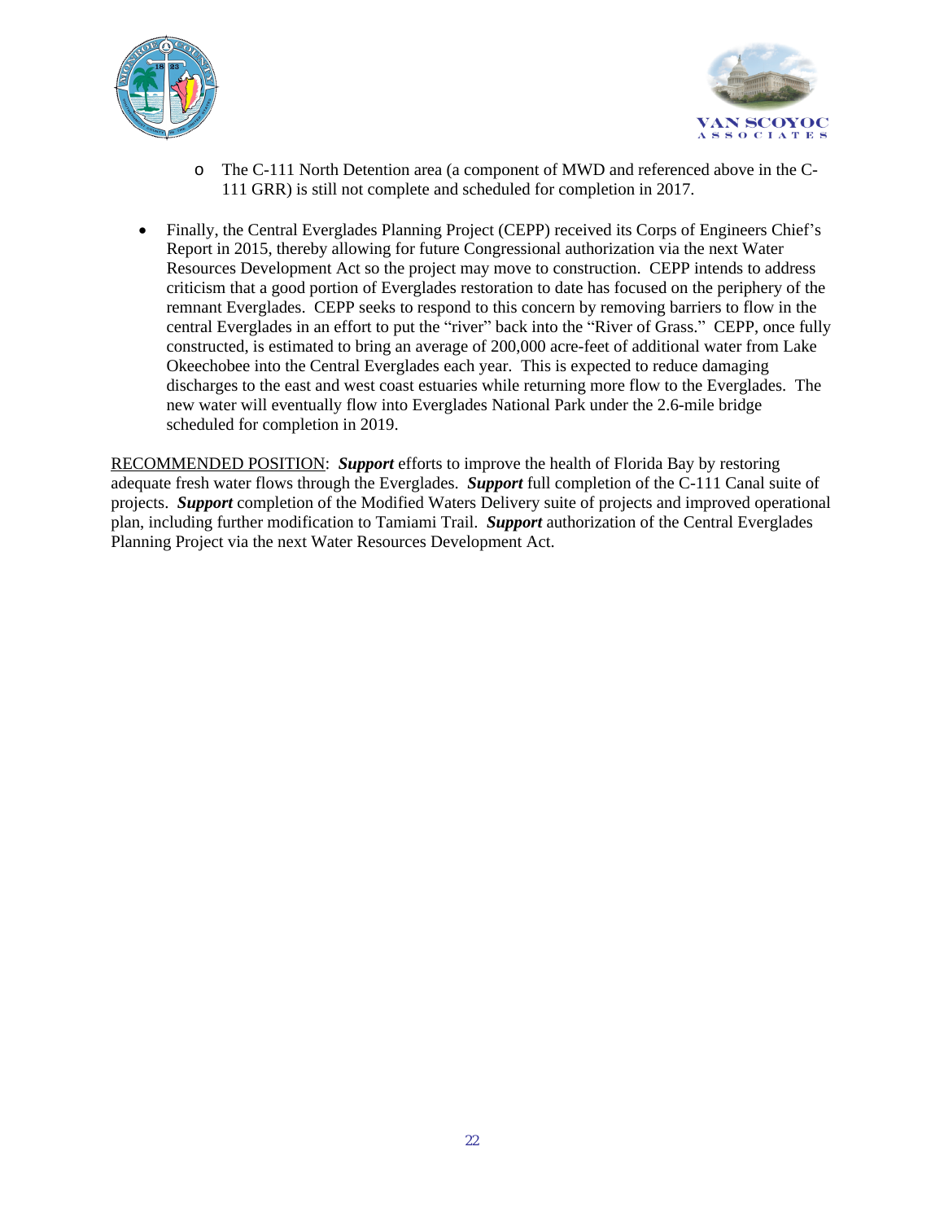- The C-111 North Detention area (a component of MWD and referenced above in the C-111 GRR) is still not complete and scheduled for completion in 2017.

- Finally, the Central Everglades Planning Project (CEPP) received its Corps of Engineers Chief's Report in 2015, thereby allowing for future Congressional authorization via the next Water Resources Development Act so the project may move to construction. CEPP intends to address criticism that a good portion of Everglades restoration to date has focused on the periphery of the remnant Everglades. CEPP seeks to respond to this concern by removing barriers to flow in the central Everglades in an effort to put the "river" back into the "River of Grass." CEPP, once fully constructed, is estimated to bring an average of 200,000 acre-feet of additional water from Lake Okeechobee into the Central Everglades each year. This is expected to reduce damaging discharges to the east and west coast estuaries while returning more flow to the Everglades. The new water will eventually flow into Everglades National Park under the 2.6-mile bridge scheduled for completion in 2019.

<u>RECOMMENDED POSITION</u>: ***Support*** efforts to improve the health of Florida Bay by restoring adequate fresh water flows through the Everglades. ***Support*** full completion of the C-111 Canal suite of projects. ***Support*** completion of the Modified Waters Delivery suite of projects and improved operational plan, including further modification to Tamiami Trail. ***Support*** authorization of the Central Everglades Planning Project via the next Water Resources Development Act.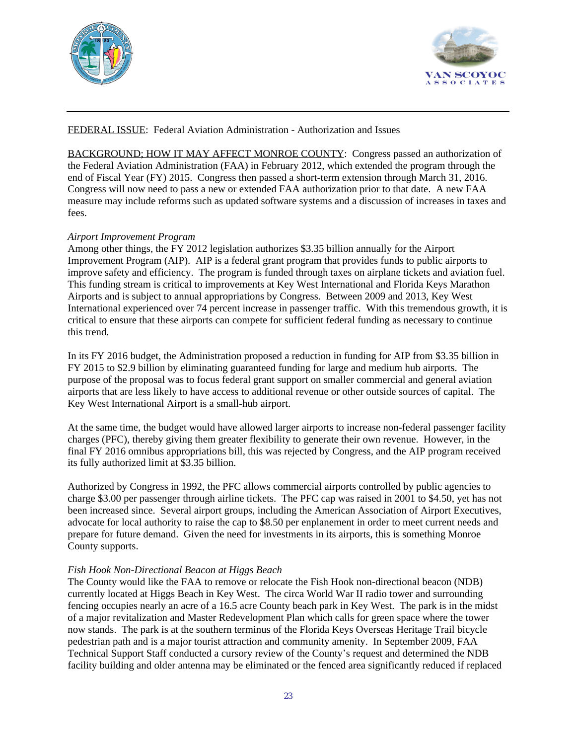FEDERAL ISSUE: Federal Aviation Administration - Authorization and Issues

BACKGROUND; HOW IT MAY AFFECT MONROE COUNTY: Congress passed an authorization of the Federal Aviation Administration (FAA) in February 2012, which extended the program through the end of Fiscal Year (FY) 2015. Congress then passed a short-term extension through March 31, 2016. Congress will now need to pass a new or extended FAA authorization prior to that date. A new FAA measure may include reforms such as updated software systems and a discussion of increases in taxes and fees.

*Airport Improvement Program*

Among other things, the FY 2012 legislation authorizes $3.35 billion annually for the Airport Improvement Program (AIP). AIP is a federal grant program that provides funds to public airports to improve safety and efficiency. The program is funded through taxes on airplane tickets and aviation fuel. This funding stream is critical to improvements at Key West International and Florida Keys Marathon Airports and is subject to annual appropriations by Congress. Between 2009 and 2013, Key West International experienced over 74 percent increase in passenger traffic. With this tremendous growth, it is critical to ensure that these airports can compete for sufficient federal funding as necessary to continue this trend.

In its FY 2016 budget, the Administration proposed a reduction in funding for AIP from $3.35 billion in FY 2015 to $2.9 billion by eliminating guaranteed funding for large and medium hub airports. The purpose of the proposal was to focus federal grant support on smaller commercial and general aviation airports that are less likely to have access to additional revenue or other outside sources of capital. The Key West International Airport is a small-hub airport.

At the same time, the budget would have allowed larger airports to increase non-federal passenger facility charges (PFC), thereby giving them greater flexibility to generate their own revenue. However, in the final FY 2016 omnibus appropriations bill, this was rejected by Congress, and the AIP program received its fully authorized limit at $3.35 billion.

Authorized by Congress in 1992, the PFC allows commercial airports controlled by public agencies to charge $3.00 per passenger through airline tickets. The PFC cap was raised in 2001 to $4.50, yet has not been increased since. Several airport groups, including the American Association of Airport Executives, advocate for local authority to raise the cap to $8.50 per enplanement in order to meet current needs and prepare for future demand. Given the need for investments in its airports, this is something Monroe County supports.

*Fish Hook Non-Directional Beacon at Higgs Beach*

The County would like the FAA to remove or relocate the Fish Hook non-directional beacon (NDB) currently located at Higgs Beach in Key West. The circa World War II radio tower and surrounding fencing occupies nearly an acre of a 16.5 acre County beach park in Key West. The park is in the midst of a major revitalization and Master Redevelopment Plan which calls for green space where the tower now stands. The park is at the southern terminus of the Florida Keys Overseas Heritage Trail bicycle pedestrian path and is a major tourist attraction and community amenity. In September 2009, FAA Technical Support Staff conducted a cursory review of the County's request and determined the NDB facility building and older antenna may be eliminated or the fenced area significantly reduced if replaced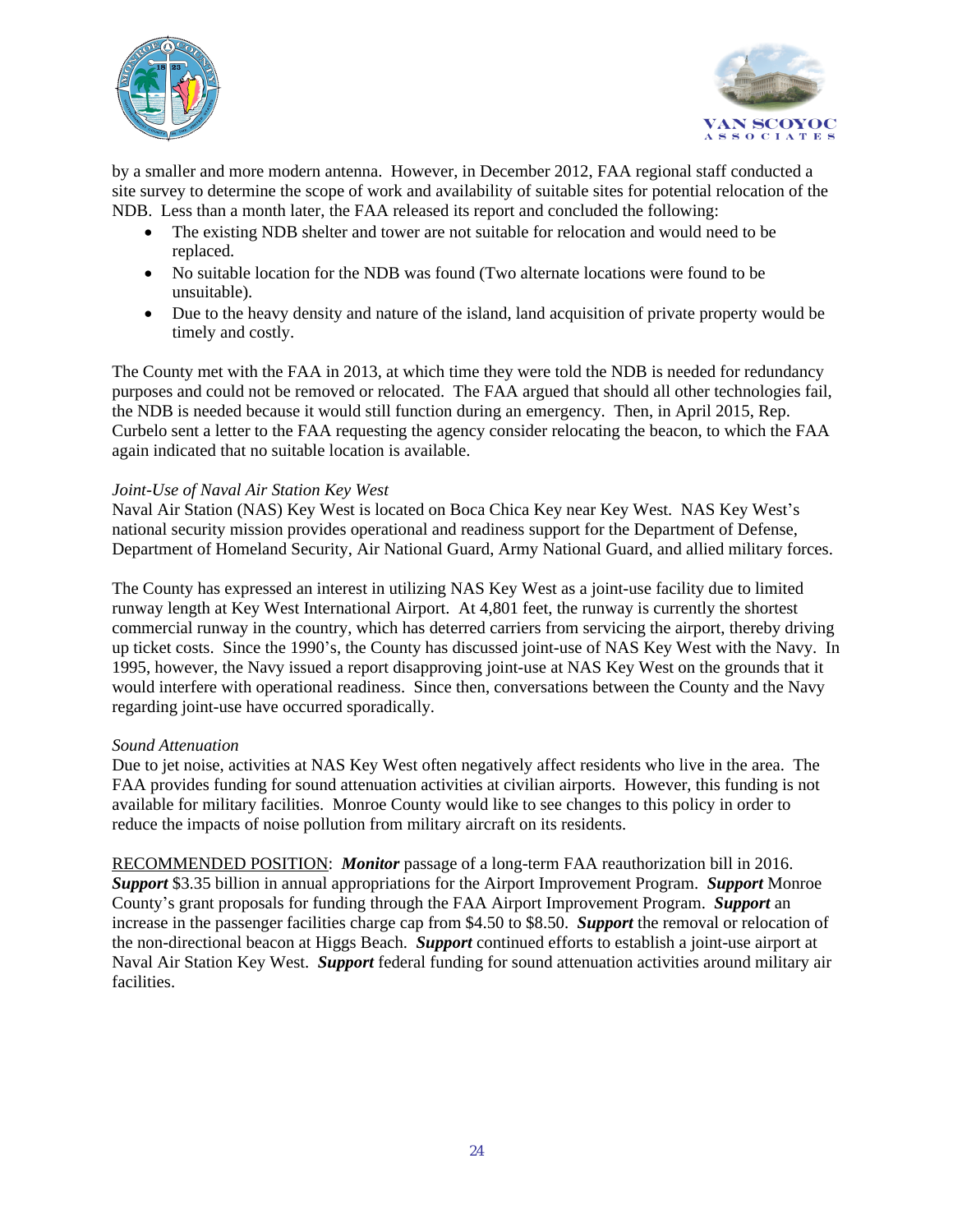by a smaller and more modern antenna. However, in December 2012, FAA regional staff conducted a site survey to determine the scope of work and availability of suitable sites for potential relocation of the NDB. Less than a month later, the FAA released its report and concluded the following:

- The existing NDB shelter and tower are not suitable for relocation and would need to be replaced.
- No suitable location for the NDB was found (Two alternate locations were found to be unsuitable).
- Due to the heavy density and nature of the island, land acquisition of private property would be timely and costly.

The County met with the FAA in 2013, at which time they were told the NDB is needed for redundancy purposes and could not be removed or relocated. The FAA argued that should all other technologies fail, the NDB is needed because it would still function during an emergency. Then, in April 2015, Rep. Curbelo sent a letter to the FAA requesting the agency consider relocating the beacon, to which the FAA again indicated that no suitable location is available.

*Joint-Use of Naval Air Station Key West*

Naval Air Station (NAS) Key West is located on Boca Chica Key near Key West. NAS Key West's national security mission provides operational and readiness support for the Department of Defense, Department of Homeland Security, Air National Guard, Army National Guard, and allied military forces.

The County has expressed an interest in utilizing NAS Key West as a joint-use facility due to limited runway length at Key West International Airport. At 4,801 feet, the runway is currently the shortest commercial runway in the country, which has deterred carriers from servicing the airport, thereby driving up ticket costs. Since the 1990's, the County has discussed joint-use of NAS Key West with the Navy. In 1995, however, the Navy issued a report disapproving joint-use at NAS Key West on the grounds that it would interfere with operational readiness. Since then, conversations between the County and the Navy regarding joint-use have occurred sporadically.

*Sound Attenuation*

Due to jet noise, activities at NAS Key West often negatively affect residents who live in the area. The FAA provides funding for sound attenuation activities at civilian airports. However, this funding is not available for military facilities. Monroe County would like to see changes to this policy in order to reduce the impacts of noise pollution from military aircraft on its residents.

RECOMMENDED POSITION: ***Monitor*** passage of a long-term FAA reauthorization bill in 2016. ***Support*** $3.35 billion in annual appropriations for the Airport Improvement Program. ***Support*** Monroe County's grant proposals for funding through the FAA Airport Improvement Program. ***Support*** an increase in the passenger facilities charge cap from $4.50 to $8.50. ***Support*** the removal or relocation of the non-directional beacon at Higgs Beach. ***Support*** continued efforts to establish a joint-use airport at Naval Air Station Key West. ***Support*** federal funding for sound attenuation activities around military air facilities.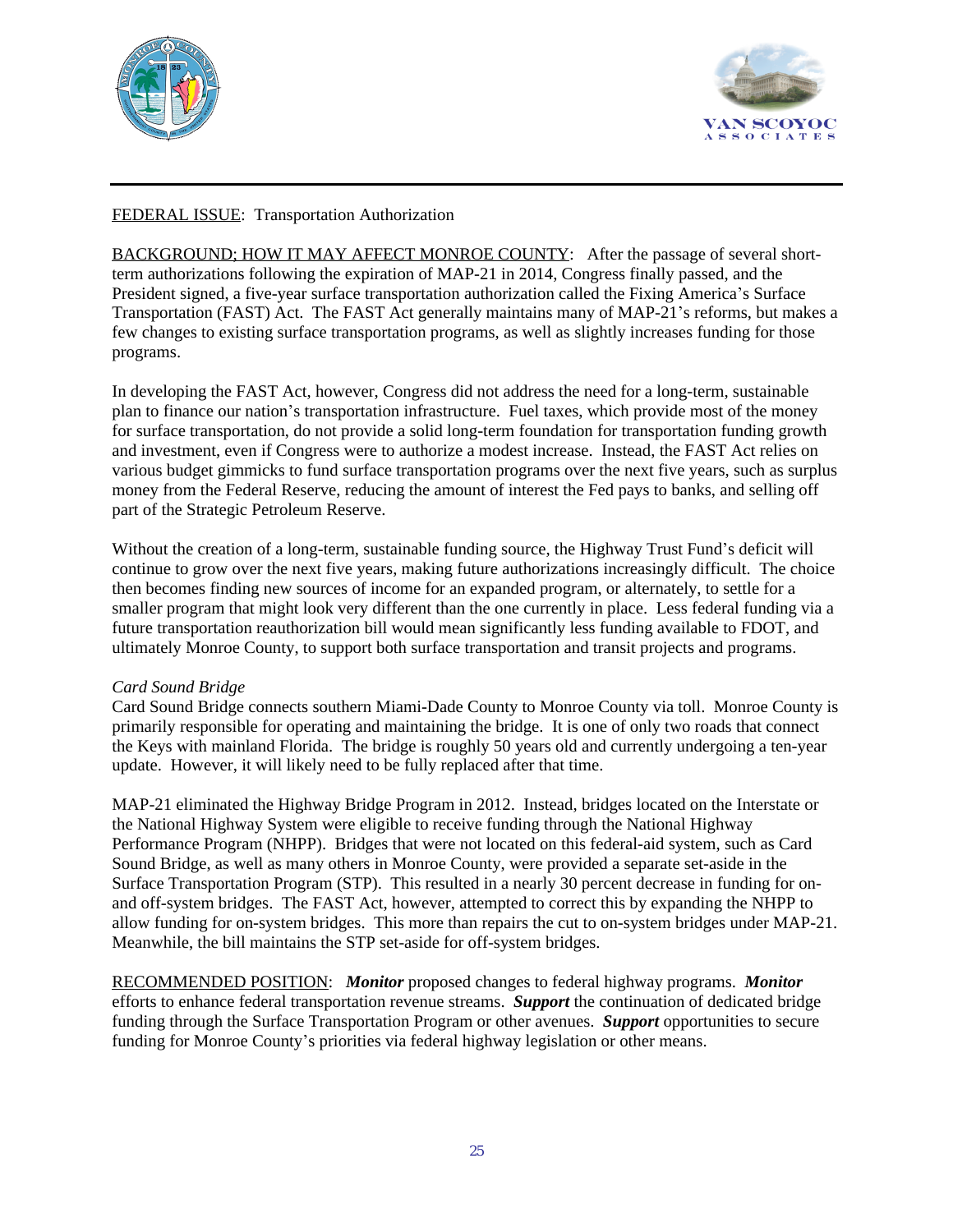FEDERAL ISSUE: Transportation Authorization

BACKGROUND; HOW IT MAY AFFECT MONROE COUNTY: After the passage of several short-term authorizations following the expiration of MAP-21 in 2014, Congress finally passed, and the President signed, a five-year surface transportation authorization called the Fixing America's Surface Transportation (FAST) Act. The FAST Act generally maintains many of MAP-21's reforms, but makes a few changes to existing surface transportation programs, as well as slightly increases funding for those programs.

In developing the FAST Act, however, Congress did not address the need for a long-term, sustainable plan to finance our nation's transportation infrastructure. Fuel taxes, which provide most of the money for surface transportation, do not provide a solid long-term foundation for transportation funding growth and investment, even if Congress were to authorize a modest increase. Instead, the FAST Act relies on various budget gimmicks to fund surface transportation programs over the next five years, such as surplus money from the Federal Reserve, reducing the amount of interest the Fed pays to banks, and selling off part of the Strategic Petroleum Reserve.

Without the creation of a long-term, sustainable funding source, the Highway Trust Fund's deficit will continue to grow over the next five years, making future authorizations increasingly difficult. The choice then becomes finding new sources of income for an expanded program, or alternately, to settle for a smaller program that might look very different than the one currently in place. Less federal funding via a future transportation reauthorization bill would mean significantly less funding available to FDOT, and ultimately Monroe County, to support both surface transportation and transit projects and programs.

*Card Sound Bridge*

Card Sound Bridge connects southern Miami-Dade County to Monroe County via toll. Monroe County is primarily responsible for operating and maintaining the bridge. It is one of only two roads that connect the Keys with mainland Florida. The bridge is roughly 50 years old and currently undergoing a ten-year update. However, it will likely need to be fully replaced after that time.

MAP-21 eliminated the Highway Bridge Program in 2012. Instead, bridges located on the Interstate or the National Highway System were eligible to receive funding through the National Highway Performance Program (NHPP). Bridges that were not located on this federal-aid system, such as Card Sound Bridge, as well as many others in Monroe County, were provided a separate set-aside in the Surface Transportation Program (STP). This resulted in a nearly 30 percent decrease in funding for on- and off-system bridges. The FAST Act, however, attempted to correct this by expanding the NHPP to allow funding for on-system bridges. This more than repairs the cut to on-system bridges under MAP-21. Meanwhile, the bill maintains the STP set-aside for off-system bridges.

RECOMMENDED POSITION: ***Monitor*** proposed changes to federal highway programs. ***Monitor*** efforts to enhance federal transportation revenue streams. ***Support*** the continuation of dedicated bridge funding through the Surface Transportation Program or other avenues. ***Support*** opportunities to secure funding for Monroe County's priorities via federal highway legislation or other means.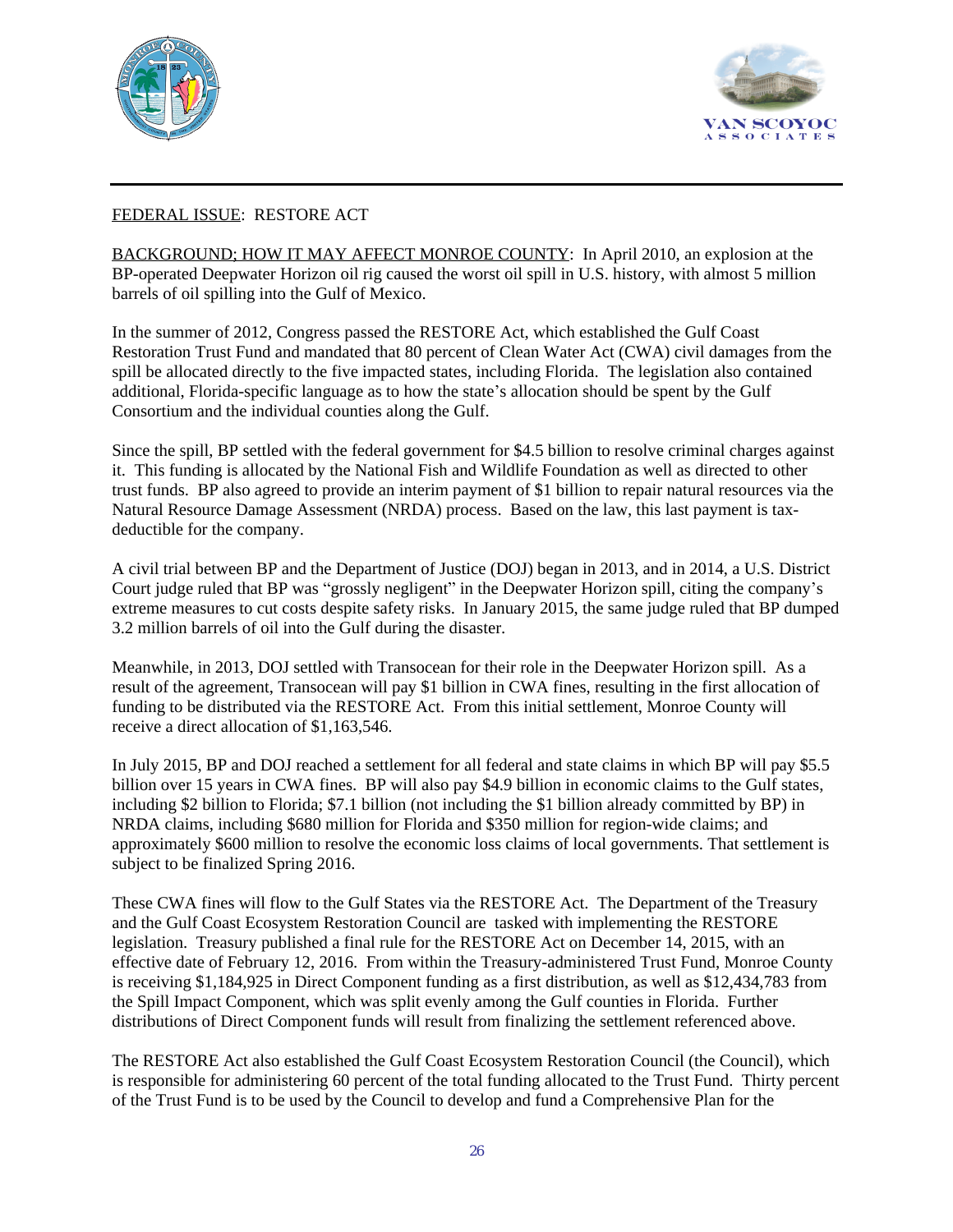FEDERAL ISSUE: RESTORE ACT

BACKGROUND; HOW IT MAY AFFECT MONROE COUNTY: In April 2010, an explosion at the BP-operated Deepwater Horizon oil rig caused the worst oil spill in U.S. history, with almost 5 million barrels of oil spilling into the Gulf of Mexico.

In the summer of 2012, Congress passed the RESTORE Act, which established the Gulf Coast Restoration Trust Fund and mandated that 80 percent of Clean Water Act (CWA) civil damages from the spill be allocated directly to the five impacted states, including Florida. The legislation also contained additional, Florida-specific language as to how the state's allocation should be spent by the Gulf Consortium and the individual counties along the Gulf.

Since the spill, BP settled with the federal government for $4.5 billion to resolve criminal charges against it. This funding is allocated by the National Fish and Wildlife Foundation as well as directed to other trust funds. BP also agreed to provide an interim payment of $1 billion to repair natural resources via the Natural Resource Damage Assessment (NRDA) process. Based on the law, this last payment is tax-deductible for the company.

A civil trial between BP and the Department of Justice (DOJ) began in 2013, and in 2014, a U.S. District Court judge ruled that BP was "grossly negligent" in the Deepwater Horizon spill, citing the company's extreme measures to cut costs despite safety risks. In January 2015, the same judge ruled that BP dumped 3.2 million barrels of oil into the Gulf during the disaster.

Meanwhile, in 2013, DOJ settled with Transocean for their role in the Deepwater Horizon spill. As a result of the agreement, Transocean will pay $1 billion in CWA fines, resulting in the first allocation of funding to be distributed via the RESTORE Act. From this initial settlement, Monroe County will receive a direct allocation of $1,163,546.

In July 2015, BP and DOJ reached a settlement for all federal and state claims in which BP will pay $5.5 billion over 15 years in CWA fines. BP will also pay $4.9 billion in economic claims to the Gulf states, including $2 billion to Florida; $7.1 billion (not including the $1 billion already committed by BP) in NRDA claims, including $680 million for Florida and $350 million for region-wide claims; and approximately $600 million to resolve the economic loss claims of local governments. That settlement is subject to be finalized Spring 2016.

These CWA fines will flow to the Gulf States via the RESTORE Act. The Department of the Treasury and the Gulf Coast Ecosystem Restoration Council are tasked with implementing the RESTORE legislation. Treasury published a final rule for the RESTORE Act on December 14, 2015, with an effective date of February 12, 2016. From within the Treasury-administered Trust Fund, Monroe County is receiving $1,184,925 in Direct Component funding as a first distribution, as well as $12,434,783 from the Spill Impact Component, which was split evenly among the Gulf counties in Florida. Further distributions of Direct Component funds will result from finalizing the settlement referenced above.

The RESTORE Act also established the Gulf Coast Ecosystem Restoration Council (the Council), which is responsible for administering 60 percent of the total funding allocated to the Trust Fund. Thirty percent of the Trust Fund is to be used by the Council to develop and fund a Comprehensive Plan for the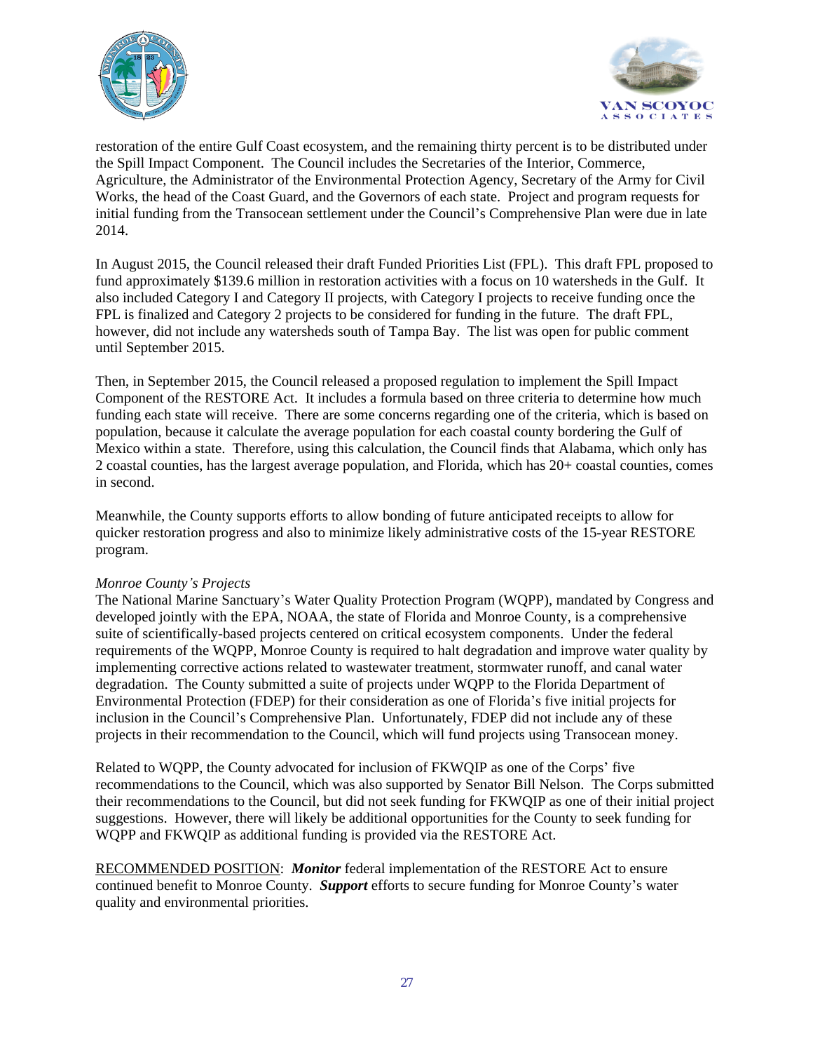restoration of the entire Gulf Coast ecosystem, and the remaining thirty percent is to be distributed under the Spill Impact Component. The Council includes the Secretaries of the Interior, Commerce, Agriculture, the Administrator of the Environmental Protection Agency, Secretary of the Army for Civil Works, the head of the Coast Guard, and the Governors of each state. Project and program requests for initial funding from the Transocean settlement under the Council's Comprehensive Plan were due in late 2014.

In August 2015, the Council released their draft Funded Priorities List (FPL). This draft FPL proposed to fund approximately $139.6 million in restoration activities with a focus on 10 watersheds in the Gulf. It also included Category I and Category II projects, with Category I projects to receive funding once the FPL is finalized and Category 2 projects to be considered for funding in the future. The draft FPL, however, did not include any watersheds south of Tampa Bay. The list was open for public comment until September 2015.

Then, in September 2015, the Council released a proposed regulation to implement the Spill Impact Component of the RESTORE Act. It includes a formula based on three criteria to determine how much funding each state will receive. There are some concerns regarding one of the criteria, which is based on population, because it calculate the average population for each coastal county bordering the Gulf of Mexico within a state. Therefore, using this calculation, the Council finds that Alabama, which only has 2 coastal counties, has the largest average population, and Florida, which has 20+ coastal counties, comes in second.

Meanwhile, the County supports efforts to allow bonding of future anticipated receipts to allow for quicker restoration progress and also to minimize likely administrative costs of the 15-year RESTORE program.

*Monroe County's Projects*

The National Marine Sanctuary's Water Quality Protection Program (WQPP), mandated by Congress and developed jointly with the EPA, NOAA, the state of Florida and Monroe County, is a comprehensive suite of scientifically-based projects centered on critical ecosystem components. Under the federal requirements of the WQPP, Monroe County is required to halt degradation and improve water quality by implementing corrective actions related to wastewater treatment, stormwater runoff, and canal water degradation. The County submitted a suite of projects under WQPP to the Florida Department of Environmental Protection (FDEP) for their consideration as one of Florida's five initial projects for inclusion in the Council's Comprehensive Plan. Unfortunately, FDEP did not include any of these projects in their recommendation to the Council, which will fund projects using Transocean money.

Related to WQPP, the County advocated for inclusion of FKWQIP as one of the Corps' five recommendations to the Council, which was also supported by Senator Bill Nelson. The Corps submitted their recommendations to the Council, but did not seek funding for FKWQIP as one of their initial project suggestions. However, there will likely be additional opportunities for the County to seek funding for WQPP and FKWQIP as additional funding is provided via the RESTORE Act.

<u>RECOMMENDED POSITION</u>: ***Monitor*** federal implementation of the RESTORE Act to ensure continued benefit to Monroe County. ***Support*** efforts to secure funding for Monroe County's water quality and environmental priorities.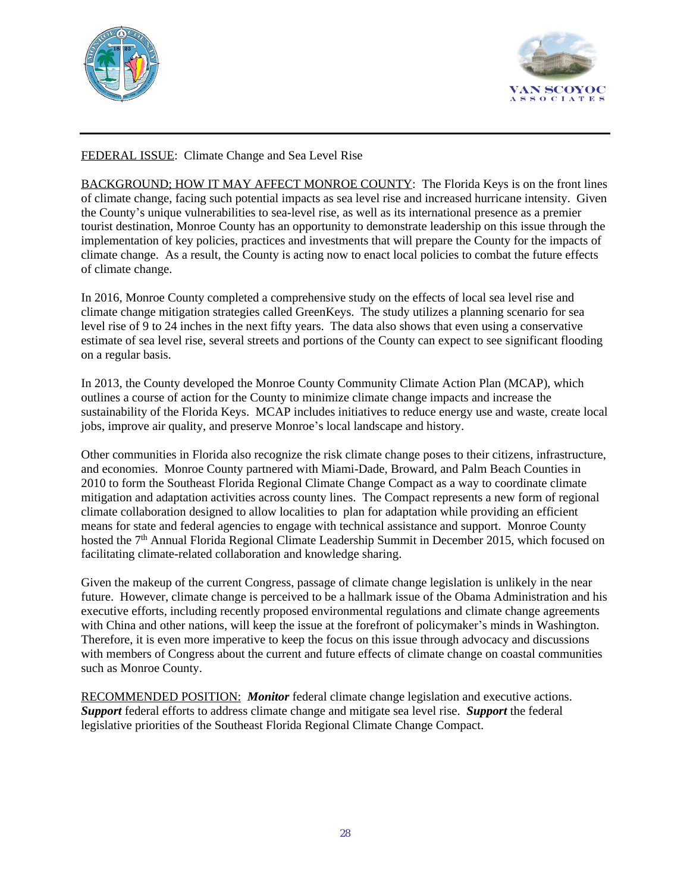FEDERAL ISSUE: Climate Change and Sea Level Rise

BACKGROUND; HOW IT MAY AFFECT MONROE COUNTY: The Florida Keys is on the front lines of climate change, facing such potential impacts as sea level rise and increased hurricane intensity. Given the County's unique vulnerabilities to sea-level rise, as well as its international presence as a premier tourist destination, Monroe County has an opportunity to demonstrate leadership on this issue through the implementation of key policies, practices and investments that will prepare the County for the impacts of climate change. As a result, the County is acting now to enact local policies to combat the future effects of climate change.

In 2016, Monroe County completed a comprehensive study on the effects of local sea level rise and climate change mitigation strategies called GreenKeys. The study utilizes a planning scenario for sea level rise of 9 to 24 inches in the next fifty years. The data also shows that even using a conservative estimate of sea level rise, several streets and portions of the County can expect to see significant flooding on a regular basis.

In 2013, the County developed the Monroe County Community Climate Action Plan (MCAP), which outlines a course of action for the County to minimize climate change impacts and increase the sustainability of the Florida Keys. MCAP includes initiatives to reduce energy use and waste, create local jobs, improve air quality, and preserve Monroe's local landscape and history.

Other communities in Florida also recognize the risk climate change poses to their citizens, infrastructure, and economies. Monroe County partnered with Miami-Dade, Broward, and Palm Beach Counties in 2010 to form the Southeast Florida Regional Climate Change Compact as a way to coordinate climate mitigation and adaptation activities across county lines. The Compact represents a new form of regional climate collaboration designed to allow localities to plan for adaptation while providing an efficient means for state and federal agencies to engage with technical assistance and support. Monroe County hosted the 7th Annual Florida Regional Climate Leadership Summit in December 2015, which focused on facilitating climate-related collaboration and knowledge sharing.

Given the makeup of the current Congress, passage of climate change legislation is unlikely in the near future. However, climate change is perceived to be a hallmark issue of the Obama Administration and his executive efforts, including recently proposed environmental regulations and climate change agreements with China and other nations, will keep the issue at the forefront of policymaker's minds in Washington. Therefore, it is even more imperative to keep the focus on this issue through advocacy and discussions with members of Congress about the current and future effects of climate change on coastal communities such as Monroe County.

RECOMMENDED POSITION: ***Monitor*** federal climate change legislation and executive actions. ***Support*** federal efforts to address climate change and mitigate sea level rise. ***Support*** the federal legislative priorities of the Southeast Florida Regional Climate Change Compact.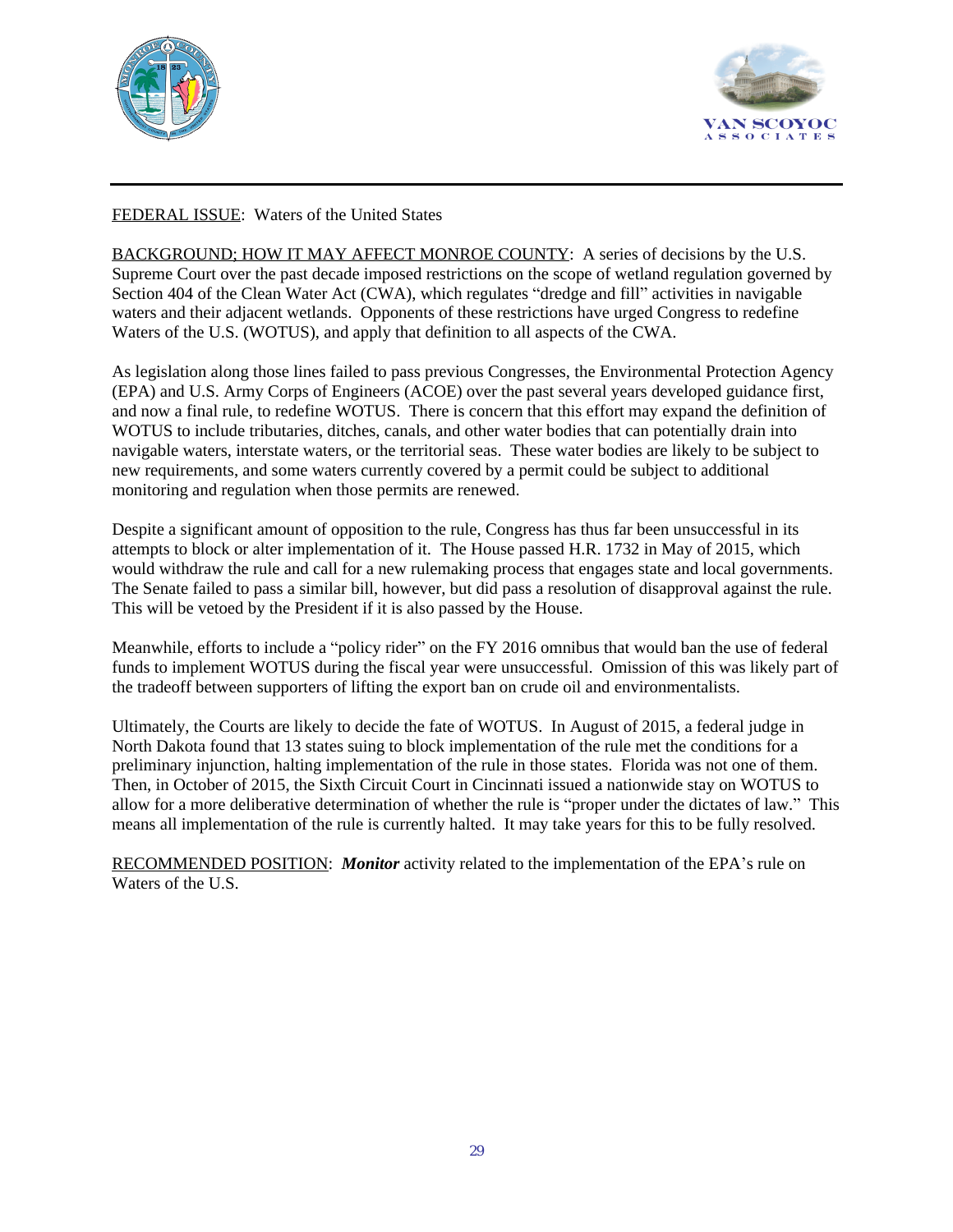FEDERAL ISSUE: Waters of the United States

BACKGROUND; HOW IT MAY AFFECT MONROE COUNTY: A series of decisions by the U.S. Supreme Court over the past decade imposed restrictions on the scope of wetland regulation governed by Section 404 of the Clean Water Act (CWA), which regulates "dredge and fill" activities in navigable waters and their adjacent wetlands. Opponents of these restrictions have urged Congress to redefine Waters of the U.S. (WOTUS), and apply that definition to all aspects of the CWA.

As legislation along those lines failed to pass previous Congresses, the Environmental Protection Agency (EPA) and U.S. Army Corps of Engineers (ACOE) over the past several years developed guidance first, and now a final rule, to redefine WOTUS. There is concern that this effort may expand the definition of WOTUS to include tributaries, ditches, canals, and other water bodies that can potentially drain into navigable waters, interstate waters, or the territorial seas. These water bodies are likely to be subject to new requirements, and some waters currently covered by a permit could be subject to additional monitoring and regulation when those permits are renewed.

Despite a significant amount of opposition to the rule, Congress has thus far been unsuccessful in its attempts to block or alter implementation of it. The House passed H.R. 1732 in May of 2015, which would withdraw the rule and call for a new rulemaking process that engages state and local governments. The Senate failed to pass a similar bill, however, but did pass a resolution of disapproval against the rule. This will be vetoed by the President if it is also passed by the House.

Meanwhile, efforts to include a "policy rider" on the FY 2016 omnibus that would ban the use of federal funds to implement WOTUS during the fiscal year were unsuccessful. Omission of this was likely part of the tradeoff between supporters of lifting the export ban on crude oil and environmentalists.

Ultimately, the Courts are likely to decide the fate of WOTUS. In August of 2015, a federal judge in North Dakota found that 13 states suing to block implementation of the rule met the conditions for a preliminary injunction, halting implementation of the rule in those states. Florida was not one of them. Then, in October of 2015, the Sixth Circuit Court in Cincinnati issued a nationwide stay on WOTUS to allow for a more deliberative determination of whether the rule is "proper under the dictates of law." This means all implementation of the rule is currently halted. It may take years for this to be fully resolved.

RECOMMENDED POSITION: ***Monitor*** activity related to the implementation of the EPA's rule on Waters of the U.S.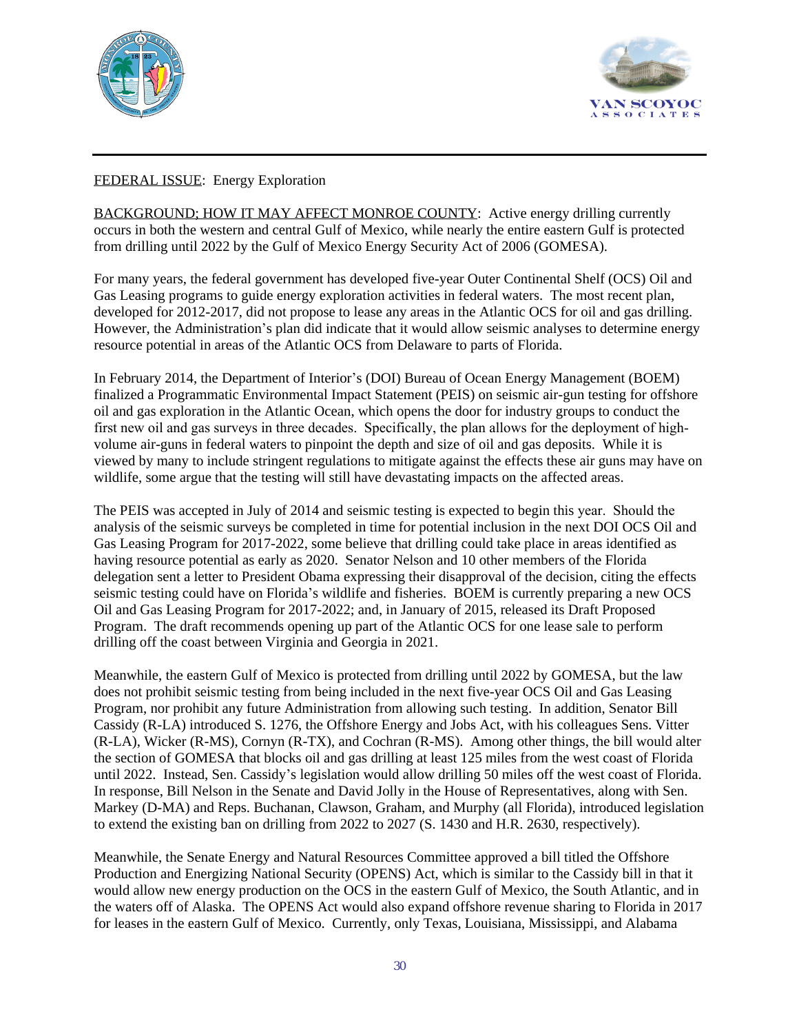FEDERAL ISSUE: Energy Exploration

BACKGROUND; HOW IT MAY AFFECT MONROE COUNTY: Active energy drilling currently occurs in both the western and central Gulf of Mexico, while nearly the entire eastern Gulf is protected from drilling until 2022 by the Gulf of Mexico Energy Security Act of 2006 (GOMESA).

For many years, the federal government has developed five-year Outer Continental Shelf (OCS) Oil and Gas Leasing programs to guide energy exploration activities in federal waters. The most recent plan, developed for 2012-2017, did not propose to lease any areas in the Atlantic OCS for oil and gas drilling. However, the Administration's plan did indicate that it would allow seismic analyses to determine energy resource potential in areas of the Atlantic OCS from Delaware to parts of Florida.

In February 2014, the Department of Interior's (DOI) Bureau of Ocean Energy Management (BOEM) finalized a Programmatic Environmental Impact Statement (PEIS) on seismic air-gun testing for offshore oil and gas exploration in the Atlantic Ocean, which opens the door for industry groups to conduct the first new oil and gas surveys in three decades. Specifically, the plan allows for the deployment of high-volume air-guns in federal waters to pinpoint the depth and size of oil and gas deposits. While it is viewed by many to include stringent regulations to mitigate against the effects these air guns may have on wildlife, some argue that the testing will still have devastating impacts on the affected areas.

The PEIS was accepted in July of 2014 and seismic testing is expected to begin this year. Should the analysis of the seismic surveys be completed in time for potential inclusion in the next DOI OCS Oil and Gas Leasing Program for 2017-2022, some believe that drilling could take place in areas identified as having resource potential as early as 2020. Senator Nelson and 10 other members of the Florida delegation sent a letter to President Obama expressing their disapproval of the decision, citing the effects seismic testing could have on Florida's wildlife and fisheries. BOEM is currently preparing a new OCS Oil and Gas Leasing Program for 2017-2022; and, in January of 2015, released its Draft Proposed Program. The draft recommends opening up part of the Atlantic OCS for one lease sale to perform drilling off the coast between Virginia and Georgia in 2021.

Meanwhile, the eastern Gulf of Mexico is protected from drilling until 2022 by GOMESA, but the law does not prohibit seismic testing from being included in the next five-year OCS Oil and Gas Leasing Program, nor prohibit any future Administration from allowing such testing. In addition, Senator Bill Cassidy (R-LA) introduced S. 1276, the Offshore Energy and Jobs Act, with his colleagues Sens. Vitter (R-LA), Wicker (R-MS), Cornyn (R-TX), and Cochran (R-MS). Among other things, the bill would alter the section of GOMESA that blocks oil and gas drilling at least 125 miles from the west coast of Florida until 2022. Instead, Sen. Cassidy's legislation would allow drilling 50 miles off the west coast of Florida. In response, Bill Nelson in the Senate and David Jolly in the House of Representatives, along with Sen. Markey (D-MA) and Reps. Buchanan, Clawson, Graham, and Murphy (all Florida), introduced legislation to extend the existing ban on drilling from 2022 to 2027 (S. 1430 and H.R. 2630, respectively).

Meanwhile, the Senate Energy and Natural Resources Committee approved a bill titled the Offshore Production and Energizing National Security (OPENS) Act, which is similar to the Cassidy bill in that it would allow new energy production on the OCS in the eastern Gulf of Mexico, the South Atlantic, and in the waters off of Alaska. The OPENS Act would also expand offshore revenue sharing to Florida in 2017 for leases in the eastern Gulf of Mexico. Currently, only Texas, Louisiana, Mississippi, and Alabama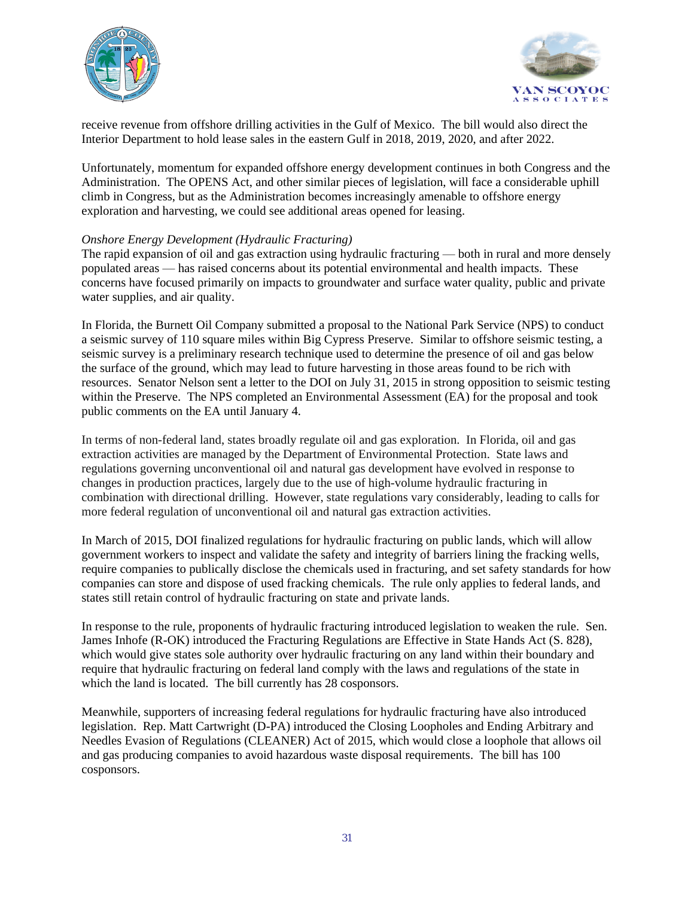receive revenue from offshore drilling activities in the Gulf of Mexico. The bill would also direct the Interior Department to hold lease sales in the eastern Gulf in 2018, 2019, 2020, and after 2022.

Unfortunately, momentum for expanded offshore energy development continues in both Congress and the Administration. The OPENS Act, and other similar pieces of legislation, will face a considerable uphill climb in Congress, but as the Administration becomes increasingly amenable to offshore energy exploration and harvesting, we could see additional areas opened for leasing.

*Onshore Energy Development (Hydraulic Fracturing)*

The rapid expansion of oil and gas extraction using hydraulic fracturing — both in rural and more densely populated areas — has raised concerns about its potential environmental and health impacts. These concerns have focused primarily on impacts to groundwater and surface water quality, public and private water supplies, and air quality.

In Florida, the Burnett Oil Company submitted a proposal to the National Park Service (NPS) to conduct a seismic survey of 110 square miles within Big Cypress Preserve. Similar to offshore seismic testing, a seismic survey is a preliminary research technique used to determine the presence of oil and gas below the surface of the ground, which may lead to future harvesting in those areas found to be rich with resources. Senator Nelson sent a letter to the DOI on July 31, 2015 in strong opposition to seismic testing within the Preserve. The NPS completed an Environmental Assessment (EA) for the proposal and took public comments on the EA until January 4.

In terms of non-federal land, states broadly regulate oil and gas exploration. In Florida, oil and gas extraction activities are managed by the Department of Environmental Protection. State laws and regulations governing unconventional oil and natural gas development have evolved in response to changes in production practices, largely due to the use of high-volume hydraulic fracturing in combination with directional drilling. However, state regulations vary considerably, leading to calls for more federal regulation of unconventional oil and natural gas extraction activities.

In March of 2015, DOI finalized regulations for hydraulic fracturing on public lands, which will allow government workers to inspect and validate the safety and integrity of barriers lining the fracking wells, require companies to publically disclose the chemicals used in fracturing, and set safety standards for how companies can store and dispose of used fracking chemicals. The rule only applies to federal lands, and states still retain control of hydraulic fracturing on state and private lands.

In response to the rule, proponents of hydraulic fracturing introduced legislation to weaken the rule. Sen. James Inhofe (R-OK) introduced the Fracturing Regulations are Effective in State Hands Act (S. 828), which would give states sole authority over hydraulic fracturing on any land within their boundary and require that hydraulic fracturing on federal land comply with the laws and regulations of the state in which the land is located. The bill currently has 28 cosponsors.

Meanwhile, supporters of increasing federal regulations for hydraulic fracturing have also introduced legislation. Rep. Matt Cartwright (D-PA) introduced the Closing Loopholes and Ending Arbitrary and Needles Evasion of Regulations (CLEANER) Act of 2015, which would close a loophole that allows oil and gas producing companies to avoid hazardous waste disposal requirements. The bill has 100 cosponsors.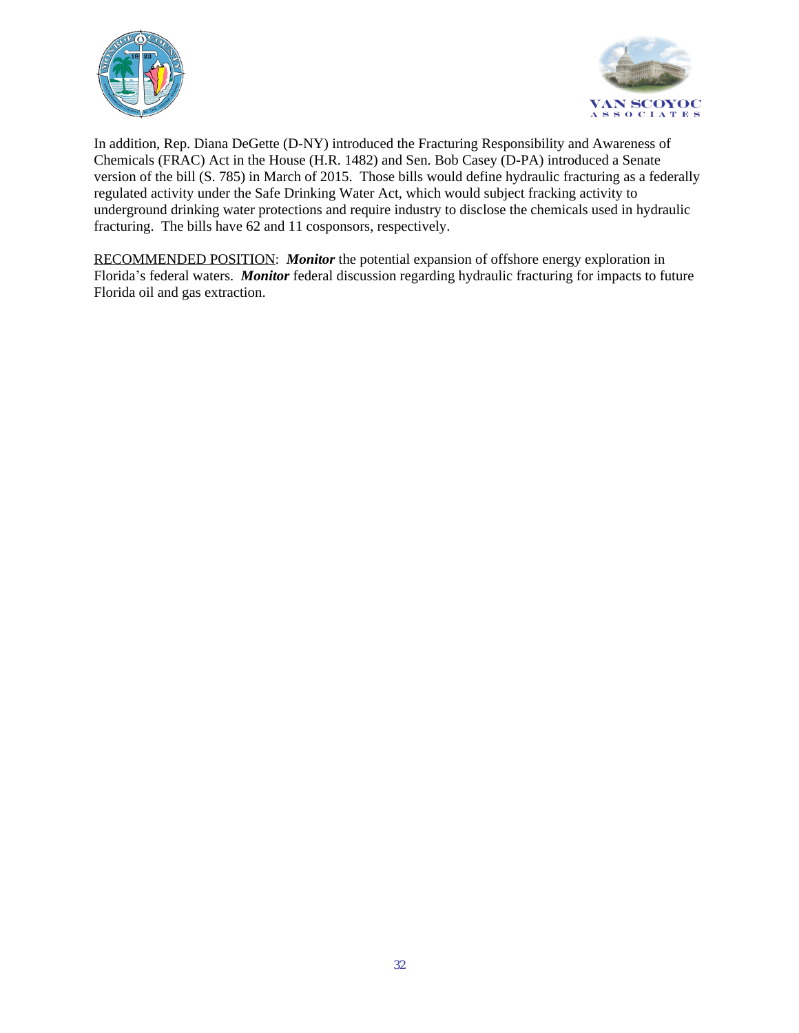In addition, Rep. Diana DeGette (D-NY) introduced the Fracturing Responsibility and Awareness of Chemicals (FRAC) Act in the House (H.R. 1482) and Sen. Bob Casey (D-PA) introduced a Senate version of the bill (S. 785) in March of 2015. Those bills would define hydraulic fracturing as a federally regulated activity under the Safe Drinking Water Act, which would subject fracking activity to underground drinking water protections and require industry to disclose the chemicals used in hydraulic fracturing. The bills have 62 and 11 cosponsors, respectively.

<u>RECOMMENDED POSITION</u>: ***Monitor*** the potential expansion of offshore energy exploration in Florida's federal waters. ***Monitor*** federal discussion regarding hydraulic fracturing for impacts to future Florida oil and gas extraction.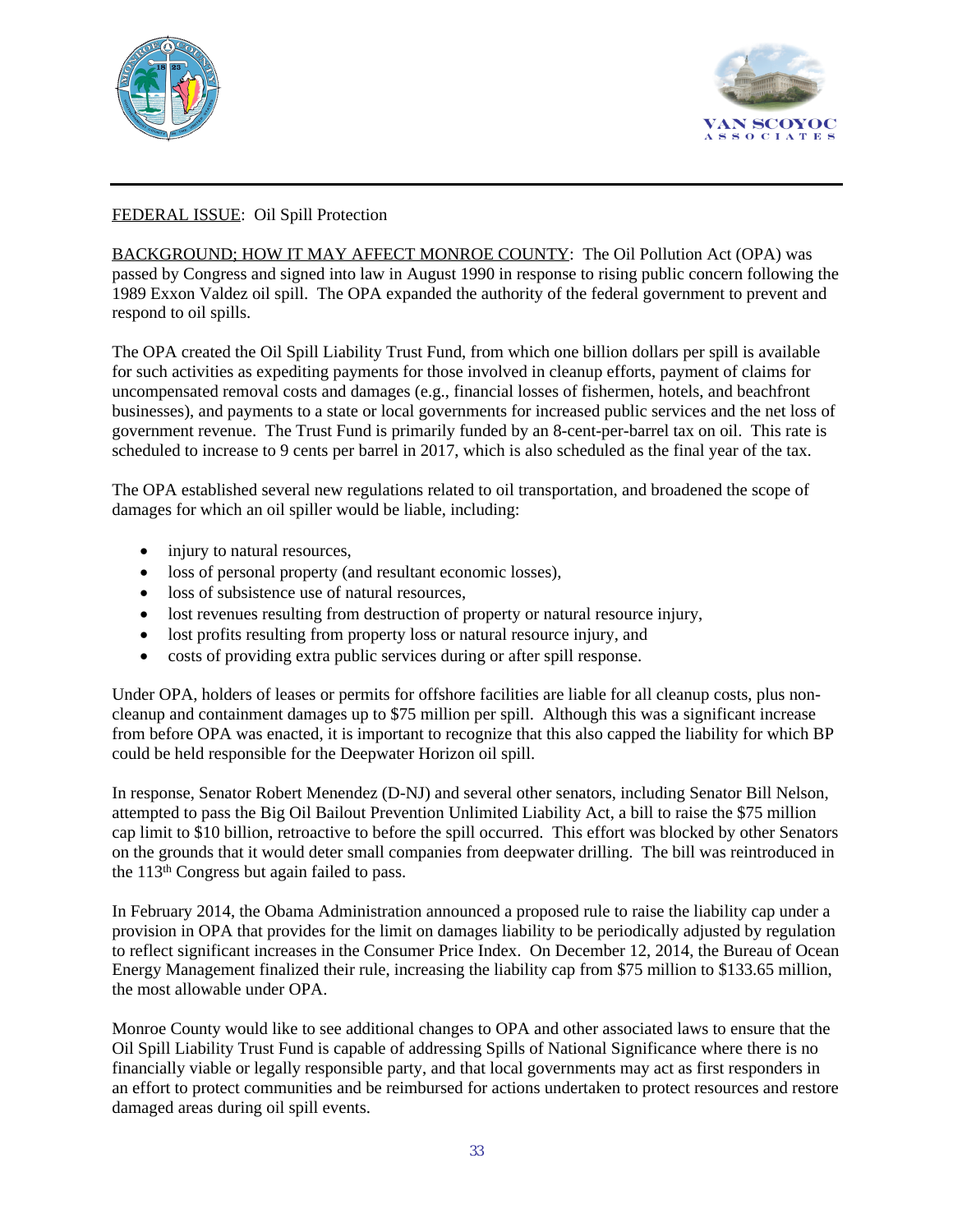FEDERAL ISSUE: Oil Spill Protection

BACKGROUND; HOW IT MAY AFFECT MONROE COUNTY: The Oil Pollution Act (OPA) was passed by Congress and signed into law in August 1990 in response to rising public concern following the 1989 Exxon Valdez oil spill. The OPA expanded the authority of the federal government to prevent and respond to oil spills.

The OPA created the Oil Spill Liability Trust Fund, from which one billion dollars per spill is available for such activities as expediting payments for those involved in cleanup efforts, payment of claims for uncompensated removal costs and damages (e.g., financial losses of fishermen, hotels, and beachfront businesses), and payments to a state or local governments for increased public services and the net loss of government revenue. The Trust Fund is primarily funded by an 8-cent-per-barrel tax on oil. This rate is scheduled to increase to 9 cents per barrel in 2017, which is also scheduled as the final year of the tax.

The OPA established several new regulations related to oil transportation, and broadened the scope of damages for which an oil spiller would be liable, including:

- injury to natural resources,
- loss of personal property (and resultant economic losses),
- loss of subsistence use of natural resources,
- lost revenues resulting from destruction of property or natural resource injury,
- lost profits resulting from property loss or natural resource injury, and
- costs of providing extra public services during or after spill response.

Under OPA, holders of leases or permits for offshore facilities are liable for all cleanup costs, plus non-cleanup and containment damages up to $75 million per spill. Although this was a significant increase from before OPA was enacted, it is important to recognize that this also capped the liability for which BP could be held responsible for the Deepwater Horizon oil spill.

In response, Senator Robert Menendez (D-NJ) and several other senators, including Senator Bill Nelson, attempted to pass the Big Oil Bailout Prevention Unlimited Liability Act, a bill to raise the $75 million cap limit to $10 billion, retroactive to before the spill occurred. This effort was blocked by other Senators on the grounds that it would deter small companies from deepwater drilling. The bill was reintroduced in the 113th Congress but again failed to pass.

In February 2014, the Obama Administration announced a proposed rule to raise the liability cap under a provision in OPA that provides for the limit on damages liability to be periodically adjusted by regulation to reflect significant increases in the Consumer Price Index. On December 12, 2014, the Bureau of Ocean Energy Management finalized their rule, increasing the liability cap from $75 million to $133.65 million, the most allowable under OPA.

Monroe County would like to see additional changes to OPA and other associated laws to ensure that the Oil Spill Liability Trust Fund is capable of addressing Spills of National Significance where there is no financially viable or legally responsible party, and that local governments may act as first responders in an effort to protect communities and be reimbursed for actions undertaken to protect resources and restore damaged areas during oil spill events.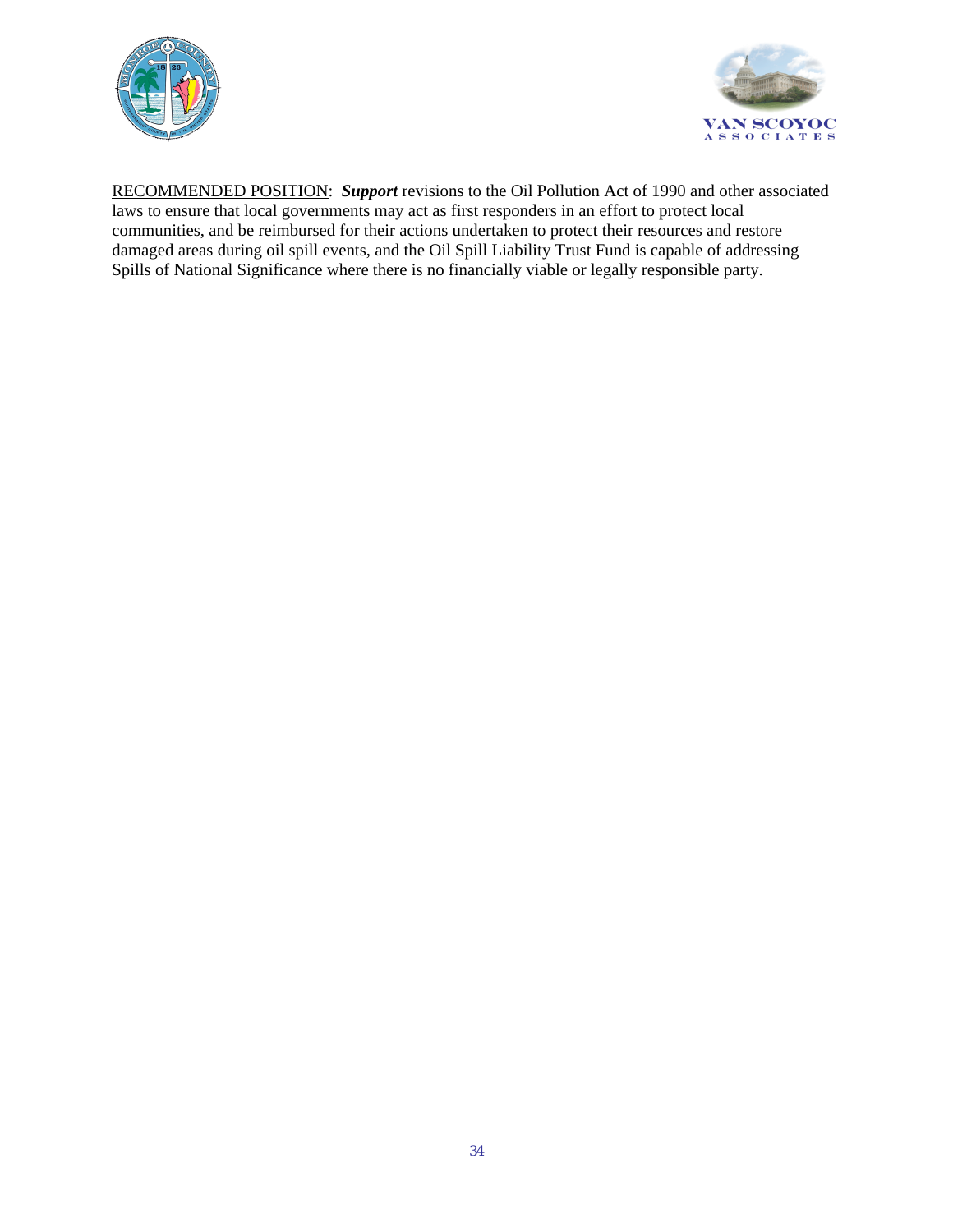RECOMMENDED POSITION: ***Support*** revisions to the Oil Pollution Act of 1990 and other associated laws to ensure that local governments may act as first responders in an effort to protect local communities, and be reimbursed for their actions undertaken to protect their resources and restore damaged areas during oil spill events, and the Oil Spill Liability Trust Fund is capable of addressing Spills of National Significance where there is no financially viable or legally responsible party.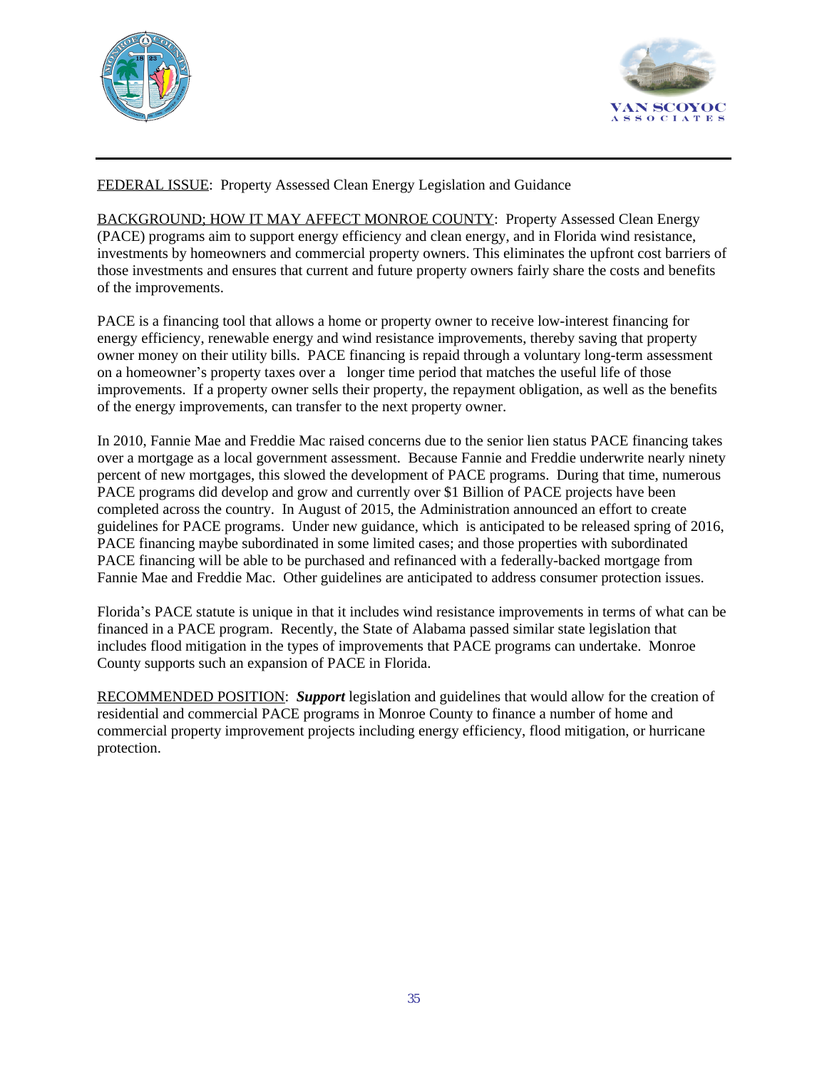<u>FEDERAL ISSUE</u>: Property Assessed Clean Energy Legislation and Guidance

<u>BACKGROUND; HOW IT MAY AFFECT MONROE COUNTY</u>: Property Assessed Clean Energy (PACE) programs aim to support energy efficiency and clean energy, and in Florida wind resistance, investments by homeowners and commercial property owners. This eliminates the upfront cost barriers of those investments and ensures that current and future property owners fairly share the costs and benefits of the improvements.

PACE is a financing tool that allows a home or property owner to receive low-interest financing for energy efficiency, renewable energy and wind resistance improvements, thereby saving that property owner money on their utility bills. PACE financing is repaid through a voluntary long-term assessment on a homeowner's property taxes over a longer time period that matches the useful life of those improvements. If a property owner sells their property, the repayment obligation, as well as the benefits of the energy improvements, can transfer to the next property owner.

In 2010, Fannie Mae and Freddie Mac raised concerns due to the senior lien status PACE financing takes over a mortgage as a local government assessment. Because Fannie and Freddie underwrite nearly ninety percent of new mortgages, this slowed the development of PACE programs. During that time, numerous PACE programs did develop and grow and currently over $1 Billion of PACE projects have been completed across the country. In August of 2015, the Administration announced an effort to create guidelines for PACE programs. Under new guidance, which is anticipated to be released spring of 2016, PACE financing maybe subordinated in some limited cases; and those properties with subordinated PACE financing will be able to be purchased and refinanced with a federally-backed mortgage from Fannie Mae and Freddie Mac. Other guidelines are anticipated to address consumer protection issues.

Florida's PACE statute is unique in that it includes wind resistance improvements in terms of what can be financed in a PACE program. Recently, the State of Alabama passed similar state legislation that includes flood mitigation in the types of improvements that PACE programs can undertake. Monroe County supports such an expansion of PACE in Florida.

<u>RECOMMENDED POSITION</u>: ***Support*** legislation and guidelines that would allow for the creation of residential and commercial PACE programs in Monroe County to finance a number of home and commercial property improvement projects including energy efficiency, flood mitigation, or hurricane protection.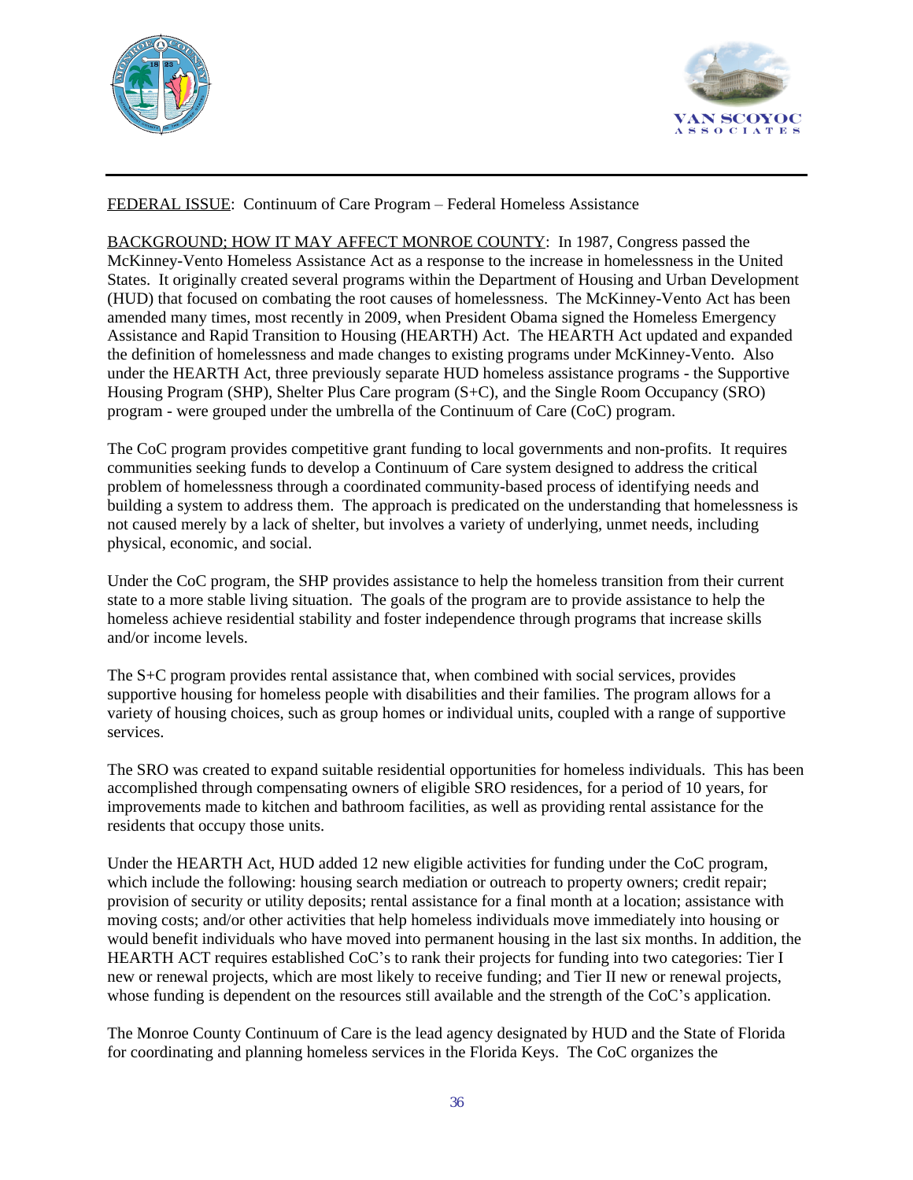FEDERAL ISSUE: Continuum of Care Program – Federal Homeless Assistance

BACKGROUND; HOW IT MAY AFFECT MONROE COUNTY: In 1987, Congress passed the McKinney-Vento Homeless Assistance Act as a response to the increase in homelessness in the United States. It originally created several programs within the Department of Housing and Urban Development (HUD) that focused on combating the root causes of homelessness. The McKinney-Vento Act has been amended many times, most recently in 2009, when President Obama signed the Homeless Emergency Assistance and Rapid Transition to Housing (HEARTH) Act. The HEARTH Act updated and expanded the definition of homelessness and made changes to existing programs under McKinney-Vento. Also under the HEARTH Act, three previously separate HUD homeless assistance programs - the Supportive Housing Program (SHP), Shelter Plus Care program (S+C), and the Single Room Occupancy (SRO) program - were grouped under the umbrella of the Continuum of Care (CoC) program.

The CoC program provides competitive grant funding to local governments and non-profits. It requires communities seeking funds to develop a Continuum of Care system designed to address the critical problem of homelessness through a coordinated community-based process of identifying needs and building a system to address them. The approach is predicated on the understanding that homelessness is not caused merely by a lack of shelter, but involves a variety of underlying, unmet needs, including physical, economic, and social.

Under the CoC program, the SHP provides assistance to help the homeless transition from their current state to a more stable living situation. The goals of the program are to provide assistance to help the homeless achieve residential stability and foster independence through programs that increase skills and/or income levels.

The S+C program provides rental assistance that, when combined with social services, provides supportive housing for homeless people with disabilities and their families. The program allows for a variety of housing choices, such as group homes or individual units, coupled with a range of supportive services.

The SRO was created to expand suitable residential opportunities for homeless individuals. This has been accomplished through compensating owners of eligible SRO residences, for a period of 10 years, for improvements made to kitchen and bathroom facilities, as well as providing rental assistance for the residents that occupy those units.

Under the HEARTH Act, HUD added 12 new eligible activities for funding under the CoC program, which include the following: housing search mediation or outreach to property owners; credit repair; provision of security or utility deposits; rental assistance for a final month at a location; assistance with moving costs; and/or other activities that help homeless individuals move immediately into housing or would benefit individuals who have moved into permanent housing in the last six months. In addition, the HEARTH ACT requires established CoC's to rank their projects for funding into two categories: Tier I new or renewal projects, which are most likely to receive funding; and Tier II new or renewal projects, whose funding is dependent on the resources still available and the strength of the CoC's application.

The Monroe County Continuum of Care is the lead agency designated by HUD and the State of Florida for coordinating and planning homeless services in the Florida Keys. The CoC organizes the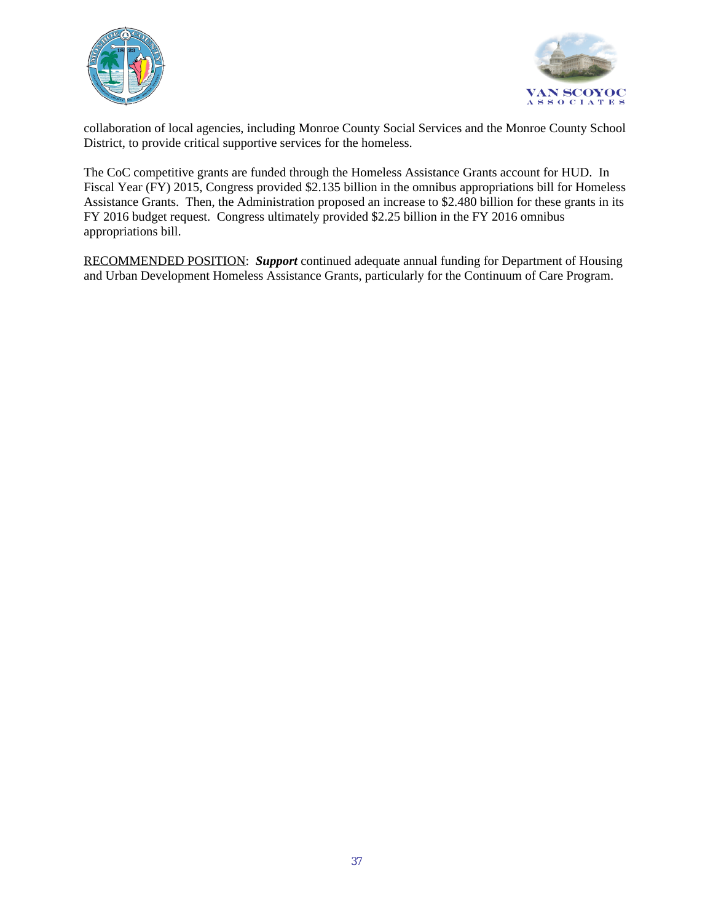collaboration of local agencies, including Monroe County Social Services and the Monroe County School District, to provide critical supportive services for the homeless.

The CoC competitive grants are funded through the Homeless Assistance Grants account for HUD. In Fiscal Year (FY) 2015, Congress provided $2.135 billion in the omnibus appropriations bill for Homeless Assistance Grants. Then, the Administration proposed an increase to $2.480 billion for these grants in its FY 2016 budget request. Congress ultimately provided $2.25 billion in the FY 2016 omnibus appropriations bill.

<u>RECOMMENDED POSITION</u>: ***Support*** continued adequate annual funding for Department of Housing and Urban Development Homeless Assistance Grants, particularly for the Continuum of Care Program.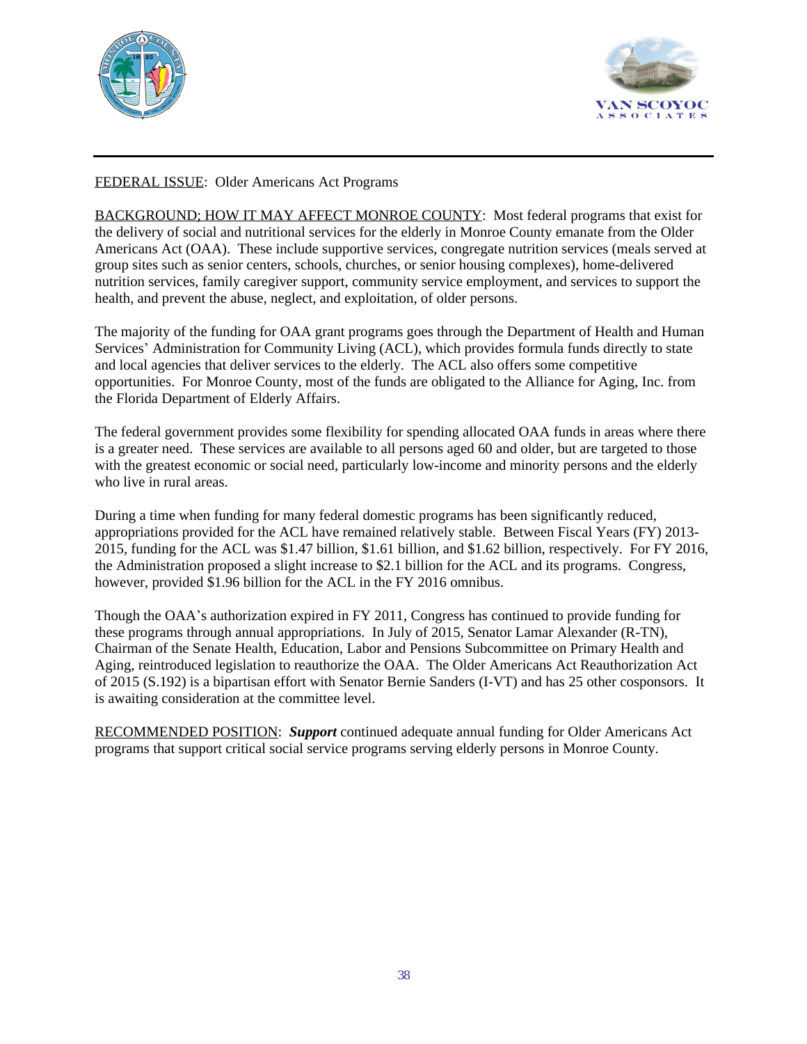FEDERAL ISSUE: Older Americans Act Programs

BACKGROUND; HOW IT MAY AFFECT MONROE COUNTY: Most federal programs that exist for the delivery of social and nutritional services for the elderly in Monroe County emanate from the Older Americans Act (OAA). These include supportive services, congregate nutrition services (meals served at group sites such as senior centers, schools, churches, or senior housing complexes), home-delivered nutrition services, family caregiver support, community service employment, and services to support the health, and prevent the abuse, neglect, and exploitation, of older persons.

The majority of the funding for OAA grant programs goes through the Department of Health and Human Services' Administration for Community Living (ACL), which provides formula funds directly to state and local agencies that deliver services to the elderly. The ACL also offers some competitive opportunities. For Monroe County, most of the funds are obligated to the Alliance for Aging, Inc. from the Florida Department of Elderly Affairs.

The federal government provides some flexibility for spending allocated OAA funds in areas where there is a greater need. These services are available to all persons aged 60 and older, but are targeted to those with the greatest economic or social need, particularly low-income and minority persons and the elderly who live in rural areas.

During a time when funding for many federal domestic programs has been significantly reduced, appropriations provided for the ACL have remained relatively stable. Between Fiscal Years (FY) 2013-2015, funding for the ACL was $1.47 billion, $1.61 billion, and $1.62 billion, respectively. For FY 2016, the Administration proposed a slight increase to $2.1 billion for the ACL and its programs. Congress, however, provided $1.96 billion for the ACL in the FY 2016 omnibus.

Though the OAA's authorization expired in FY 2011, Congress has continued to provide funding for these programs through annual appropriations. In July of 2015, Senator Lamar Alexander (R-TN), Chairman of the Senate Health, Education, Labor and Pensions Subcommittee on Primary Health and Aging, reintroduced legislation to reauthorize the OAA. The Older Americans Act Reauthorization Act of 2015 (S.192) is a bipartisan effort with Senator Bernie Sanders (I-VT) and has 25 other cosponsors. It is awaiting consideration at the committee level.

RECOMMENDED POSITION: ***Support*** continued adequate annual funding for Older Americans Act programs that support critical social service programs serving elderly persons in Monroe County.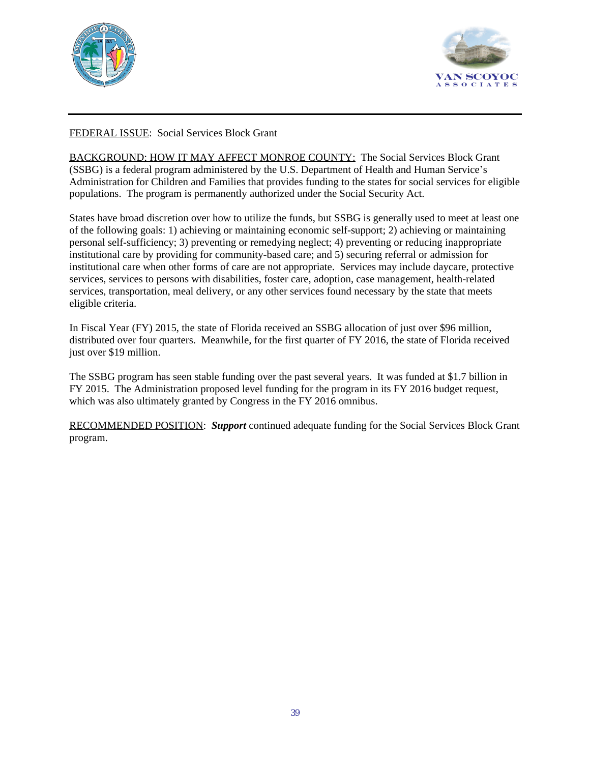FEDERAL ISSUE: Social Services Block Grant

BACKGROUND; HOW IT MAY AFFECT MONROE COUNTY: The Social Services Block Grant (SSBG) is a federal program administered by the U.S. Department of Health and Human Service's Administration for Children and Families that provides funding to the states for social services for eligible populations. The program is permanently authorized under the Social Security Act.

States have broad discretion over how to utilize the funds, but SSBG is generally used to meet at least one of the following goals: 1) achieving or maintaining economic self-support; 2) achieving or maintaining personal self-sufficiency; 3) preventing or remedying neglect; 4) preventing or reducing inappropriate institutional care by providing for community-based care; and 5) securing referral or admission for institutional care when other forms of care are not appropriate. Services may include daycare, protective services, services to persons with disabilities, foster care, adoption, case management, health-related services, transportation, meal delivery, or any other services found necessary by the state that meets eligible criteria.

In Fiscal Year (FY) 2015, the state of Florida received an SSBG allocation of just over $96 million, distributed over four quarters. Meanwhile, for the first quarter of FY 2016, the state of Florida received just over $19 million.

The SSBG program has seen stable funding over the past several years. It was funded at $1.7 billion in FY 2015. The Administration proposed level funding for the program in its FY 2016 budget request, which was also ultimately granted by Congress in the FY 2016 omnibus.

RECOMMENDED POSITION: ***Support*** continued adequate funding for the Social Services Block Grant program.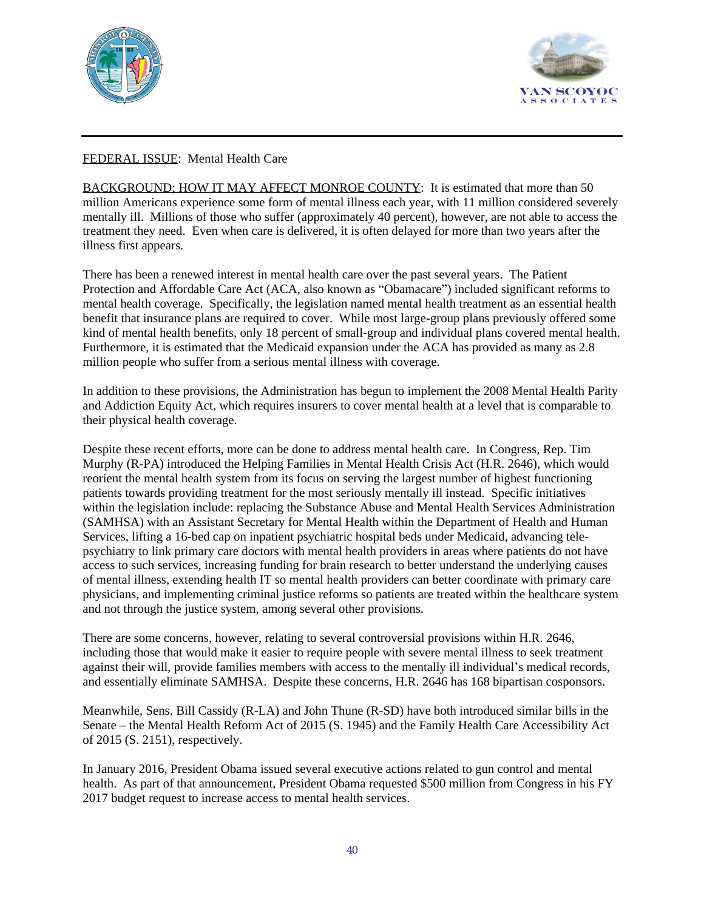FEDERAL ISSUE: Mental Health Care

BACKGROUND; HOW IT MAY AFFECT MONROE COUNTY: It is estimated that more than 50 million Americans experience some form of mental illness each year, with 11 million considered severely mentally ill. Millions of those who suffer (approximately 40 percent), however, are not able to access the treatment they need. Even when care is delivered, it is often delayed for more than two years after the illness first appears.

There has been a renewed interest in mental health care over the past several years. The Patient Protection and Affordable Care Act (ACA, also known as "Obamacare") included significant reforms to mental health coverage. Specifically, the legislation named mental health treatment as an essential health benefit that insurance plans are required to cover. While most large-group plans previously offered some kind of mental health benefits, only 18 percent of small-group and individual plans covered mental health. Furthermore, it is estimated that the Medicaid expansion under the ACA has provided as many as 2.8 million people who suffer from a serious mental illness with coverage.

In addition to these provisions, the Administration has begun to implement the 2008 Mental Health Parity and Addiction Equity Act, which requires insurers to cover mental health at a level that is comparable to their physical health coverage.

Despite these recent efforts, more can be done to address mental health care. In Congress, Rep. Tim Murphy (R-PA) introduced the Helping Families in Mental Health Crisis Act (H.R. 2646), which would reorient the mental health system from its focus on serving the largest number of highest functioning patients towards providing treatment for the most seriously mentally ill instead. Specific initiatives within the legislation include: replacing the Substance Abuse and Mental Health Services Administration (SAMHSA) with an Assistant Secretary for Mental Health within the Department of Health and Human Services, lifting a 16-bed cap on inpatient psychiatric hospital beds under Medicaid, advancing tele-psychiatry to link primary care doctors with mental health providers in areas where patients do not have access to such services, increasing funding for brain research to better understand the underlying causes of mental illness, extending health IT so mental health providers can better coordinate with primary care physicians, and implementing criminal justice reforms so patients are treated within the healthcare system and not through the justice system, among several other provisions.

There are some concerns, however, relating to several controversial provisions within H.R. 2646, including those that would make it easier to require people with severe mental illness to seek treatment against their will, provide families members with access to the mentally ill individual's medical records, and essentially eliminate SAMHSA. Despite these concerns, H.R. 2646 has 168 bipartisan cosponsors.

Meanwhile, Sens. Bill Cassidy (R-LA) and John Thune (R-SD) have both introduced similar bills in the Senate – the Mental Health Reform Act of 2015 (S. 1945) and the Family Health Care Accessibility Act of 2015 (S. 2151), respectively.

In January 2016, President Obama issued several executive actions related to gun control and mental health. As part of that announcement, President Obama requested $500 million from Congress in his FY 2017 budget request to increase access to mental health services.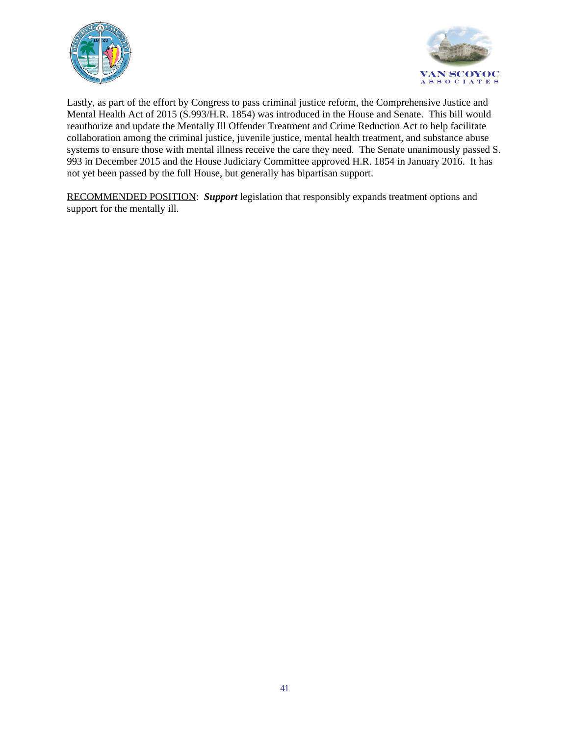Lastly, as part of the effort by Congress to pass criminal justice reform, the Comprehensive Justice and Mental Health Act of 2015 (S.993/H.R. 1854) was introduced in the House and Senate. This bill would reauthorize and update the Mentally Ill Offender Treatment and Crime Reduction Act to help facilitate collaboration among the criminal justice, juvenile justice, mental health treatment, and substance abuse systems to ensure those with mental illness receive the care they need. The Senate unanimously passed S. 993 in December 2015 and the House Judiciary Committee approved H.R. 1854 in January 2016. It has not yet been passed by the full House, but generally has bipartisan support.

<u>RECOMMENDED POSITION</u>: ***Support*** legislation that responsibly expands treatment options and support for the mentally ill.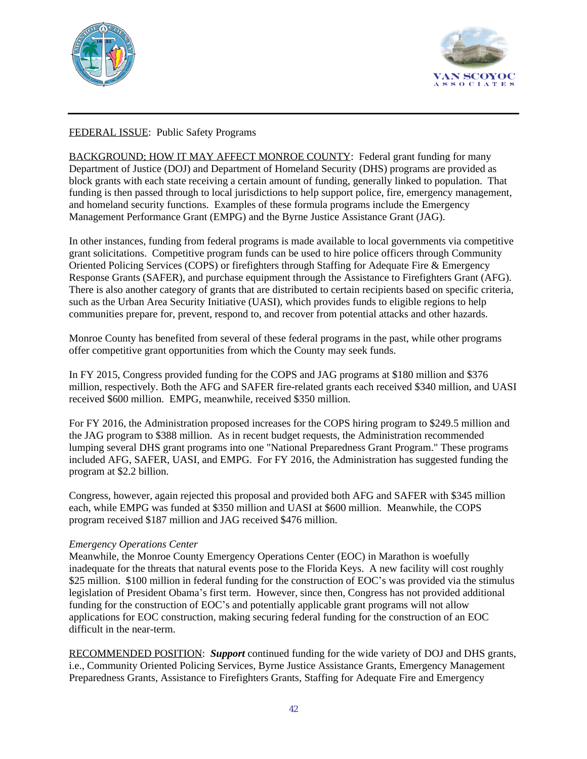FEDERAL ISSUE: Public Safety Programs

BACKGROUND; HOW IT MAY AFFECT MONROE COUNTY: Federal grant funding for many Department of Justice (DOJ) and Department of Homeland Security (DHS) programs are provided as block grants with each state receiving a certain amount of funding, generally linked to population. That funding is then passed through to local jurisdictions to help support police, fire, emergency management, and homeland security functions. Examples of these formula programs include the Emergency Management Performance Grant (EMPG) and the Byrne Justice Assistance Grant (JAG).

In other instances, funding from federal programs is made available to local governments via competitive grant solicitations. Competitive program funds can be used to hire police officers through Community Oriented Policing Services (COPS) or firefighters through Staffing for Adequate Fire & Emergency Response Grants (SAFER), and purchase equipment through the Assistance to Firefighters Grant (AFG). There is also another category of grants that are distributed to certain recipients based on specific criteria, such as the Urban Area Security Initiative (UASI), which provides funds to eligible regions to help communities prepare for, prevent, respond to, and recover from potential attacks and other hazards.

Monroe County has benefited from several of these federal programs in the past, while other programs offer competitive grant opportunities from which the County may seek funds.

In FY 2015, Congress provided funding for the COPS and JAG programs at $180 million and $376 million, respectively. Both the AFG and SAFER fire-related grants each received $340 million, and UASI received $600 million. EMPG, meanwhile, received $350 million.

For FY 2016, the Administration proposed increases for the COPS hiring program to $249.5 million and the JAG program to $388 million. As in recent budget requests, the Administration recommended lumping several DHS grant programs into one "National Preparedness Grant Program." These programs included AFG, SAFER, UASI, and EMPG. For FY 2016, the Administration has suggested funding the program at $2.2 billion.

Congress, however, again rejected this proposal and provided both AFG and SAFER with $345 million each, while EMPG was funded at $350 million and UASI at $600 million. Meanwhile, the COPS program received $187 million and JAG received $476 million.

*Emergency Operations Center*
Meanwhile, the Monroe County Emergency Operations Center (EOC) in Marathon is woefully inadequate for the threats that natural events pose to the Florida Keys. A new facility will cost roughly $25 million. $100 million in federal funding for the construction of EOC's was provided via the stimulus legislation of President Obama's first term. However, since then, Congress has not provided additional funding for the construction of EOC's and potentially applicable grant programs will not allow applications for EOC construction, making securing federal funding for the construction of an EOC difficult in the near-term.

RECOMMENDED POSITION: ***Support*** continued funding for the wide variety of DOJ and DHS grants, i.e., Community Oriented Policing Services, Byrne Justice Assistance Grants, Emergency Management Preparedness Grants, Assistance to Firefighters Grants, Staffing for Adequate Fire and Emergency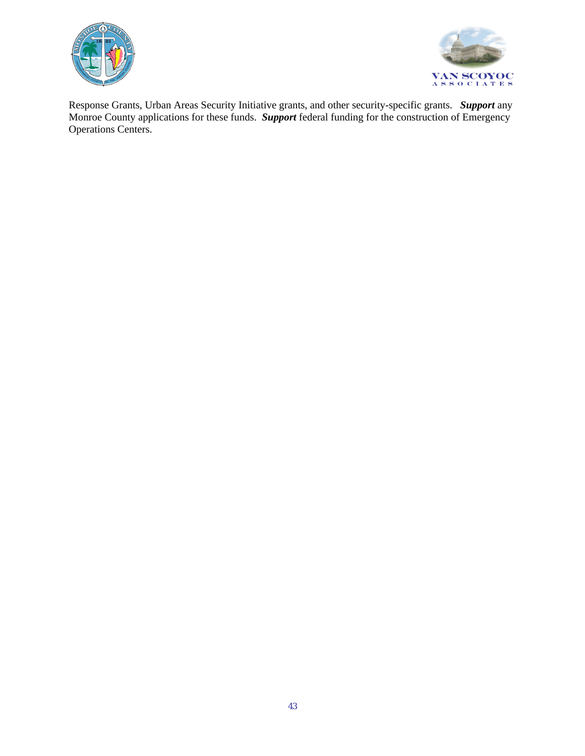Response Grants, Urban Areas Security Initiative grants, and other security-specific grants. ***Support*** any Monroe County applications for these funds. ***Support*** federal funding for the construction of Emergency Operations Centers.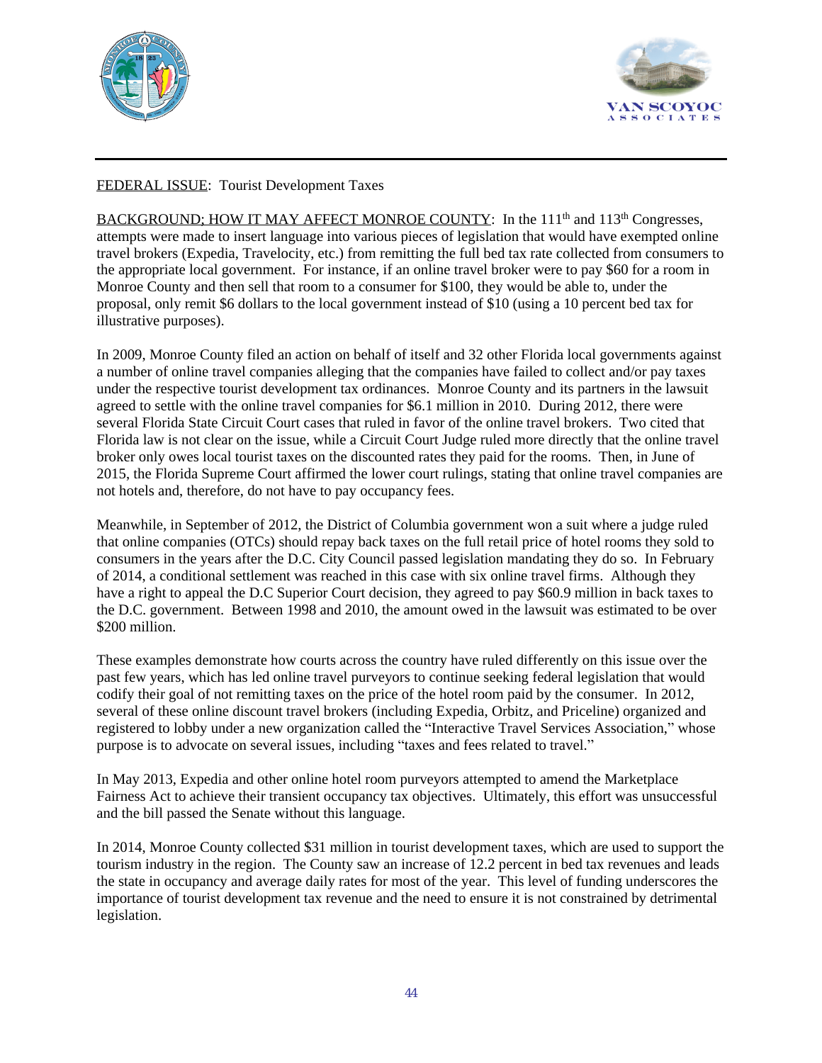FEDERAL ISSUE: Tourist Development Taxes

BACKGROUND; HOW IT MAY AFFECT MONROE COUNTY: In the 111th and 113th Congresses, attempts were made to insert language into various pieces of legislation that would have exempted online travel brokers (Expedia, Travelocity, etc.) from remitting the full bed tax rate collected from consumers to the appropriate local government. For instance, if an online travel broker were to pay $60 for a room in Monroe County and then sell that room to a consumer for $100, they would be able to, under the proposal, only remit $6 dollars to the local government instead of $10 (using a 10 percent bed tax for illustrative purposes).

In 2009, Monroe County filed an action on behalf of itself and 32 other Florida local governments against a number of online travel companies alleging that the companies have failed to collect and/or pay taxes under the respective tourist development tax ordinances. Monroe County and its partners in the lawsuit agreed to settle with the online travel companies for $6.1 million in 2010. During 2012, there were several Florida State Circuit Court cases that ruled in favor of the online travel brokers. Two cited that Florida law is not clear on the issue, while a Circuit Court Judge ruled more directly that the online travel broker only owes local tourist taxes on the discounted rates they paid for the rooms. Then, in June of 2015, the Florida Supreme Court affirmed the lower court rulings, stating that online travel companies are not hotels and, therefore, do not have to pay occupancy fees.

Meanwhile, in September of 2012, the District of Columbia government won a suit where a judge ruled that online companies (OTCs) should repay back taxes on the full retail price of hotel rooms they sold to consumers in the years after the D.C. City Council passed legislation mandating they do so. In February of 2014, a conditional settlement was reached in this case with six online travel firms. Although they have a right to appeal the D.C Superior Court decision, they agreed to pay $60.9 million in back taxes to the D.C. government. Between 1998 and 2010, the amount owed in the lawsuit was estimated to be over $200 million.

These examples demonstrate how courts across the country have ruled differently on this issue over the past few years, which has led online travel purveyors to continue seeking federal legislation that would codify their goal of not remitting taxes on the price of the hotel room paid by the consumer. In 2012, several of these online discount travel brokers (including Expedia, Orbitz, and Priceline) organized and registered to lobby under a new organization called the "Interactive Travel Services Association," whose purpose is to advocate on several issues, including "taxes and fees related to travel."

In May 2013, Expedia and other online hotel room purveyors attempted to amend the Marketplace Fairness Act to achieve their transient occupancy tax objectives. Ultimately, this effort was unsuccessful and the bill passed the Senate without this language.

In 2014, Monroe County collected $31 million in tourist development taxes, which are used to support the tourism industry in the region. The County saw an increase of 12.2 percent in bed tax revenues and leads the state in occupancy and average daily rates for most of the year. This level of funding underscores the importance of tourist development tax revenue and the need to ensure it is not constrained by detrimental legislation.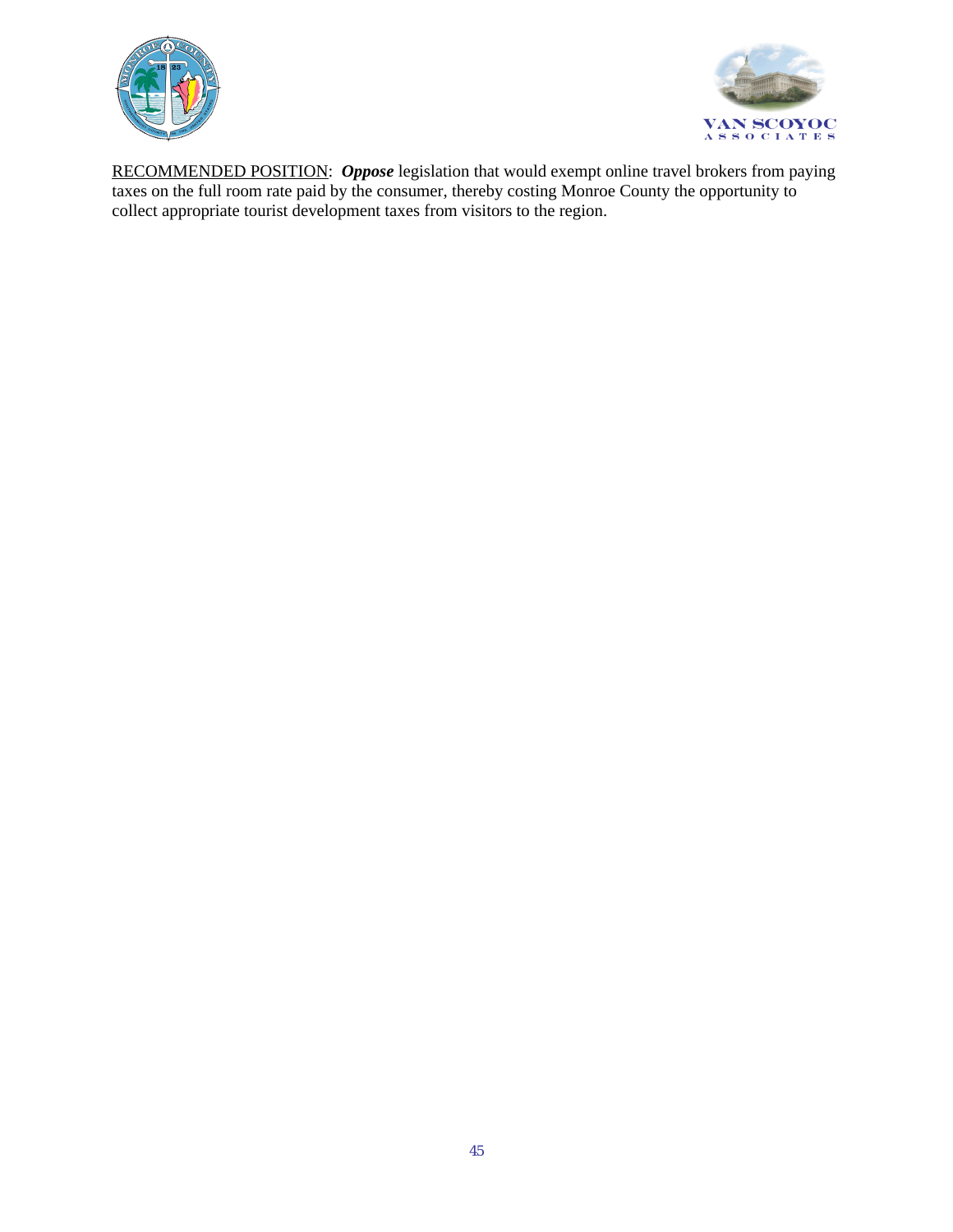RECOMMENDED POSITION: ***Oppose*** legislation that would exempt online travel brokers from paying taxes on the full room rate paid by the consumer, thereby costing Monroe County the opportunity to collect appropriate tourist development taxes from visitors to the region.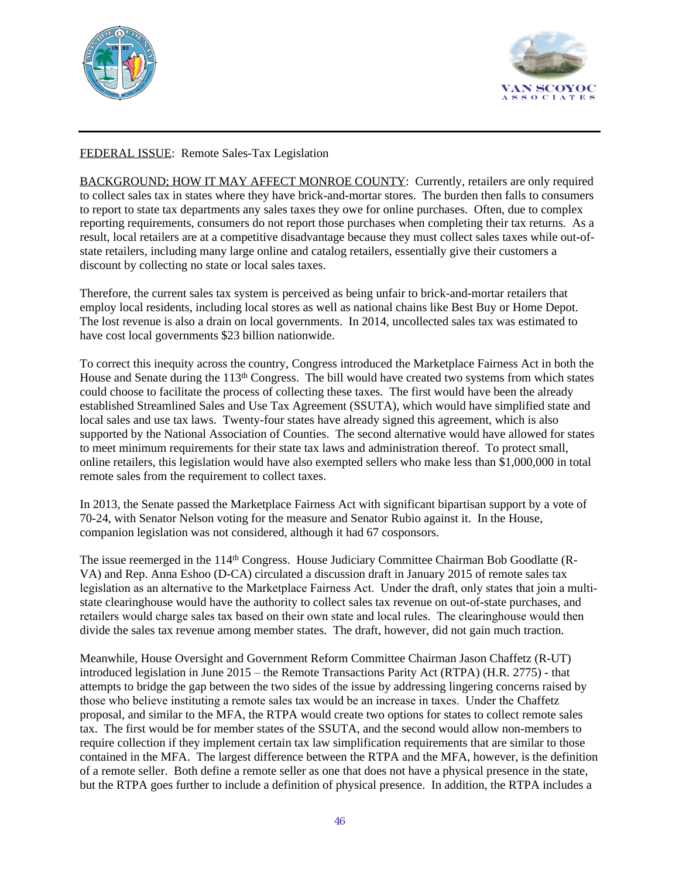FEDERAL ISSUE: Remote Sales-Tax Legislation

BACKGROUND; HOW IT MAY AFFECT MONROE COUNTY: Currently, retailers are only required to collect sales tax in states where they have brick-and-mortar stores. The burden then falls to consumers to report to state tax departments any sales taxes they owe for online purchases. Often, due to complex reporting requirements, consumers do not report those purchases when completing their tax returns. As a result, local retailers are at a competitive disadvantage because they must collect sales taxes while out-of-state retailers, including many large online and catalog retailers, essentially give their customers a discount by collecting no state or local sales taxes.

Therefore, the current sales tax system is perceived as being unfair to brick-and-mortar retailers that employ local residents, including local stores as well as national chains like Best Buy or Home Depot. The lost revenue is also a drain on local governments. In 2014, uncollected sales tax was estimated to have cost local governments $23 billion nationwide.

To correct this inequity across the country, Congress introduced the Marketplace Fairness Act in both the House and Senate during the 113th Congress. The bill would have created two systems from which states could choose to facilitate the process of collecting these taxes. The first would have been the already established Streamlined Sales and Use Tax Agreement (SSUTA), which would have simplified state and local sales and use tax laws. Twenty-four states have already signed this agreement, which is also supported by the National Association of Counties. The second alternative would have allowed for states to meet minimum requirements for their state tax laws and administration thereof. To protect small, online retailers, this legislation would have also exempted sellers who make less than $1,000,000 in total remote sales from the requirement to collect taxes.

In 2013, the Senate passed the Marketplace Fairness Act with significant bipartisan support by a vote of 70-24, with Senator Nelson voting for the measure and Senator Rubio against it. In the House, companion legislation was not considered, although it had 67 cosponsors.

The issue reemerged in the 114th Congress. House Judiciary Committee Chairman Bob Goodlatte (R-VA) and Rep. Anna Eshoo (D-CA) circulated a discussion draft in January 2015 of remote sales tax legislation as an alternative to the Marketplace Fairness Act. Under the draft, only states that join a multi-state clearinghouse would have the authority to collect sales tax revenue on out-of-state purchases, and retailers would charge sales tax based on their own state and local rules. The clearinghouse would then divide the sales tax revenue among member states. The draft, however, did not gain much traction.

Meanwhile, House Oversight and Government Reform Committee Chairman Jason Chaffetz (R-UT) introduced legislation in June 2015 – the Remote Transactions Parity Act (RTPA) (H.R. 2775) - that attempts to bridge the gap between the two sides of the issue by addressing lingering concerns raised by those who believe instituting a remote sales tax would be an increase in taxes. Under the Chaffetz proposal, and similar to the MFA, the RTPA would create two options for states to collect remote sales tax. The first would be for member states of the SSUTA, and the second would allow non-members to require collection if they implement certain tax law simplification requirements that are similar to those contained in the MFA. The largest difference between the RTPA and the MFA, however, is the definition of a remote seller. Both define a remote seller as one that does not have a physical presence in the state, but the RTPA goes further to include a definition of physical presence. In addition, the RTPA includes a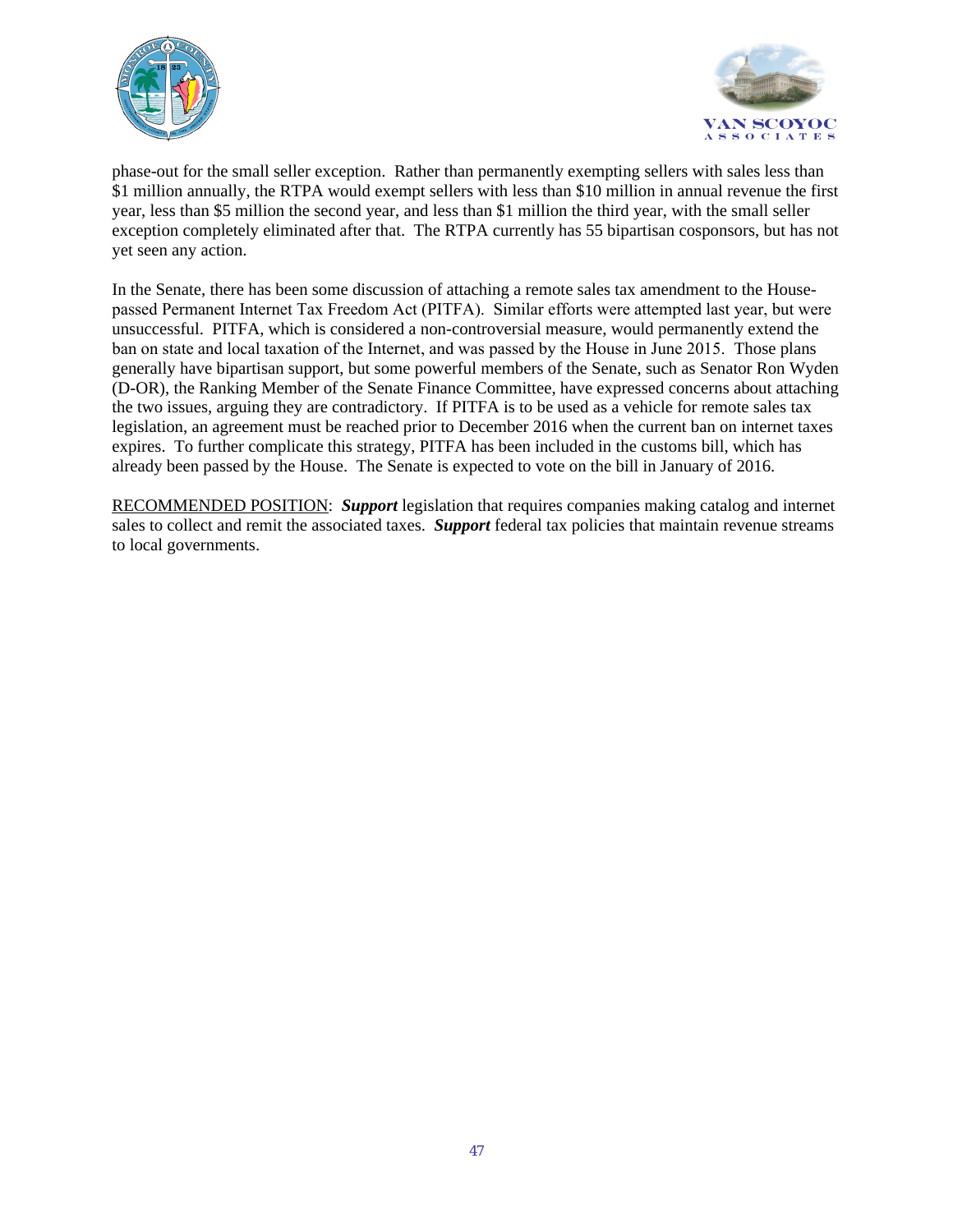phase-out for the small seller exception. Rather than permanently exempting sellers with sales less than $1 million annually, the RTPA would exempt sellers with less than $10 million in annual revenue the first year, less than $5 million the second year, and less than $1 million the third year, with the small seller exception completely eliminated after that. The RTPA currently has 55 bipartisan cosponsors, but has not yet seen any action.

In the Senate, there has been some discussion of attaching a remote sales tax amendment to the House-passed Permanent Internet Tax Freedom Act (PITFA). Similar efforts were attempted last year, but were unsuccessful. PITFA, which is considered a non-controversial measure, would permanently extend the ban on state and local taxation of the Internet, and was passed by the House in June 2015. Those plans generally have bipartisan support, but some powerful members of the Senate, such as Senator Ron Wyden (D-OR), the Ranking Member of the Senate Finance Committee, have expressed concerns about attaching the two issues, arguing they are contradictory. If PITFA is to be used as a vehicle for remote sales tax legislation, an agreement must be reached prior to December 2016 when the current ban on internet taxes expires. To further complicate this strategy, PITFA has been included in the customs bill, which has already been passed by the House. The Senate is expected to vote on the bill in January of 2016.

<u>RECOMMENDED POSITION</u>: ***Support*** legislation that requires companies making catalog and internet sales to collect and remit the associated taxes. ***Support*** federal tax policies that maintain revenue streams to local governments.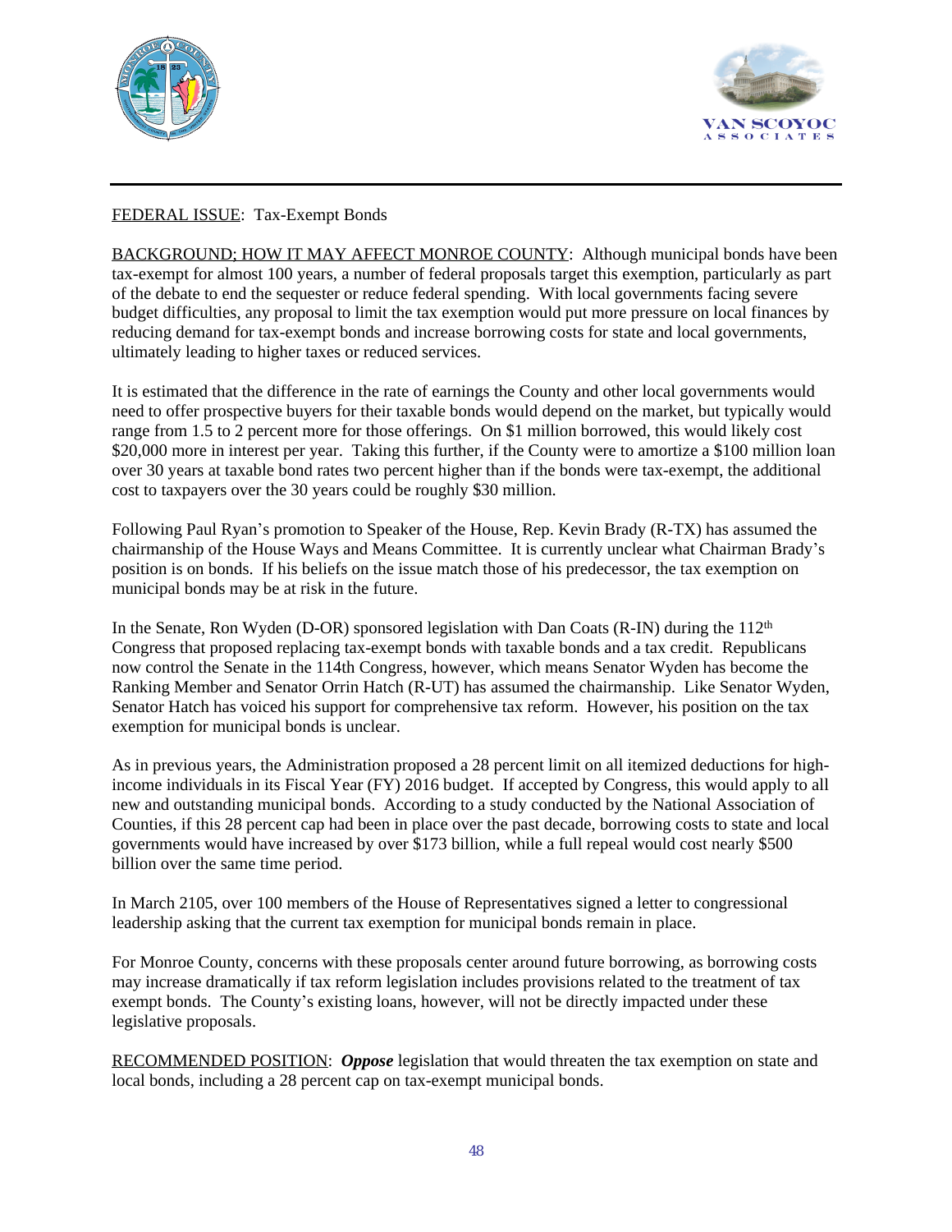FEDERAL ISSUE: Tax-Exempt Bonds

BACKGROUND; HOW IT MAY AFFECT MONROE COUNTY: Although municipal bonds have been tax-exempt for almost 100 years, a number of federal proposals target this exemption, particularly as part of the debate to end the sequester or reduce federal spending. With local governments facing severe budget difficulties, any proposal to limit the tax exemption would put more pressure on local finances by reducing demand for tax-exempt bonds and increase borrowing costs for state and local governments, ultimately leading to higher taxes or reduced services.

It is estimated that the difference in the rate of earnings the County and other local governments would need to offer prospective buyers for their taxable bonds would depend on the market, but typically would range from 1.5 to 2 percent more for those offerings. On $1 million borrowed, this would likely cost $20,000 more in interest per year. Taking this further, if the County were to amortize a $100 million loan over 30 years at taxable bond rates two percent higher than if the bonds were tax-exempt, the additional cost to taxpayers over the 30 years could be roughly $30 million.

Following Paul Ryan's promotion to Speaker of the House, Rep. Kevin Brady (R-TX) has assumed the chairmanship of the House Ways and Means Committee. It is currently unclear what Chairman Brady's position is on bonds. If his beliefs on the issue match those of his predecessor, the tax exemption on municipal bonds may be at risk in the future.

In the Senate, Ron Wyden (D-OR) sponsored legislation with Dan Coats (R-IN) during the 112th Congress that proposed replacing tax-exempt bonds with taxable bonds and a tax credit. Republicans now control the Senate in the 114th Congress, however, which means Senator Wyden has become the Ranking Member and Senator Orrin Hatch (R-UT) has assumed the chairmanship. Like Senator Wyden, Senator Hatch has voiced his support for comprehensive tax reform. However, his position on the tax exemption for municipal bonds is unclear.

As in previous years, the Administration proposed a 28 percent limit on all itemized deductions for high-income individuals in its Fiscal Year (FY) 2016 budget. If accepted by Congress, this would apply to all new and outstanding municipal bonds. According to a study conducted by the National Association of Counties, if this 28 percent cap had been in place over the past decade, borrowing costs to state and local governments would have increased by over $173 billion, while a full repeal would cost nearly $500 billion over the same time period.

In March 2105, over 100 members of the House of Representatives signed a letter to congressional leadership asking that the current tax exemption for municipal bonds remain in place.

For Monroe County, concerns with these proposals center around future borrowing, as borrowing costs may increase dramatically if tax reform legislation includes provisions related to the treatment of tax exempt bonds. The County's existing loans, however, will not be directly impacted under these legislative proposals.

RECOMMENDED POSITION: ***Oppose*** legislation that would threaten the tax exemption on state and local bonds, including a 28 percent cap on tax-exempt municipal bonds.